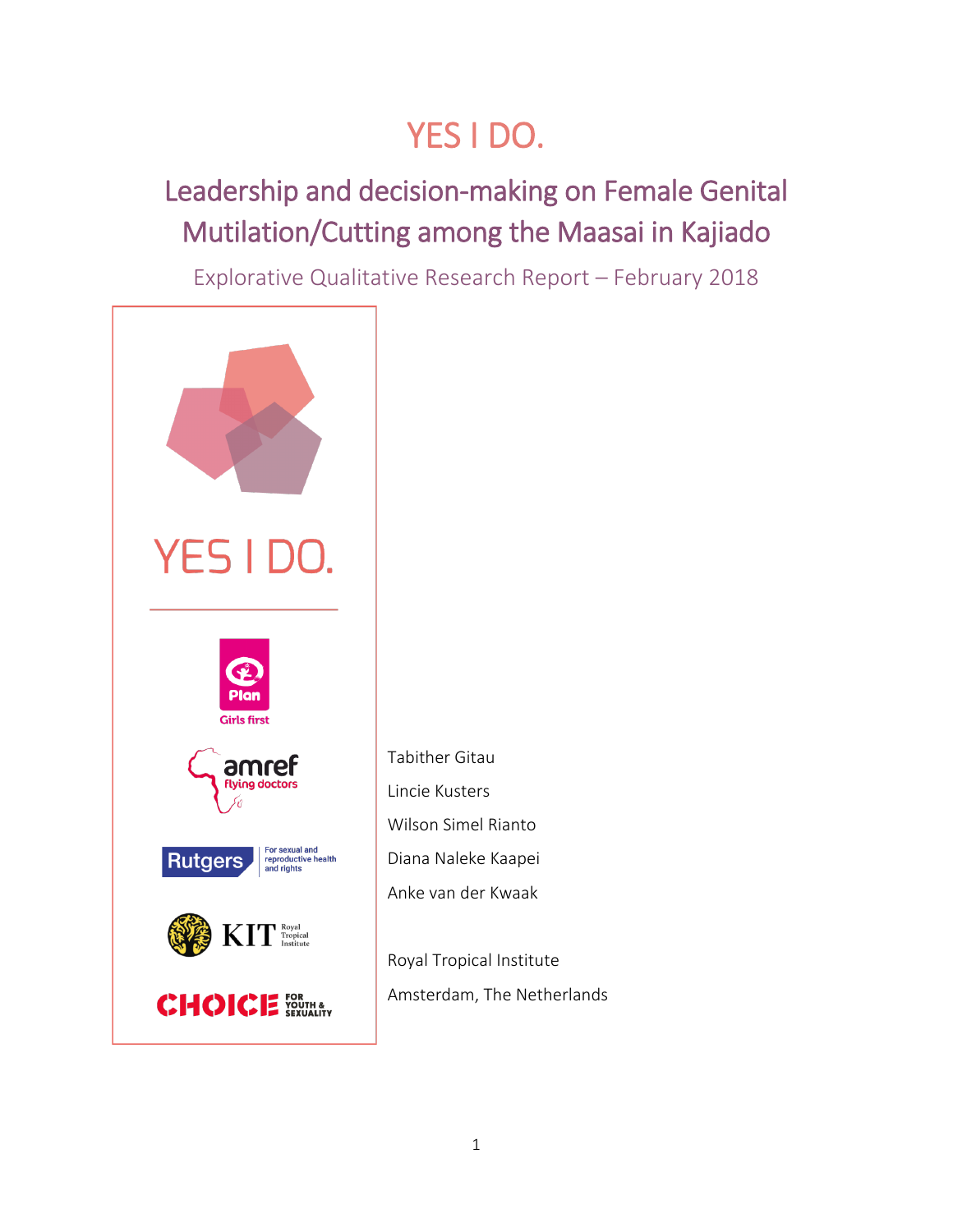# YES I DO.

## Leadership and decision-making on Female Genital Mutilation/Cutting among the Maasai in Kajiado

Explorative Qualitative Research Report – February 2018

YES I DO.

Plan Girls first

amref flying doctors

Rutgers For sexual and reproductive health and rights

KIT Royal Tropical Institute

CHOICE FOR YOUTH & SEXUALITY

Tabither Gitau

Lincie Kusters

Wilson Simel Rianto

Diana Naleke Kaapei

Anke van der Kwaak

Royal Tropical Institute

Amsterdam, The Netherlands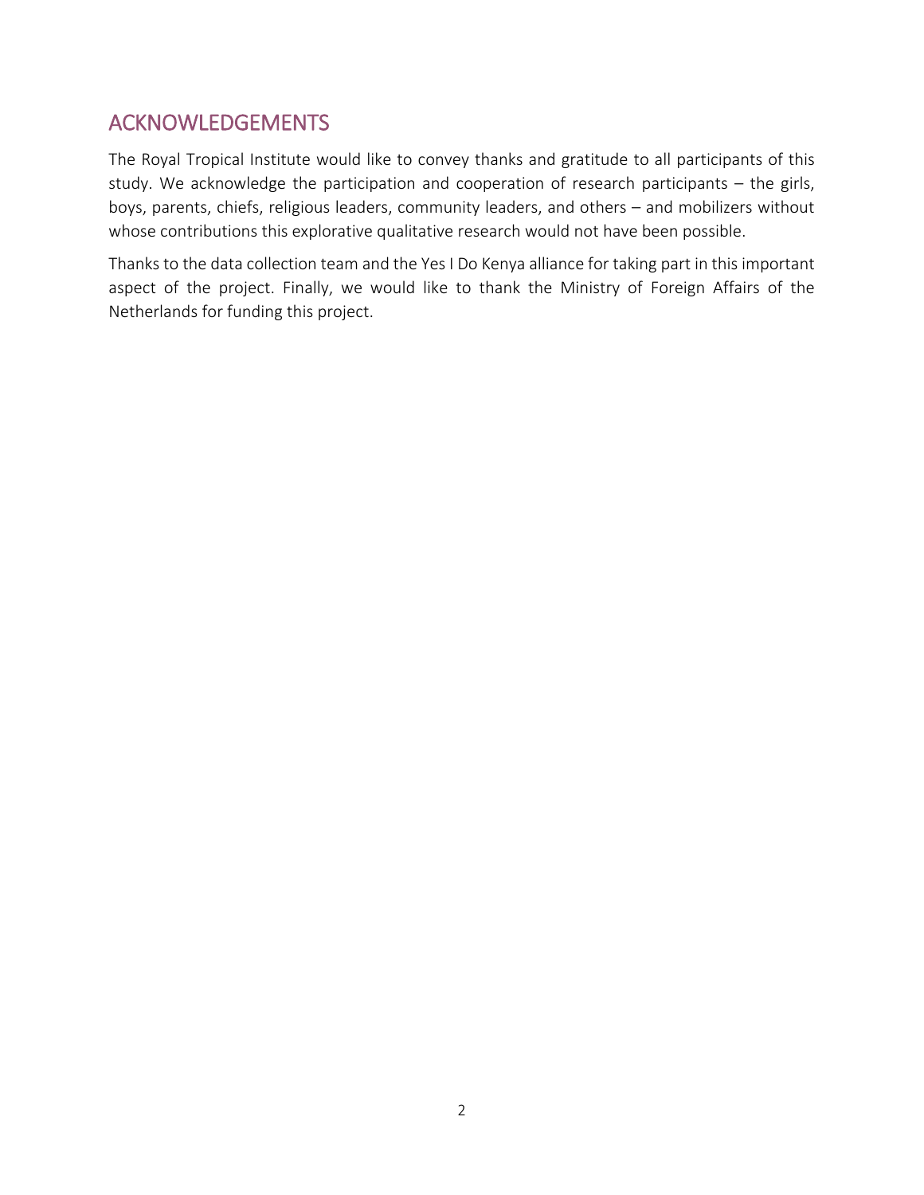## ACKNOWLEDGEMENTS

The Royal Tropical Institute would like to convey thanks and gratitude to all participants of this study. We acknowledge the participation and cooperation of research participants – the girls, boys, parents, chiefs, religious leaders, community leaders, and others – and mobilizers without whose contributions this explorative qualitative research would not have been possible.

Thanks to the data collection team and the Yes I Do Kenya alliance for taking part in this important aspect of the project. Finally, we would like to thank the Ministry of Foreign Affairs of the Netherlands for funding this project.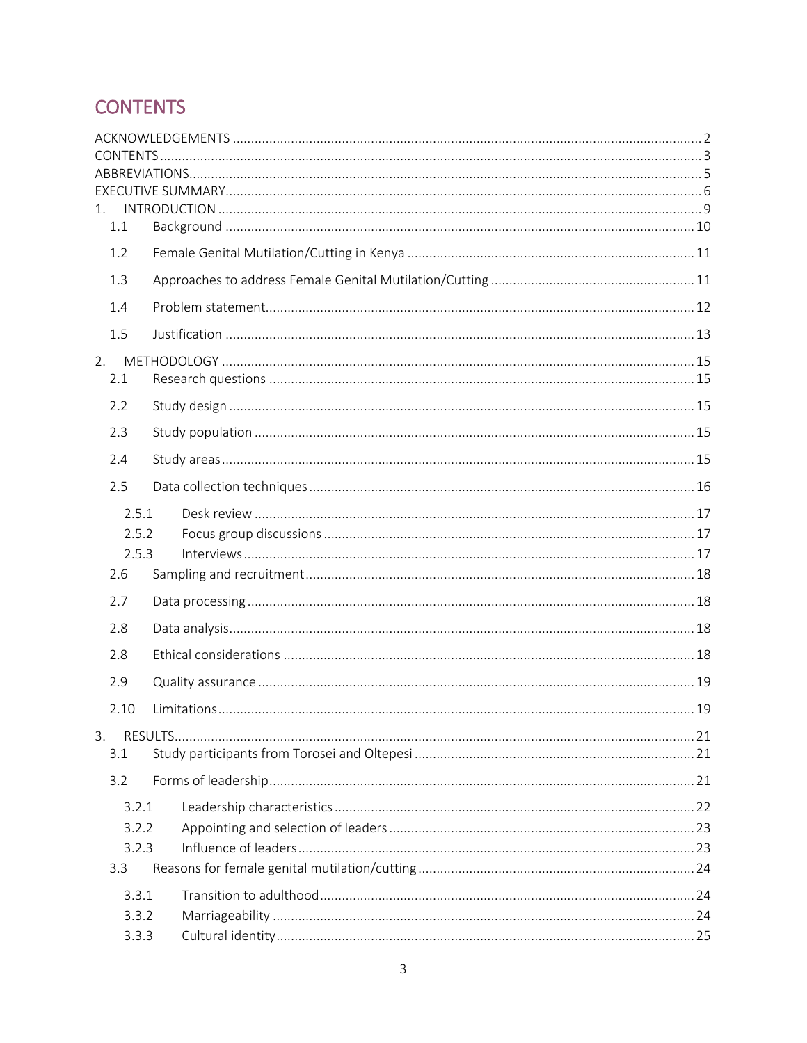# CONTENTS

ACKNOWLEDGEMENTS ..... 2
CONTENTS ..... 3
ABBREVIATIONS ..... 5
EXECUTIVE SUMMARY ..... 6
1. INTRODUCTION ..... 9
    1.1 Background ..... 10
    1.2 Female Genital Mutilation/Cutting in Kenya ..... 11
    1.3 Approaches to address Female Genital Mutilation/Cutting ..... 11
    1.4 Problem statement ..... 12
    1.5 Justification ..... 13
2. METHODOLOGY ..... 15
    2.1 Research questions ..... 15
    2.2 Study design ..... 15
    2.3 Study population ..... 15
    2.4 Study areas ..... 15
    2.5 Data collection techniques ..... 16
        2.5.1 Desk review ..... 17
        2.5.2 Focus group discussions ..... 17
        2.5.3 Interviews ..... 17
    2.6 Sampling and recruitment ..... 18
    2.7 Data processing ..... 18
    2.8 Data analysis ..... 18
    2.8 Ethical considerations ..... 18
    2.9 Quality assurance ..... 19
    2.10 Limitations ..... 19
3. RESULTS ..... 21
    3.1 Study participants from Torosei and Oltepesi ..... 21
    3.2 Forms of leadership ..... 21
        3.2.1 Leadership characteristics ..... 22
        3.2.2 Appointing and selection of leaders ..... 23
        3.2.3 Influence of leaders ..... 23
    3.3 Reasons for female genital mutilation/cutting ..... 24
        3.3.1 Transition to adulthood ..... 24
        3.3.2 Marriageability ..... 24
        3.3.3 Cultural identity ..... 25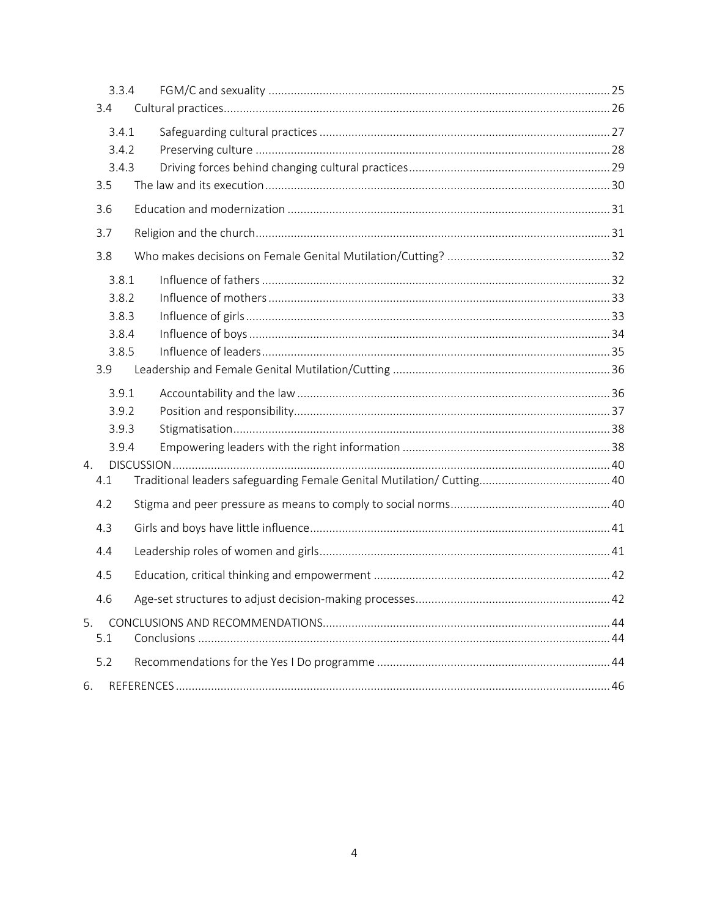3.3.4 FGM/C and sexuality ..... 25

3.4 Cultural practices ..... 26

3.4.1 Safeguarding cultural practices ..... 27

3.4.2 Preserving culture ..... 28

3.4.3 Driving forces behind changing cultural practices ..... 29

3.5 The law and its execution ..... 30

3.6 Education and modernization ..... 31

3.7 Religion and the church ..... 31

3.8 Who makes decisions on Female Genital Mutilation/Cutting? ..... 32

3.8.1 Influence of fathers ..... 32

3.8.2 Influence of mothers ..... 33

3.8.3 Influence of girls ..... 33

3.8.4 Influence of boys ..... 34

3.8.5 Influence of leaders ..... 35

3.9 Leadership and Female Genital Mutilation/Cutting ..... 36

3.9.1 Accountability and the law ..... 36

3.9.2 Position and responsibility ..... 37

3.9.3 Stigmatisation ..... 38

3.9.4 Empowering leaders with the right information ..... 38

4. DISCUSSION ..... 40

4.1 Traditional leaders safeguarding Female Genital Mutilation/ Cutting ..... 40

4.2 Stigma and peer pressure as means to comply to social norms ..... 40

4.3 Girls and boys have little influence ..... 41

4.4 Leadership roles of women and girls ..... 41

4.5 Education, critical thinking and empowerment ..... 42

4.6 Age-set structures to adjust decision-making processes ..... 42

5. CONCLUSIONS AND RECOMMENDATIONS ..... 44

5.1 Conclusions ..... 44

5.2 Recommendations for the Yes I Do programme ..... 44

6. REFERENCES ..... 46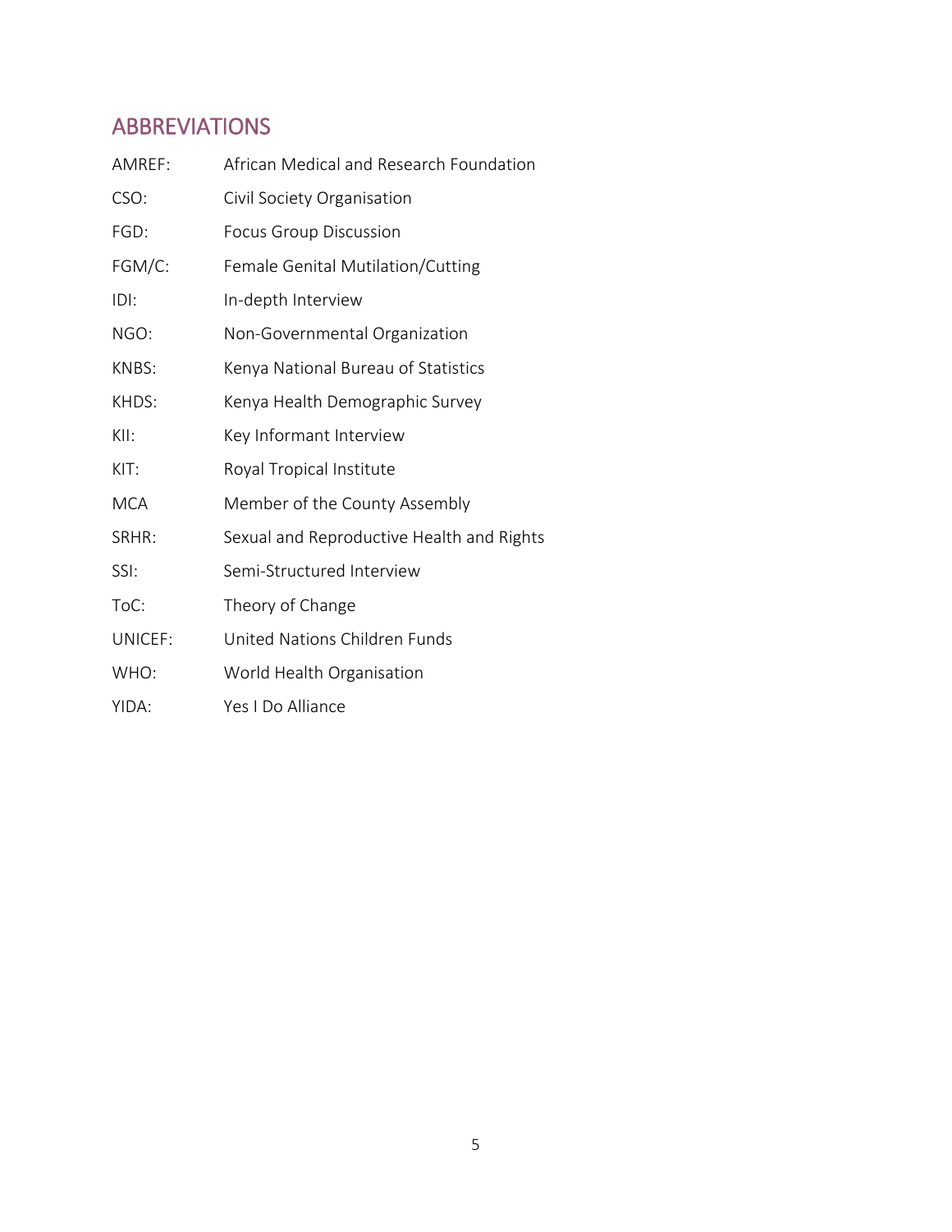## ABBREVIATIONS

| | |
|---|---|
| AMREF: | African Medical and Research Foundation |
| CSO: | Civil Society Organisation |
| FGD: | Focus Group Discussion |
| FGM/C: | Female Genital Mutilation/Cutting |
| IDI: | In-depth Interview |
| NGO: | Non-Governmental Organization |
| KNBS: | Kenya National Bureau of Statistics |
| KHDS: | Kenya Health Demographic Survey |
| KII: | Key Informant Interview |
| KIT: | Royal Tropical Institute |
| MCA | Member of the County Assembly |
| SRHR: | Sexual and Reproductive Health and Rights |
| SSI: | Semi-Structured Interview |
| ToC: | Theory of Change |
| UNICEF: | United Nations Children Funds |
| WHO: | World Health Organisation |
| YIDA: | Yes I Do Alliance |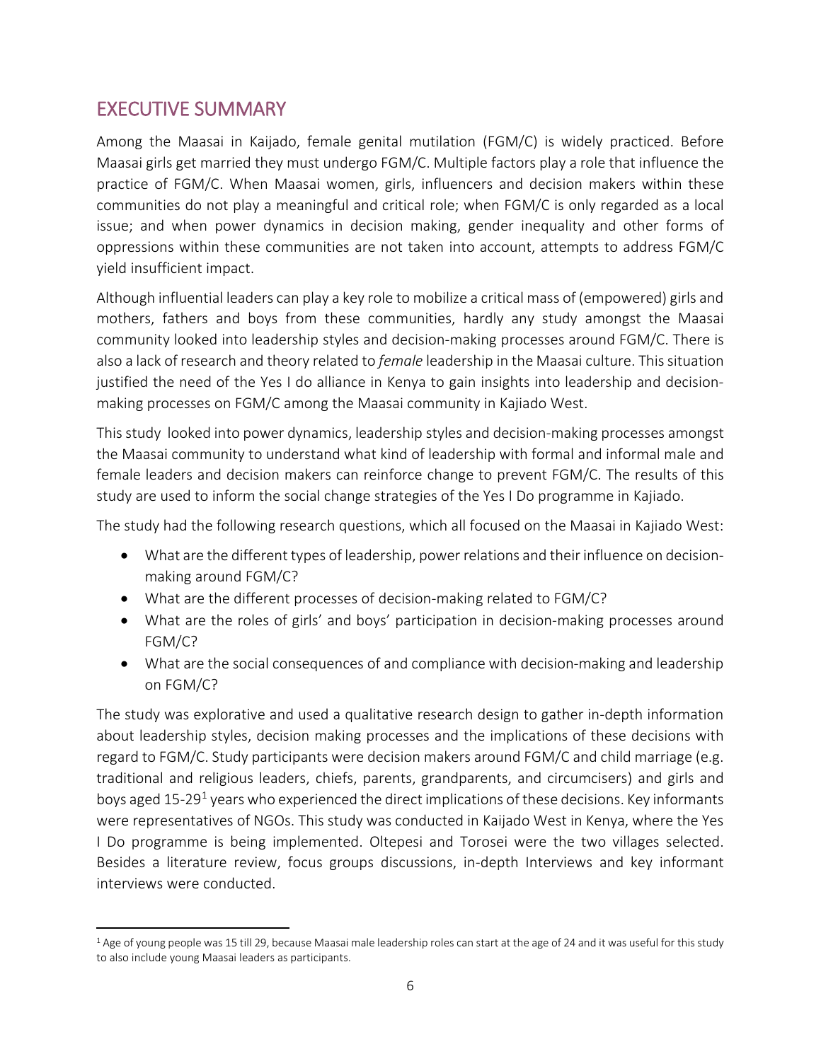## EXECUTIVE SUMMARY

Among the Maasai in Kaijado, female genital mutilation (FGM/C) is widely practiced. Before Maasai girls get married they must undergo FGM/C. Multiple factors play a role that influence the practice of FGM/C. When Maasai women, girls, influencers and decision makers within these communities do not play a meaningful and critical role; when FGM/C is only regarded as a local issue; and when power dynamics in decision making, gender inequality and other forms of oppressions within these communities are not taken into account, attempts to address FGM/C yield insufficient impact.

Although influential leaders can play a key role to mobilize a critical mass of (empowered) girls and mothers, fathers and boys from these communities, hardly any study amongst the Maasai community looked into leadership styles and decision-making processes around FGM/C. There is also a lack of research and theory related to *female* leadership in the Maasai culture. This situation justified the need of the Yes I do alliance in Kenya to gain insights into leadership and decision-making processes on FGM/C among the Maasai community in Kajiado West.

This study looked into power dynamics, leadership styles and decision-making processes amongst the Maasai community to understand what kind of leadership with formal and informal male and female leaders and decision makers can reinforce change to prevent FGM/C. The results of this study are used to inform the social change strategies of the Yes I Do programme in Kajiado.

The study had the following research questions, which all focused on the Maasai in Kajiado West:

- What are the different types of leadership, power relations and their influence on decision-making around FGM/C?
- What are the different processes of decision-making related to FGM/C?
- What are the roles of girls' and boys' participation in decision-making processes around FGM/C?
- What are the social consequences of and compliance with decision-making and leadership on FGM/C?

The study was explorative and used a qualitative research design to gather in-depth information about leadership styles, decision making processes and the implications of these decisions with regard to FGM/C. Study participants were decision makers around FGM/C and child marriage (e.g. traditional and religious leaders, chiefs, parents, grandparents, and circumcisers) and girls and boys aged 15-29[1] years who experienced the direct implications of these decisions. Key informants were representatives of NGOs. This study was conducted in Kaijado West in Kenya, where the Yes I Do programme is being implemented. Oltepesi and Torosei were the two villages selected. Besides a literature review, focus groups discussions, in-depth Interviews and key informant interviews were conducted.

[1] Age of young people was 15 till 29, because Maasai male leadership roles can start at the age of 24 and it was useful for this study to also include young Maasai leaders as participants.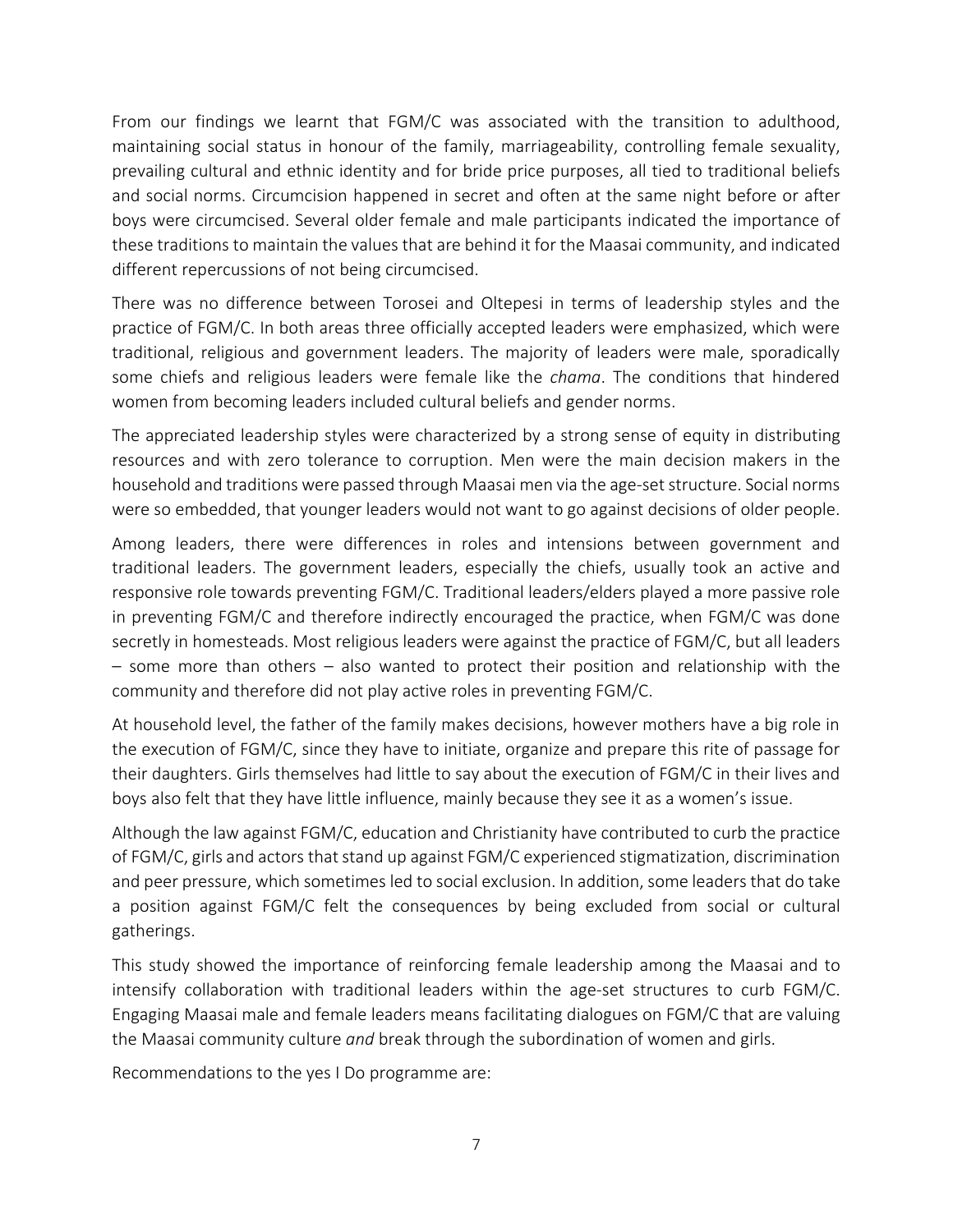From our findings we learnt that FGM/C was associated with the transition to adulthood, maintaining social status in honour of the family, marriageability, controlling female sexuality, prevailing cultural and ethnic identity and for bride price purposes, all tied to traditional beliefs and social norms. Circumcision happened in secret and often at the same night before or after boys were circumcised. Several older female and male participants indicated the importance of these traditions to maintain the values that are behind it for the Maasai community, and indicated different repercussions of not being circumcised.

There was no difference between Torosei and Oltepesi in terms of leadership styles and the practice of FGM/C. In both areas three officially accepted leaders were emphasized, which were traditional, religious and government leaders. The majority of leaders were male, sporadically some chiefs and religious leaders were female like the *chama*. The conditions that hindered women from becoming leaders included cultural beliefs and gender norms.

The appreciated leadership styles were characterized by a strong sense of equity in distributing resources and with zero tolerance to corruption. Men were the main decision makers in the household and traditions were passed through Maasai men via the age-set structure. Social norms were so embedded, that younger leaders would not want to go against decisions of older people.

Among leaders, there were differences in roles and intensions between government and traditional leaders. The government leaders, especially the chiefs, usually took an active and responsive role towards preventing FGM/C. Traditional leaders/elders played a more passive role in preventing FGM/C and therefore indirectly encouraged the practice, when FGM/C was done secretly in homesteads. Most religious leaders were against the practice of FGM/C, but all leaders – some more than others – also wanted to protect their position and relationship with the community and therefore did not play active roles in preventing FGM/C.

At household level, the father of the family makes decisions, however mothers have a big role in the execution of FGM/C, since they have to initiate, organize and prepare this rite of passage for their daughters. Girls themselves had little to say about the execution of FGM/C in their lives and boys also felt that they have little influence, mainly because they see it as a women's issue.

Although the law against FGM/C, education and Christianity have contributed to curb the practice of FGM/C, girls and actors that stand up against FGM/C experienced stigmatization, discrimination and peer pressure, which sometimes led to social exclusion. In addition, some leaders that do take a position against FGM/C felt the consequences by being excluded from social or cultural gatherings.

This study showed the importance of reinforcing female leadership among the Maasai and to intensify collaboration with traditional leaders within the age-set structures to curb FGM/C. Engaging Maasai male and female leaders means facilitating dialogues on FGM/C that are valuing the Maasai community culture *and* break through the subordination of women and girls.

Recommendations to the yes I Do programme are: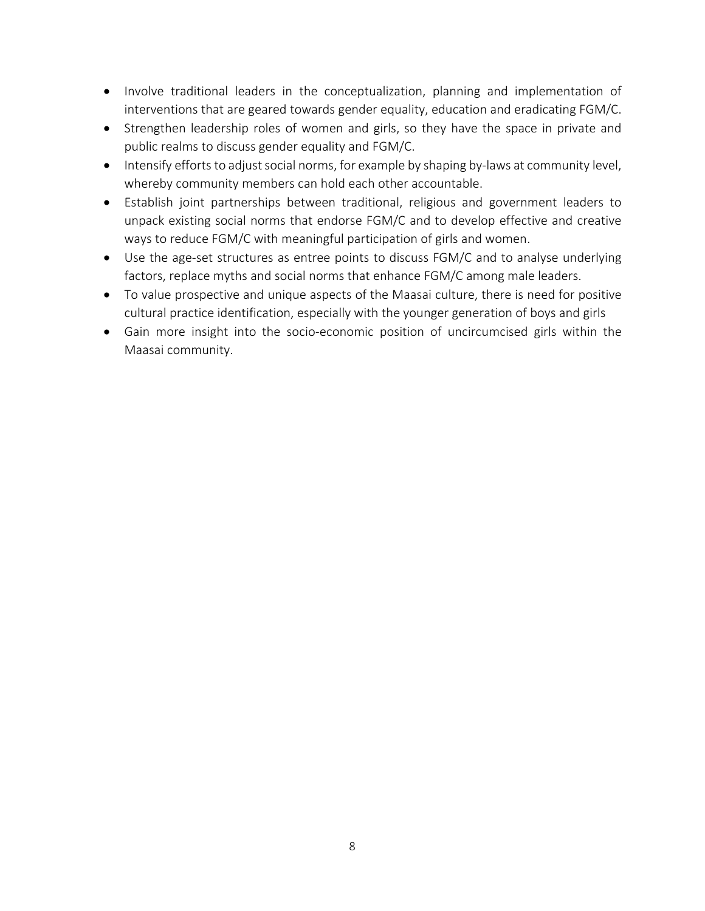- Involve traditional leaders in the conceptualization, planning and implementation of interventions that are geared towards gender equality, education and eradicating FGM/C.
- Strengthen leadership roles of women and girls, so they have the space in private and public realms to discuss gender equality and FGM/C.
- Intensify efforts to adjust social norms, for example by shaping by-laws at community level, whereby community members can hold each other accountable.
- Establish joint partnerships between traditional, religious and government leaders to unpack existing social norms that endorse FGM/C and to develop effective and creative ways to reduce FGM/C with meaningful participation of girls and women.
- Use the age-set structures as entree points to discuss FGM/C and to analyse underlying factors, replace myths and social norms that enhance FGM/C among male leaders.
- To value prospective and unique aspects of the Maasai culture, there is need for positive cultural practice identification, especially with the younger generation of boys and girls
- Gain more insight into the socio-economic position of uncircumcised girls within the Maasai community.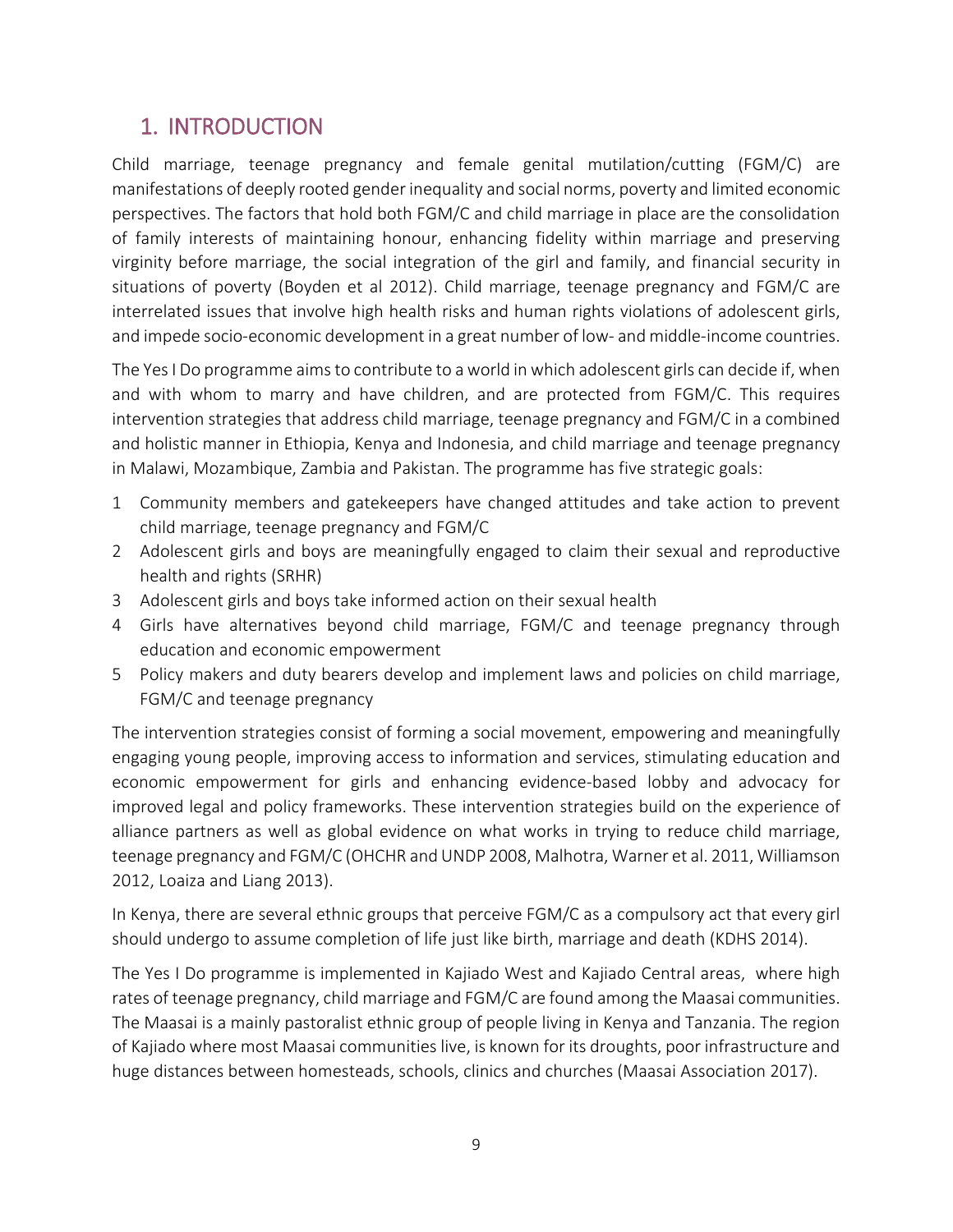# 1. INTRODUCTION

Child marriage, teenage pregnancy and female genital mutilation/cutting (FGM/C) are manifestations of deeply rooted gender inequality and social norms, poverty and limited economic perspectives. The factors that hold both FGM/C and child marriage in place are the consolidation of family interests of maintaining honour, enhancing fidelity within marriage and preserving virginity before marriage, the social integration of the girl and family, and financial security in situations of poverty (Boyden et al 2012). Child marriage, teenage pregnancy and FGM/C are interrelated issues that involve high health risks and human rights violations of adolescent girls, and impede socio-economic development in a great number of low- and middle-income countries.

The Yes I Do programme aims to contribute to a world in which adolescent girls can decide if, when and with whom to marry and have children, and are protected from FGM/C. This requires intervention strategies that address child marriage, teenage pregnancy and FGM/C in a combined and holistic manner in Ethiopia, Kenya and Indonesia, and child marriage and teenage pregnancy in Malawi, Mozambique, Zambia and Pakistan. The programme has five strategic goals:

1 Community members and gatekeepers have changed attitudes and take action to prevent child marriage, teenage pregnancy and FGM/C
2 Adolescent girls and boys are meaningfully engaged to claim their sexual and reproductive health and rights (SRHR)
3 Adolescent girls and boys take informed action on their sexual health
4 Girls have alternatives beyond child marriage, FGM/C and teenage pregnancy through education and economic empowerment
5 Policy makers and duty bearers develop and implement laws and policies on child marriage, FGM/C and teenage pregnancy

The intervention strategies consist of forming a social movement, empowering and meaningfully engaging young people, improving access to information and services, stimulating education and economic empowerment for girls and enhancing evidence-based lobby and advocacy for improved legal and policy frameworks. These intervention strategies build on the experience of alliance partners as well as global evidence on what works in trying to reduce child marriage, teenage pregnancy and FGM/C (OHCHR and UNDP 2008, Malhotra, Warner et al. 2011, Williamson 2012, Loaiza and Liang 2013).

In Kenya, there are several ethnic groups that perceive FGM/C as a compulsory act that every girl should undergo to assume completion of life just like birth, marriage and death (KDHS 2014).

The Yes I Do programme is implemented in Kajiado West and Kajiado Central areas, where high rates of teenage pregnancy, child marriage and FGM/C are found among the Maasai communities. The Maasai is a mainly pastoralist ethnic group of people living in Kenya and Tanzania. The region of Kajiado where most Maasai communities live, is known for its droughts, poor infrastructure and huge distances between homesteads, schools, clinics and churches (Maasai Association 2017).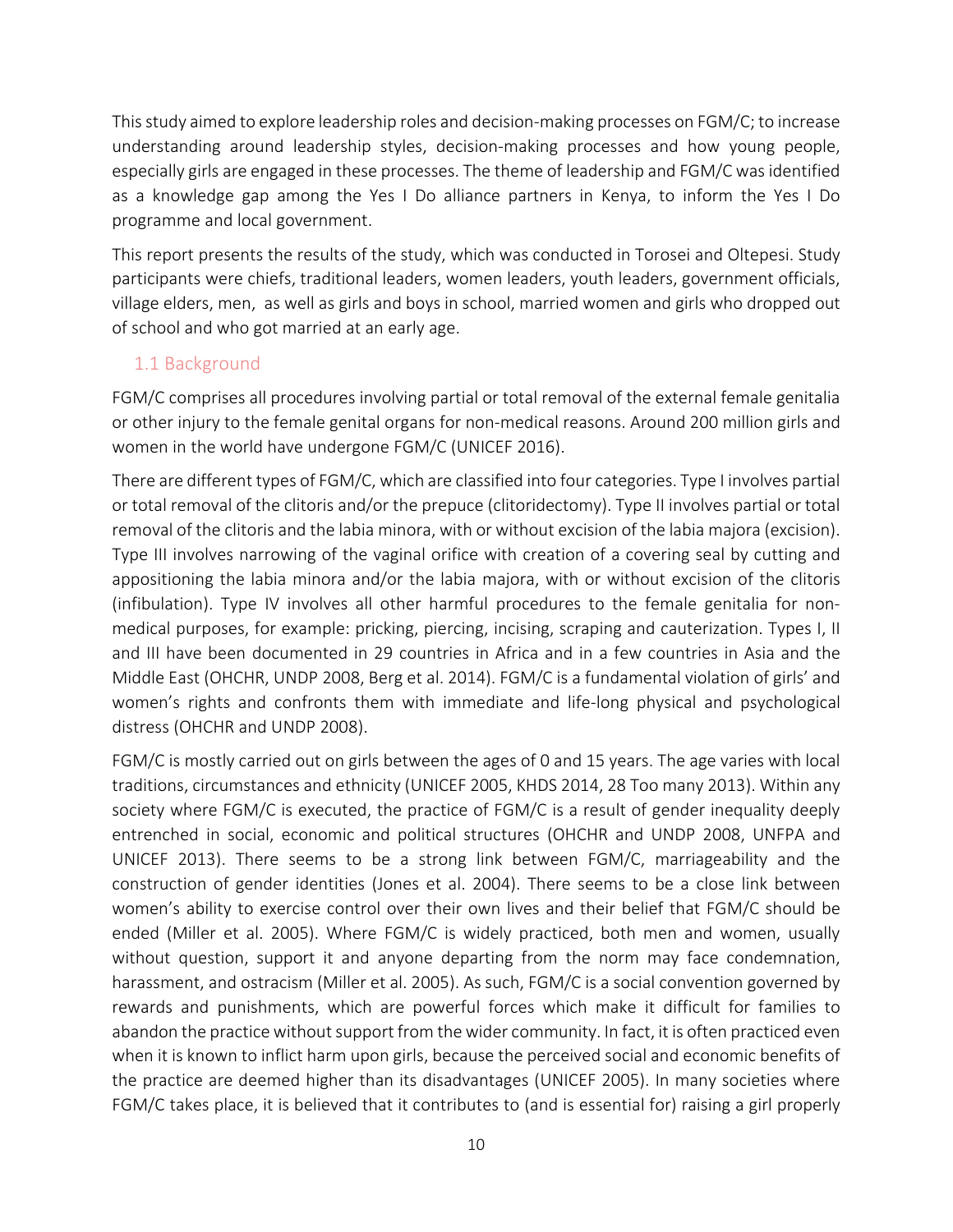This study aimed to explore leadership roles and decision-making processes on FGM/C; to increase understanding around leadership styles, decision-making processes and how young people, especially girls are engaged in these processes. The theme of leadership and FGM/C was identified as a knowledge gap among the Yes I Do alliance partners in Kenya, to inform the Yes I Do programme and local government.

This report presents the results of the study, which was conducted in Torosei and Oltepesi. Study participants were chiefs, traditional leaders, women leaders, youth leaders, government officials, village elders, men, as well as girls and boys in school, married women and girls who dropped out of school and who got married at an early age.

## 1.1 Background

FGM/C comprises all procedures involving partial or total removal of the external female genitalia or other injury to the female genital organs for non-medical reasons. Around 200 million girls and women in the world have undergone FGM/C (UNICEF 2016).

There are different types of FGM/C, which are classified into four categories. Type I involves partial or total removal of the clitoris and/or the prepuce (clitoridectomy). Type II involves partial or total removal of the clitoris and the labia minora, with or without excision of the labia majora (excision). Type III involves narrowing of the vaginal orifice with creation of a covering seal by cutting and appositioning the labia minora and/or the labia majora, with or without excision of the clitoris (infibulation). Type IV involves all other harmful procedures to the female genitalia for non-medical purposes, for example: pricking, piercing, incising, scraping and cauterization. Types I, II and III have been documented in 29 countries in Africa and in a few countries in Asia and the Middle East (OHCHR, UNDP 2008, Berg et al. 2014). FGM/C is a fundamental violation of girls' and women's rights and confronts them with immediate and life-long physical and psychological distress (OHCHR and UNDP 2008).

FGM/C is mostly carried out on girls between the ages of 0 and 15 years. The age varies with local traditions, circumstances and ethnicity (UNICEF 2005, KHDS 2014, 28 Too many 2013). Within any society where FGM/C is executed, the practice of FGM/C is a result of gender inequality deeply entrenched in social, economic and political structures (OHCHR and UNDP 2008, UNFPA and UNICEF 2013). There seems to be a strong link between FGM/C, marriageability and the construction of gender identities (Jones et al. 2004). There seems to be a close link between women's ability to exercise control over their own lives and their belief that FGM/C should be ended (Miller et al. 2005). Where FGM/C is widely practiced, both men and women, usually without question, support it and anyone departing from the norm may face condemnation, harassment, and ostracism (Miller et al. 2005). As such, FGM/C is a social convention governed by rewards and punishments, which are powerful forces which make it difficult for families to abandon the practice without support from the wider community. In fact, it is often practiced even when it is known to inflict harm upon girls, because the perceived social and economic benefits of the practice are deemed higher than its disadvantages (UNICEF 2005). In many societies where FGM/C takes place, it is believed that it contributes to (and is essential for) raising a girl properly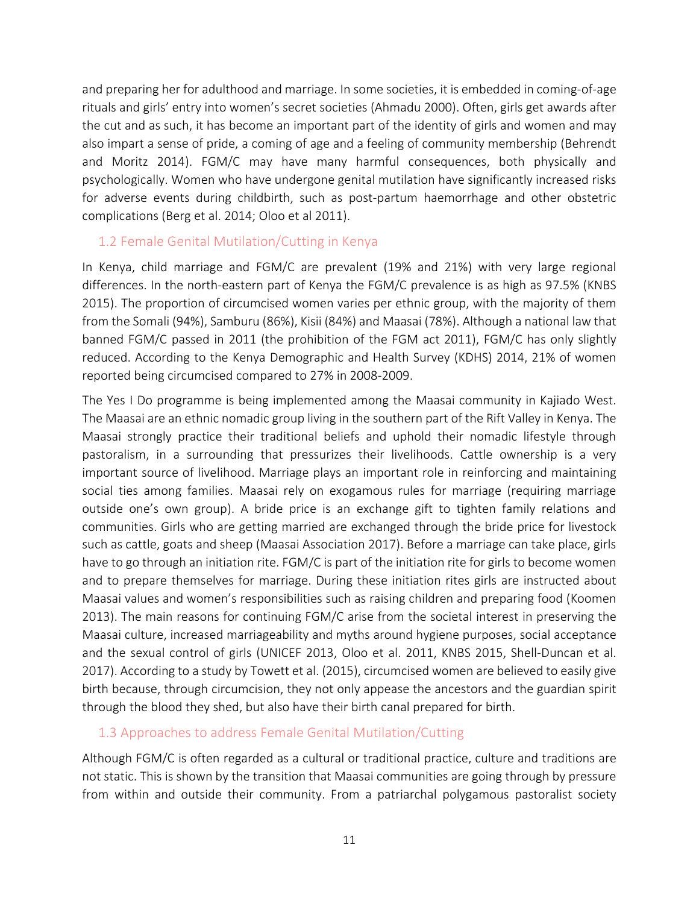and preparing her for adulthood and marriage. In some societies, it is embedded in coming-of-age rituals and girls' entry into women's secret societies (Ahmadu 2000). Often, girls get awards after the cut and as such, it has become an important part of the identity of girls and women and may also impart a sense of pride, a coming of age and a feeling of community membership (Behrendt and Moritz 2014). FGM/C may have many harmful consequences, both physically and psychologically. Women who have undergone genital mutilation have significantly increased risks for adverse events during childbirth, such as post-partum haemorrhage and other obstetric complications (Berg et al. 2014; Oloo et al 2011).

## 1.2 Female Genital Mutilation/Cutting in Kenya

In Kenya, child marriage and FGM/C are prevalent (19% and 21%) with very large regional differences. In the north-eastern part of Kenya the FGM/C prevalence is as high as 97.5% (KNBS 2015). The proportion of circumcised women varies per ethnic group, with the majority of them from the Somali (94%), Samburu (86%), Kisii (84%) and Maasai (78%). Although a national law that banned FGM/C passed in 2011 (the prohibition of the FGM act 2011), FGM/C has only slightly reduced. According to the Kenya Demographic and Health Survey (KDHS) 2014, 21% of women reported being circumcised compared to 27% in 2008-2009.

The Yes I Do programme is being implemented among the Maasai community in Kajiado West. The Maasai are an ethnic nomadic group living in the southern part of the Rift Valley in Kenya. The Maasai strongly practice their traditional beliefs and uphold their nomadic lifestyle through pastoralism, in a surrounding that pressurizes their livelihoods. Cattle ownership is a very important source of livelihood. Marriage plays an important role in reinforcing and maintaining social ties among families. Maasai rely on exogamous rules for marriage (requiring marriage outside one's own group). A bride price is an exchange gift to tighten family relations and communities. Girls who are getting married are exchanged through the bride price for livestock such as cattle, goats and sheep (Maasai Association 2017). Before a marriage can take place, girls have to go through an initiation rite. FGM/C is part of the initiation rite for girls to become women and to prepare themselves for marriage. During these initiation rites girls are instructed about Maasai values and women's responsibilities such as raising children and preparing food (Koomen 2013). The main reasons for continuing FGM/C arise from the societal interest in preserving the Maasai culture, increased marriageability and myths around hygiene purposes, social acceptance and the sexual control of girls (UNICEF 2013, Oloo et al. 2011, KNBS 2015, Shell-Duncan et al. 2017). According to a study by Towett et al. (2015), circumcised women are believed to easily give birth because, through circumcision, they not only appease the ancestors and the guardian spirit through the blood they shed, but also have their birth canal prepared for birth.

## 1.3 Approaches to address Female Genital Mutilation/Cutting

Although FGM/C is often regarded as a cultural or traditional practice, culture and traditions are not static. This is shown by the transition that Maasai communities are going through by pressure from within and outside their community. From a patriarchal polygamous pastoralist society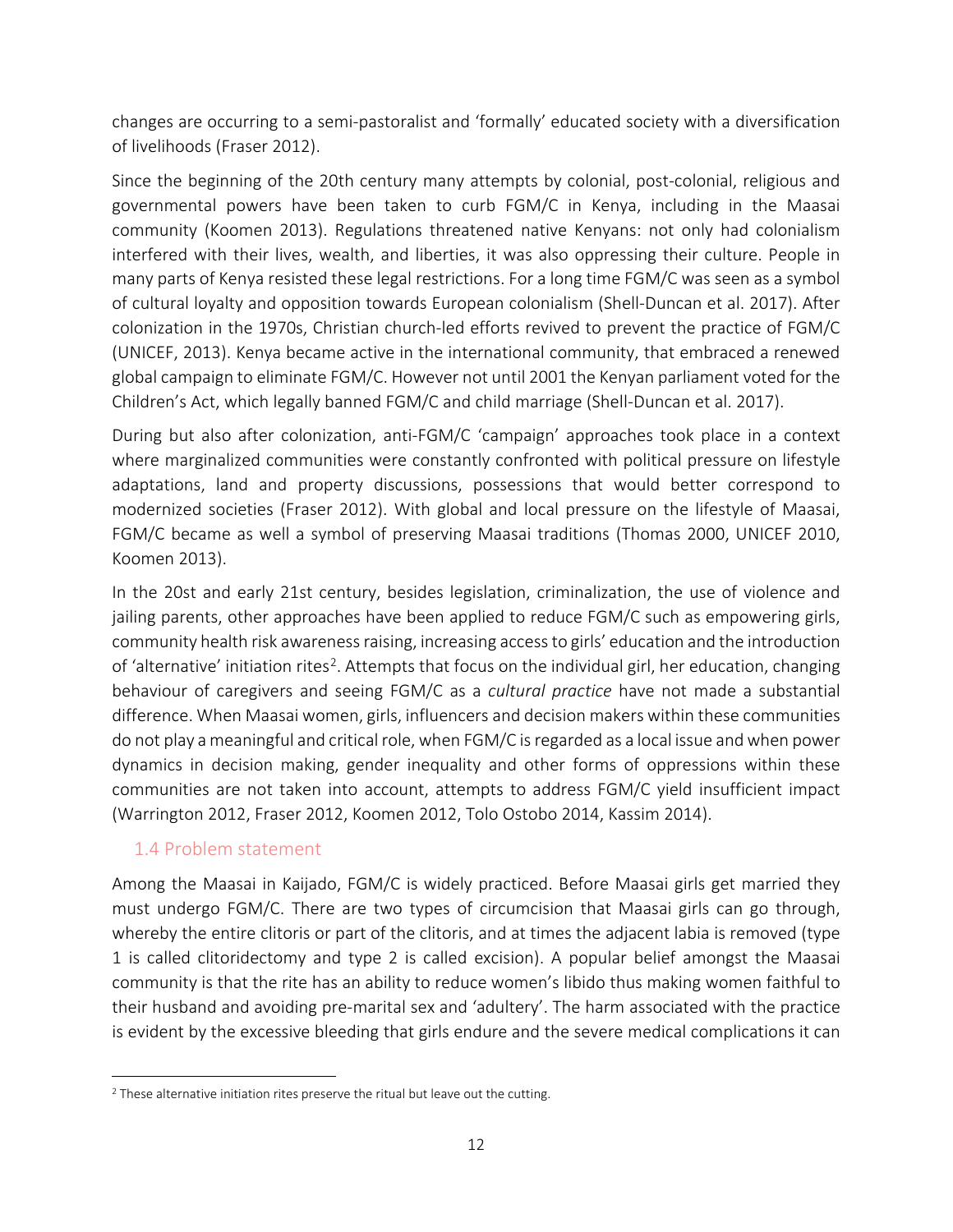changes are occurring to a semi-pastoralist and 'formally' educated society with a diversification of livelihoods (Fraser 2012).

Since the beginning of the 20th century many attempts by colonial, post-colonial, religious and governmental powers have been taken to curb FGM/C in Kenya, including in the Maasai community (Koomen 2013). Regulations threatened native Kenyans: not only had colonialism interfered with their lives, wealth, and liberties, it was also oppressing their culture. People in many parts of Kenya resisted these legal restrictions. For a long time FGM/C was seen as a symbol of cultural loyalty and opposition towards European colonialism (Shell-Duncan et al. 2017). After colonization in the 1970s, Christian church-led efforts revived to prevent the practice of FGM/C (UNICEF, 2013). Kenya became active in the international community, that embraced a renewed global campaign to eliminate FGM/C. However not until 2001 the Kenyan parliament voted for the Children's Act, which legally banned FGM/C and child marriage (Shell-Duncan et al. 2017).

During but also after colonization, anti-FGM/C 'campaign' approaches took place in a context where marginalized communities were constantly confronted with political pressure on lifestyle adaptations, land and property discussions, possessions that would better correspond to modernized societies (Fraser 2012). With global and local pressure on the lifestyle of Maasai, FGM/C became as well a symbol of preserving Maasai traditions (Thomas 2000, UNICEF 2010, Koomen 2013).

In the 20st and early 21st century, besides legislation, criminalization, the use of violence and jailing parents, other approaches have been applied to reduce FGM/C such as empowering girls, community health risk awareness raising, increasing access to girls' education and the introduction of 'alternative' initiation rites[2]. Attempts that focus on the individual girl, her education, changing behaviour of caregivers and seeing FGM/C as a *cultural practice* have not made a substantial difference. When Maasai women, girls, influencers and decision makers within these communities do not play a meaningful and critical role, when FGM/C is regarded as a local issue and when power dynamics in decision making, gender inequality and other forms of oppressions within these communities are not taken into account, attempts to address FGM/C yield insufficient impact (Warrington 2012, Fraser 2012, Koomen 2012, Tolo Ostobo 2014, Kassim 2014).

### 1.4 Problem statement

Among the Maasai in Kaijado, FGM/C is widely practiced. Before Maasai girls get married they must undergo FGM/C. There are two types of circumcision that Maasai girls can go through, whereby the entire clitoris or part of the clitoris, and at times the adjacent labia is removed (type 1 is called clitoridectomy and type 2 is called excision). A popular belief amongst the Maasai community is that the rite has an ability to reduce women's libido thus making women faithful to their husband and avoiding pre-marital sex and 'adultery'. The harm associated with the practice is evident by the excessive bleeding that girls endure and the severe medical complications it can

[2] These alternative initiation rites preserve the ritual but leave out the cutting.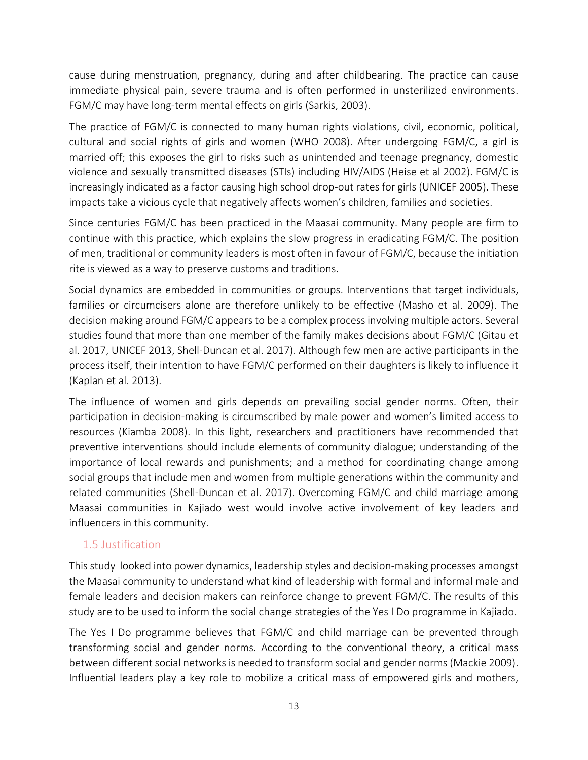cause during menstruation, pregnancy, during and after childbearing. The practice can cause immediate physical pain, severe trauma and is often performed in unsterilized environments. FGM/C may have long-term mental effects on girls (Sarkis, 2003).

The practice of FGM/C is connected to many human rights violations, civil, economic, political, cultural and social rights of girls and women (WHO 2008). After undergoing FGM/C, a girl is married off; this exposes the girl to risks such as unintended and teenage pregnancy, domestic violence and sexually transmitted diseases (STIs) including HIV/AIDS (Heise et al 2002). FGM/C is increasingly indicated as a factor causing high school drop-out rates for girls (UNICEF 2005). These impacts take a vicious cycle that negatively affects women's children, families and societies.

Since centuries FGM/C has been practiced in the Maasai community. Many people are firm to continue with this practice, which explains the slow progress in eradicating FGM/C. The position of men, traditional or community leaders is most often in favour of FGM/C, because the initiation rite is viewed as a way to preserve customs and traditions.

Social dynamics are embedded in communities or groups. Interventions that target individuals, families or circumcisers alone are therefore unlikely to be effective (Masho et al. 2009). The decision making around FGM/C appears to be a complex process involving multiple actors. Several studies found that more than one member of the family makes decisions about FGM/C (Gitau et al. 2017, UNICEF 2013, Shell-Duncan et al. 2017). Although few men are active participants in the process itself, their intention to have FGM/C performed on their daughters is likely to influence it (Kaplan et al. 2013).

The influence of women and girls depends on prevailing social gender norms. Often, their participation in decision-making is circumscribed by male power and women's limited access to resources (Kiamba 2008). In this light, researchers and practitioners have recommended that preventive interventions should include elements of community dialogue; understanding of the importance of local rewards and punishments; and a method for coordinating change among social groups that include men and women from multiple generations within the community and related communities (Shell-Duncan et al. 2017). Overcoming FGM/C and child marriage among Maasai communities in Kajiado west would involve active involvement of key leaders and influencers in this community.

## 1.5 Justification

This study looked into power dynamics, leadership styles and decision-making processes amongst the Maasai community to understand what kind of leadership with formal and informal male and female leaders and decision makers can reinforce change to prevent FGM/C. The results of this study are to be used to inform the social change strategies of the Yes I Do programme in Kajiado.

The Yes I Do programme believes that FGM/C and child marriage can be prevented through transforming social and gender norms. According to the conventional theory, a critical mass between different social networks is needed to transform social and gender norms (Mackie 2009). Influential leaders play a key role to mobilize a critical mass of empowered girls and mothers,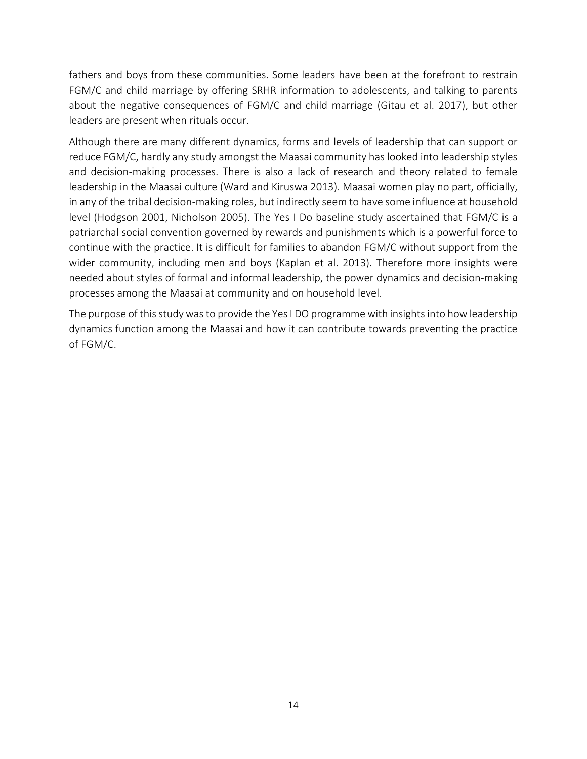fathers and boys from these communities. Some leaders have been at the forefront to restrain FGM/C and child marriage by offering SRHR information to adolescents, and talking to parents about the negative consequences of FGM/C and child marriage (Gitau et al. 2017), but other leaders are present when rituals occur.

Although there are many different dynamics, forms and levels of leadership that can support or reduce FGM/C, hardly any study amongst the Maasai community has looked into leadership styles and decision-making processes. There is also a lack of research and theory related to female leadership in the Maasai culture (Ward and Kiruswa 2013). Maasai women play no part, officially, in any of the tribal decision-making roles, but indirectly seem to have some influence at household level (Hodgson 2001, Nicholson 2005). The Yes I Do baseline study ascertained that FGM/C is a patriarchal social convention governed by rewards and punishments which is a powerful force to continue with the practice. It is difficult for families to abandon FGM/C without support from the wider community, including men and boys (Kaplan et al. 2013). Therefore more insights were needed about styles of formal and informal leadership, the power dynamics and decision-making processes among the Maasai at community and on household level.

The purpose of this study was to provide the Yes I DO programme with insights into how leadership dynamics function among the Maasai and how it can contribute towards preventing the practice of FGM/C.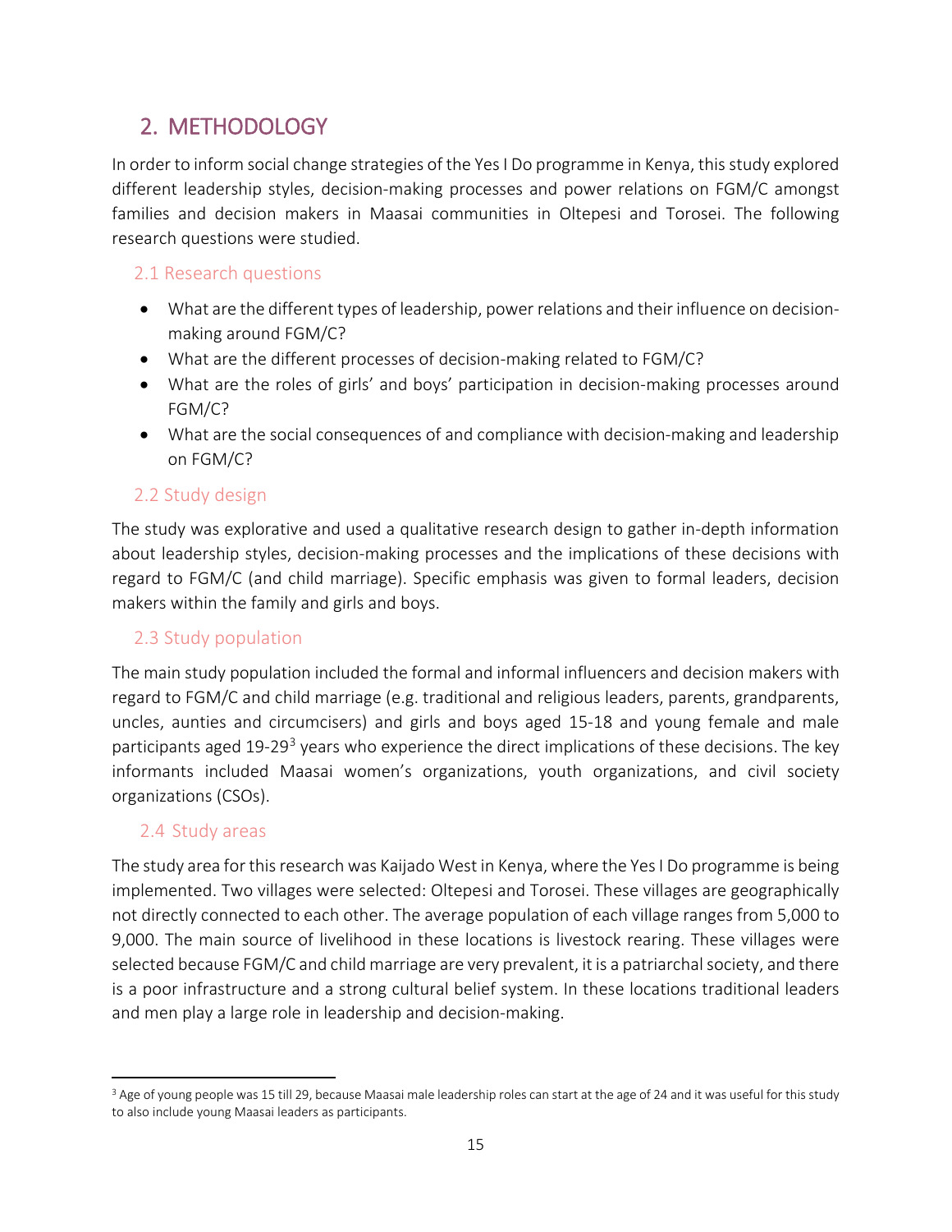# 2. METHODOLOGY

In order to inform social change strategies of the Yes I Do programme in Kenya, this study explored different leadership styles, decision-making processes and power relations on FGM/C amongst families and decision makers in Maasai communities in Oltepesi and Torosei. The following research questions were studied.

## 2.1 Research questions

- What are the different types of leadership, power relations and their influence on decision-making around FGM/C?
- What are the different processes of decision-making related to FGM/C?
- What are the roles of girls' and boys' participation in decision-making processes around FGM/C?
- What are the social consequences of and compliance with decision-making and leadership on FGM/C?

## 2.2 Study design

The study was explorative and used a qualitative research design to gather in-depth information about leadership styles, decision-making processes and the implications of these decisions with regard to FGM/C (and child marriage). Specific emphasis was given to formal leaders, decision makers within the family and girls and boys.

## 2.3 Study population

The main study population included the formal and informal influencers and decision makers with regard to FGM/C and child marriage (e.g. traditional and religious leaders, parents, grandparents, uncles, aunties and circumcisers) and girls and boys aged 15-18 and young female and male participants aged 19-29[3] years who experience the direct implications of these decisions. The key informants included Maasai women's organizations, youth organizations, and civil society organizations (CSOs).

## 2.4 Study areas

The study area for this research was Kaijado West in Kenya, where the Yes I Do programme is being implemented. Two villages were selected: Oltepesi and Torosei. These villages are geographically not directly connected to each other. The average population of each village ranges from 5,000 to 9,000. The main source of livelihood in these locations is livestock rearing. These villages were selected because FGM/C and child marriage are very prevalent, it is a patriarchal society, and there is a poor infrastructure and a strong cultural belief system. In these locations traditional leaders and men play a large role in leadership and decision-making.

---

[3] Age of young people was 15 till 29, because Maasai male leadership roles can start at the age of 24 and it was useful for this study to also include young Maasai leaders as participants.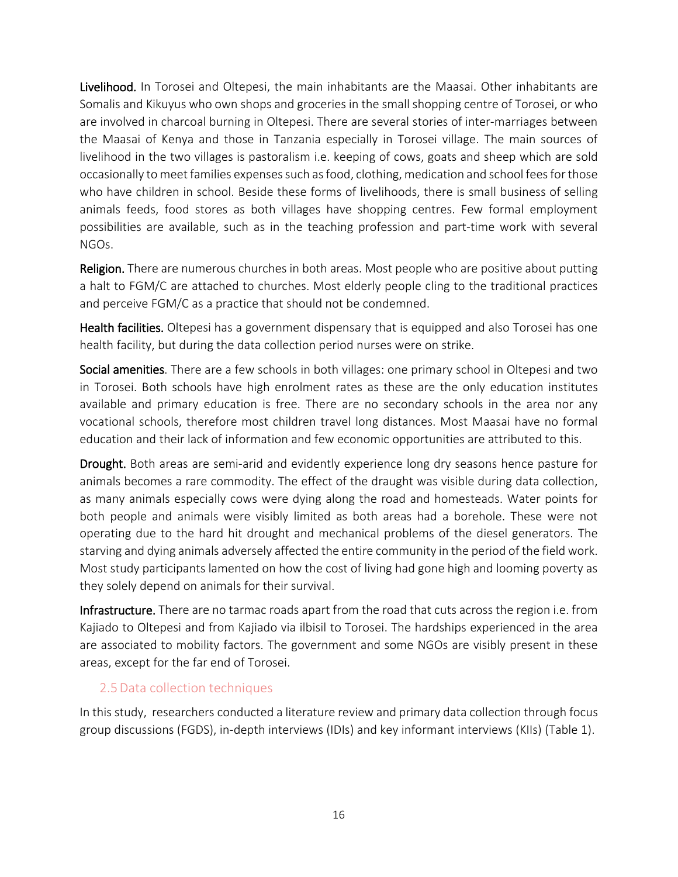**Livelihood.** In Torosei and Oltepesi, the main inhabitants are the Maasai. Other inhabitants are Somalis and Kikuyus who own shops and groceries in the small shopping centre of Torosei, or who are involved in charcoal burning in Oltepesi. There are several stories of inter-marriages between the Maasai of Kenya and those in Tanzania especially in Torosei village. The main sources of livelihood in the two villages is pastoralism i.e. keeping of cows, goats and sheep which are sold occasionally to meet families expenses such as food, clothing, medication and school fees for those who have children in school. Beside these forms of livelihoods, there is small business of selling animals feeds, food stores as both villages have shopping centres. Few formal employment possibilities are available, such as in the teaching profession and part-time work with several NGOs.

**Religion.** There are numerous churches in both areas. Most people who are positive about putting a halt to FGM/C are attached to churches. Most elderly people cling to the traditional practices and perceive FGM/C as a practice that should not be condemned.

**Health facilities.** Oltepesi has a government dispensary that is equipped and also Torosei has one health facility, but during the data collection period nurses were on strike.

**Social amenities**. There are a few schools in both villages: one primary school in Oltepesi and two in Torosei. Both schools have high enrolment rates as these are the only education institutes available and primary education is free. There are no secondary schools in the area nor any vocational schools, therefore most children travel long distances. Most Maasai have no formal education and their lack of information and few economic opportunities are attributed to this.

**Drought.** Both areas are semi-arid and evidently experience long dry seasons hence pasture for animals becomes a rare commodity. The effect of the draught was visible during data collection, as many animals especially cows were dying along the road and homesteads. Water points for both people and animals were visibly limited as both areas had a borehole. These were not operating due to the hard hit drought and mechanical problems of the diesel generators. The starving and dying animals adversely affected the entire community in the period of the field work. Most study participants lamented on how the cost of living had gone high and looming poverty as they solely depend on animals for their survival.

**Infrastructure.** There are no tarmac roads apart from the road that cuts across the region i.e. from Kajiado to Oltepesi and from Kajiado via ilbisil to Torosei. The hardships experienced in the area are associated to mobility factors. The government and some NGOs are visibly present in these areas, except for the far end of Torosei.

## 2.5 Data collection techniques

In this study, researchers conducted a literature review and primary data collection through focus group discussions (FGDS), in-depth interviews (IDIs) and key informant interviews (KIIs) (Table 1).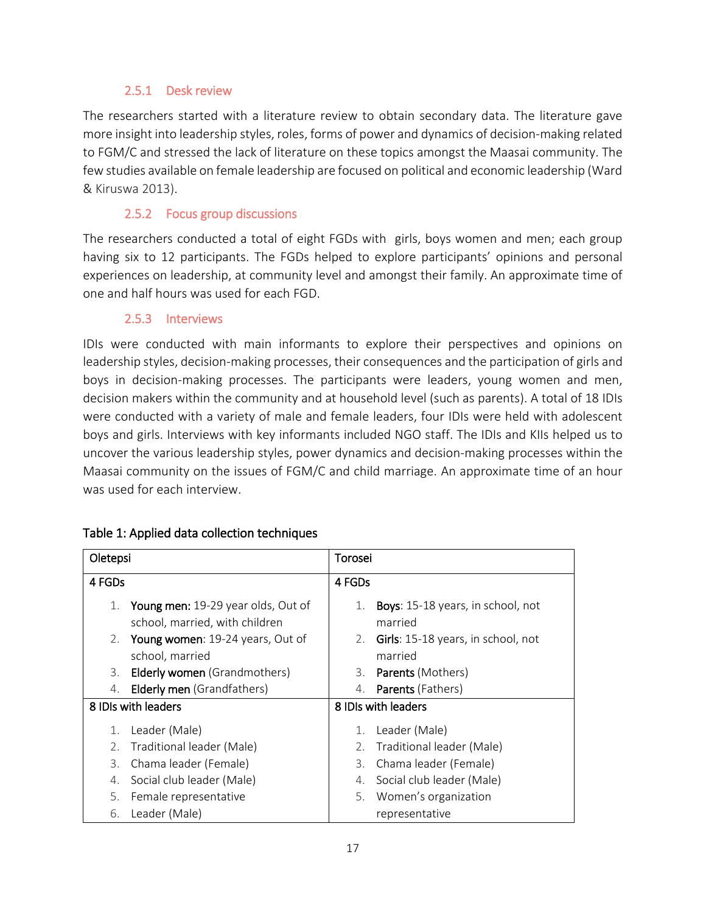### 2.5.1 Desk review

The researchers started with a literature review to obtain secondary data. The literature gave more insight into leadership styles, roles, forms of power and dynamics of decision-making related to FGM/C and stressed the lack of literature on these topics amongst the Maasai community. The few studies available on female leadership are focused on political and economic leadership (Ward & Kiruswa 2013).

### 2.5.2 Focus group discussions

The researchers conducted a total of eight FGDs with girls, boys women and men; each group having six to 12 participants. The FGDs helped to explore participants' opinions and personal experiences on leadership, at community level and amongst their family. An approximate time of one and half hours was used for each FGD.

### 2.5.3 Interviews

IDIs were conducted with main informants to explore their perspectives and opinions on leadership styles, decision-making processes, their consequences and the participation of girls and boys in decision-making processes. The participants were leaders, young women and men, decision makers within the community and at household level (such as parents). A total of 18 IDIs were conducted with a variety of male and female leaders, four IDIs were held with adolescent boys and girls. Interviews with key informants included NGO staff. The IDIs and KIIs helped us to uncover the various leadership styles, power dynamics and decision-making processes within the Maasai community on the issues of FGM/C and child marriage. An approximate time of an hour was used for each interview.

Table 1: Applied data collection techniques

| Oletepsi | Torosei |
|---|---|
| 4 FGDs | 4 FGDs |
| 1. **Young men:** 19-29 year olds, Out of school, married, with children<br>2. **Young women**: 19-24 years, Out of school, married<br>3. **Elderly women** (Grandmothers)<br>4. **Elderly men** (Grandfathers) | 1. **Boys**: 15-18 years, in school, not married<br>2. **Girls**: 15-18 years, in school, not married<br>3. **Parents** (Mothers)<br>4. **Parents** (Fathers) |
| 8 IDIs with leaders | 8 IDIs with leaders |
| 1. Leader (Male)<br>2. Traditional leader (Male)<br>3. Chama leader (Female)<br>4. Social club leader (Male)<br>5. Female representative<br>6. Leader (Male) | 1. Leader (Male)<br>2. Traditional leader (Male)<br>3. Chama leader (Female)<br>4. Social club leader (Male)<br>5. Women's organization representative |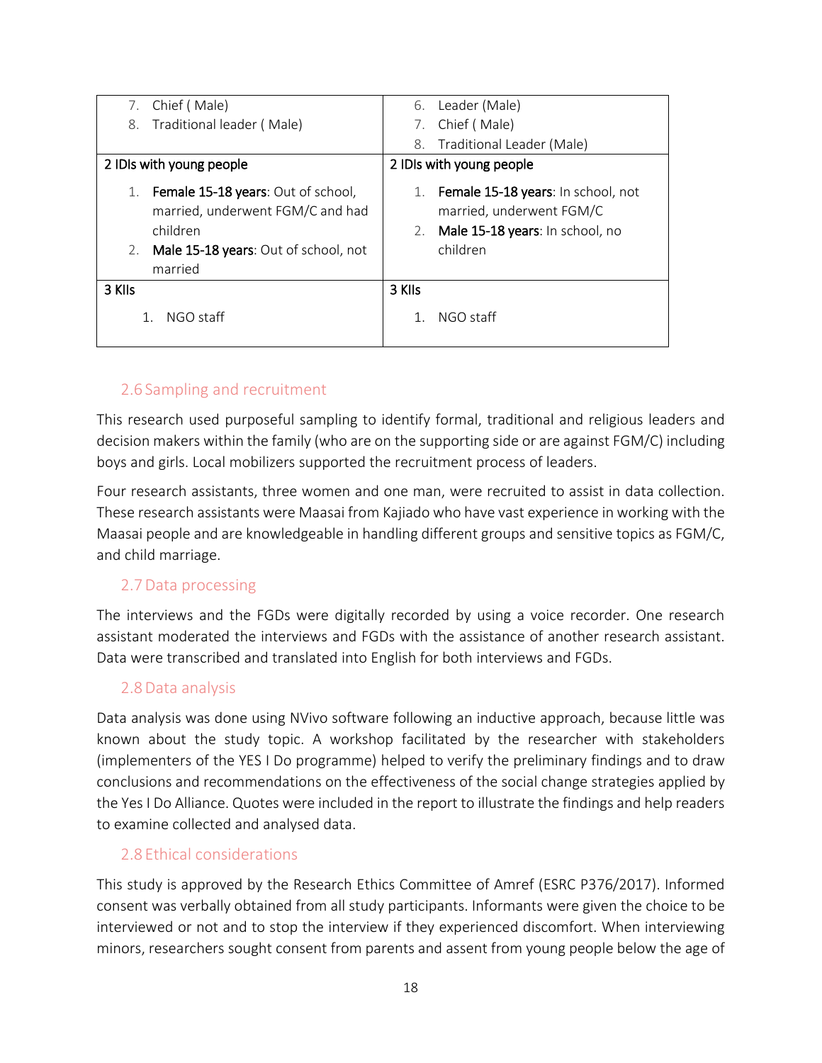| | |
|---|---|
| 7. Chief ( Male)<br>8. Traditional leader ( Male) | 6. Leader (Male)<br>7. Chief ( Male)<br>8. Traditional Leader (Male) |
| 2 IDIs with young people<br>1. **Female 15-18 years**: Out of school, married, underwent FGM/C and had children<br>2. **Male 15-18 years**: Out of school, not married | 2 IDIs with young people<br>1. **Female 15-18 years**: In school, not married, underwent FGM/C<br>2. **Male 15-18 years**: In school, no children |
| 3 KIIs<br>1. NGO staff | 3 KIIs<br>1. NGO staff |

## 2.6 Sampling and recruitment

This research used purposeful sampling to identify formal, traditional and religious leaders and decision makers within the family (who are on the supporting side or are against FGM/C) including boys and girls. Local mobilizers supported the recruitment process of leaders.

Four research assistants, three women and one man, were recruited to assist in data collection. These research assistants were Maasai from Kajiado who have vast experience in working with the Maasai people and are knowledgeable in handling different groups and sensitive topics as FGM/C, and child marriage.

## 2.7 Data processing

The interviews and the FGDs were digitally recorded by using a voice recorder. One research assistant moderated the interviews and FGDs with the assistance of another research assistant. Data were transcribed and translated into English for both interviews and FGDs.

## 2.8 Data analysis

Data analysis was done using NVivo software following an inductive approach, because little was known about the study topic. A workshop facilitated by the researcher with stakeholders (implementers of the YES I Do programme) helped to verify the preliminary findings and to draw conclusions and recommendations on the effectiveness of the social change strategies applied by the Yes I Do Alliance. Quotes were included in the report to illustrate the findings and help readers to examine collected and analysed data.

## 2.8 Ethical considerations

This study is approved by the Research Ethics Committee of Amref (ESRC P376/2017). Informed consent was verbally obtained from all study participants. Informants were given the choice to be interviewed or not and to stop the interview if they experienced discomfort. When interviewing minors, researchers sought consent from parents and assent from young people below the age of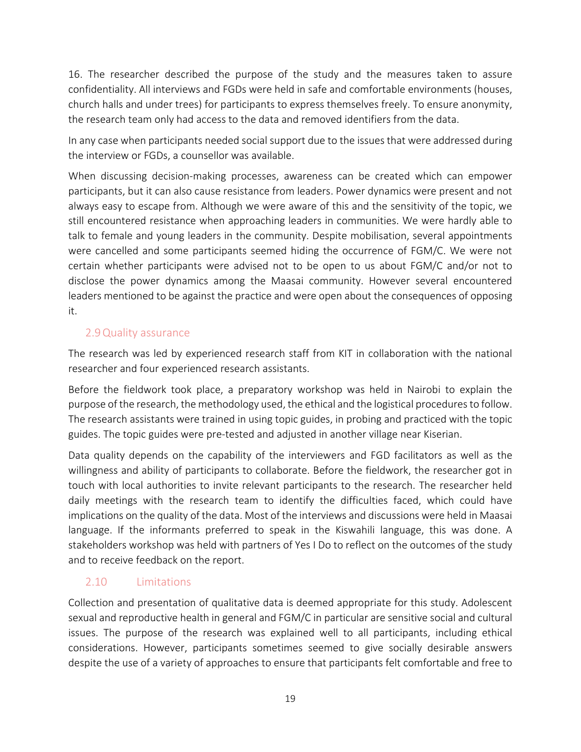16. The researcher described the purpose of the study and the measures taken to assure confidentiality. All interviews and FGDs were held in safe and comfortable environments (houses, church halls and under trees) for participants to express themselves freely. To ensure anonymity, the research team only had access to the data and removed identifiers from the data.

In any case when participants needed social support due to the issues that were addressed during the interview or FGDs, a counsellor was available.

When discussing decision-making processes, awareness can be created which can empower participants, but it can also cause resistance from leaders. Power dynamics were present and not always easy to escape from. Although we were aware of this and the sensitivity of the topic, we still encountered resistance when approaching leaders in communities. We were hardly able to talk to female and young leaders in the community. Despite mobilisation, several appointments were cancelled and some participants seemed hiding the occurrence of FGM/C. We were not certain whether participants were advised not to be open to us about FGM/C and/or not to disclose the power dynamics among the Maasai community. However several encountered leaders mentioned to be against the practice and were open about the consequences of opposing it.

## 2.9 Quality assurance

The research was led by experienced research staff from KIT in collaboration with the national researcher and four experienced research assistants.

Before the fieldwork took place, a preparatory workshop was held in Nairobi to explain the purpose of the research, the methodology used, the ethical and the logistical procedures to follow. The research assistants were trained in using topic guides, in probing and practiced with the topic guides. The topic guides were pre-tested and adjusted in another village near Kiserian.

Data quality depends on the capability of the interviewers and FGD facilitators as well as the willingness and ability of participants to collaborate. Before the fieldwork, the researcher got in touch with local authorities to invite relevant participants to the research. The researcher held daily meetings with the research team to identify the difficulties faced, which could have implications on the quality of the data. Most of the interviews and discussions were held in Maasai language. If the informants preferred to speak in the Kiswahili language, this was done. A stakeholders workshop was held with partners of Yes I Do to reflect on the outcomes of the study and to receive feedback on the report.

## 2.10 Limitations

Collection and presentation of qualitative data is deemed appropriate for this study. Adolescent sexual and reproductive health in general and FGM/C in particular are sensitive social and cultural issues. The purpose of the research was explained well to all participants, including ethical considerations. However, participants sometimes seemed to give socially desirable answers despite the use of a variety of approaches to ensure that participants felt comfortable and free to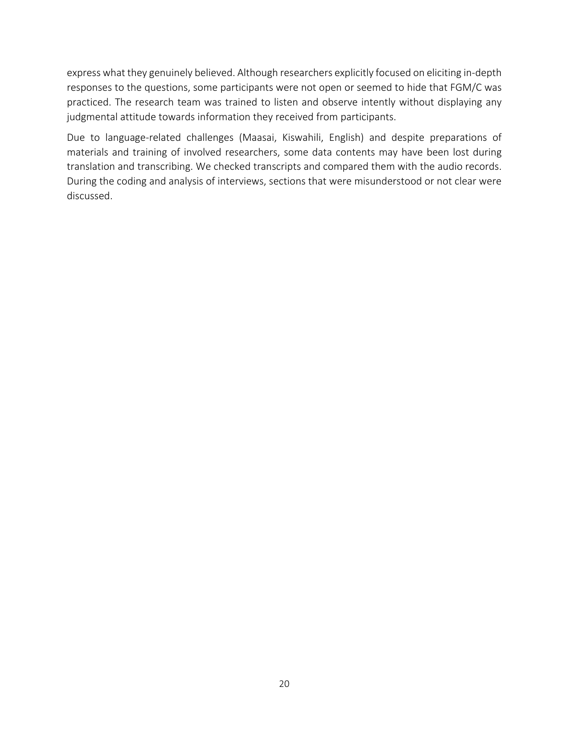express what they genuinely believed. Although researchers explicitly focused on eliciting in-depth responses to the questions, some participants were not open or seemed to hide that FGM/C was practiced. The research team was trained to listen and observe intently without displaying any judgmental attitude towards information they received from participants.

Due to language-related challenges (Maasai, Kiswahili, English) and despite preparations of materials and training of involved researchers, some data contents may have been lost during translation and transcribing. We checked transcripts and compared them with the audio records. During the coding and analysis of interviews, sections that were misunderstood or not clear were discussed.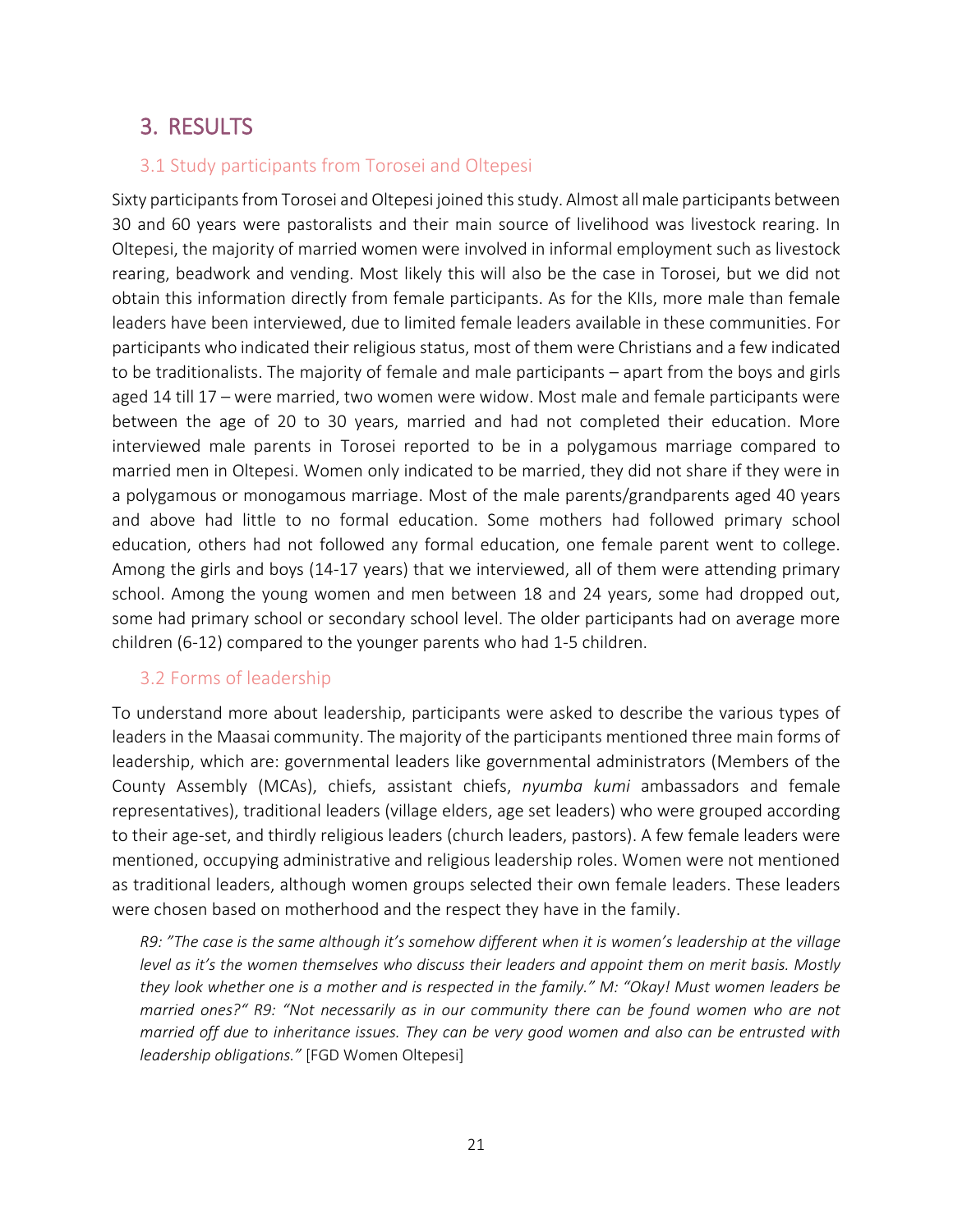# 3. RESULTS

## 3.1 Study participants from Torosei and Oltepesi

Sixty participants from Torosei and Oltepesi joined this study. Almost all male participants between 30 and 60 years were pastoralists and their main source of livelihood was livestock rearing. In Oltepesi, the majority of married women were involved in informal employment such as livestock rearing, beadwork and vending. Most likely this will also be the case in Torosei, but we did not obtain this information directly from female participants. As for the KIIs, more male than female leaders have been interviewed, due to limited female leaders available in these communities. For participants who indicated their religious status, most of them were Christians and a few indicated to be traditionalists. The majority of female and male participants – apart from the boys and girls aged 14 till 17 – were married, two women were widow. Most male and female participants were between the age of 20 to 30 years, married and had not completed their education. More interviewed male parents in Torosei reported to be in a polygamous marriage compared to married men in Oltepesi. Women only indicated to be married, they did not share if they were in a polygamous or monogamous marriage. Most of the male parents/grandparents aged 40 years and above had little to no formal education. Some mothers had followed primary school education, others had not followed any formal education, one female parent went to college. Among the girls and boys (14-17 years) that we interviewed, all of them were attending primary school. Among the young women and men between 18 and 24 years, some had dropped out, some had primary school or secondary school level. The older participants had on average more children (6-12) compared to the younger parents who had 1-5 children.

## 3.2 Forms of leadership

To understand more about leadership, participants were asked to describe the various types of leaders in the Maasai community. The majority of the participants mentioned three main forms of leadership, which are: governmental leaders like governmental administrators (Members of the County Assembly (MCAs), chiefs, assistant chiefs, *nyumba kumi* ambassadors and female representatives), traditional leaders (village elders, age set leaders) who were grouped according to their age-set, and thirdly religious leaders (church leaders, pastors). A few female leaders were mentioned, occupying administrative and religious leadership roles. Women were not mentioned as traditional leaders, although women groups selected their own female leaders. These leaders were chosen based on motherhood and the respect they have in the family.

> *R9: "The case is the same although it's somehow different when it is women's leadership at the village level as it's the women themselves who discuss their leaders and appoint them on merit basis. Mostly they look whether one is a mother and is respected in the family." M: "Okay! Must women leaders be married ones?" R9: "Not necessarily as in our community there can be found women who are not married off due to inheritance issues. They can be very good women and also can be entrusted with leadership obligations."* [FGD Women Oltepesi]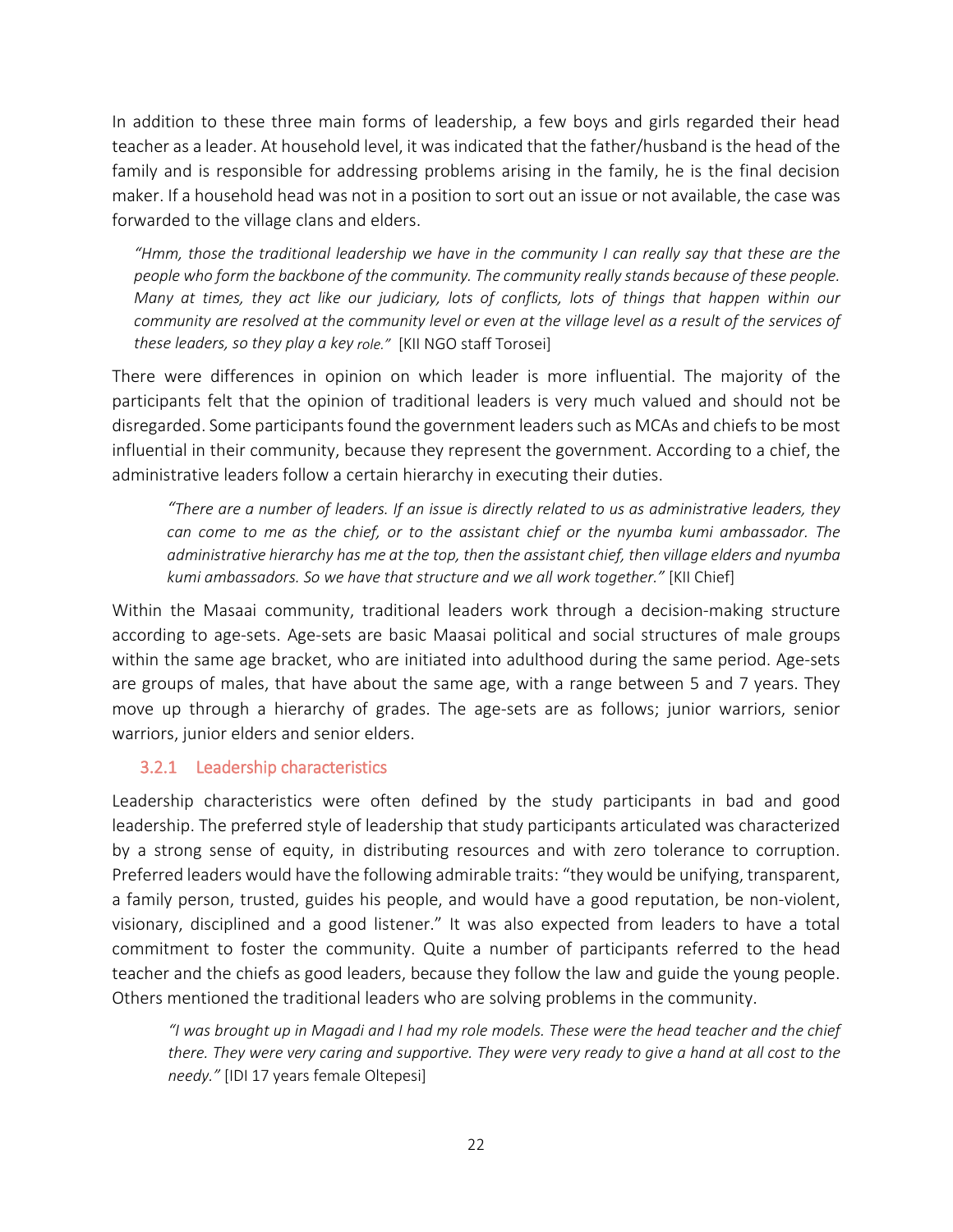In addition to these three main forms of leadership, a few boys and girls regarded their head teacher as a leader. At household level, it was indicated that the father/husband is the head of the family and is responsible for addressing problems arising in the family, he is the final decision maker. If a household head was not in a position to sort out an issue or not available, the case was forwarded to the village clans and elders.

> *"Hmm, those the traditional leadership we have in the community I can really say that these are the people who form the backbone of the community. The community really stands because of these people. Many at times, they act like our judiciary, lots of conflicts, lots of things that happen within our community are resolved at the community level or even at the village level as a result of the services of these leaders, so they play a key role."* [KII NGO staff Torosei]

There were differences in opinion on which leader is more influential. The majority of the participants felt that the opinion of traditional leaders is very much valued and should not be disregarded. Some participants found the government leaders such as MCAs and chiefs to be most influential in their community, because they represent the government. According to a chief, the administrative leaders follow a certain hierarchy in executing their duties.

> *"There are a number of leaders. If an issue is directly related to us as administrative leaders, they can come to me as the chief, or to the assistant chief or the nyumba kumi ambassador. The administrative hierarchy has me at the top, then the assistant chief, then village elders and nyumba kumi ambassadors. So we have that structure and we all work together."* [KII Chief]

Within the Masaai community, traditional leaders work through a decision-making structure according to age-sets. Age-sets are basic Maasai political and social structures of male groups within the same age bracket, who are initiated into adulthood during the same period. Age-sets are groups of males, that have about the same age, with a range between 5 and 7 years. They move up through a hierarchy of grades. The age-sets are as follows; junior warriors, senior warriors, junior elders and senior elders.

### 3.2.1 Leadership characteristics

Leadership characteristics were often defined by the study participants in bad and good leadership. The preferred style of leadership that study participants articulated was characterized by a strong sense of equity, in distributing resources and with zero tolerance to corruption. Preferred leaders would have the following admirable traits: "they would be unifying, transparent, a family person, trusted, guides his people, and would have a good reputation, be non-violent, visionary, disciplined and a good listener." It was also expected from leaders to have a total commitment to foster the community. Quite a number of participants referred to the head teacher and the chiefs as good leaders, because they follow the law and guide the young people. Others mentioned the traditional leaders who are solving problems in the community.

> *"I was brought up in Magadi and I had my role models. These were the head teacher and the chief there. They were very caring and supportive. They were very ready to give a hand at all cost to the needy."* [IDI 17 years female Oltepesi]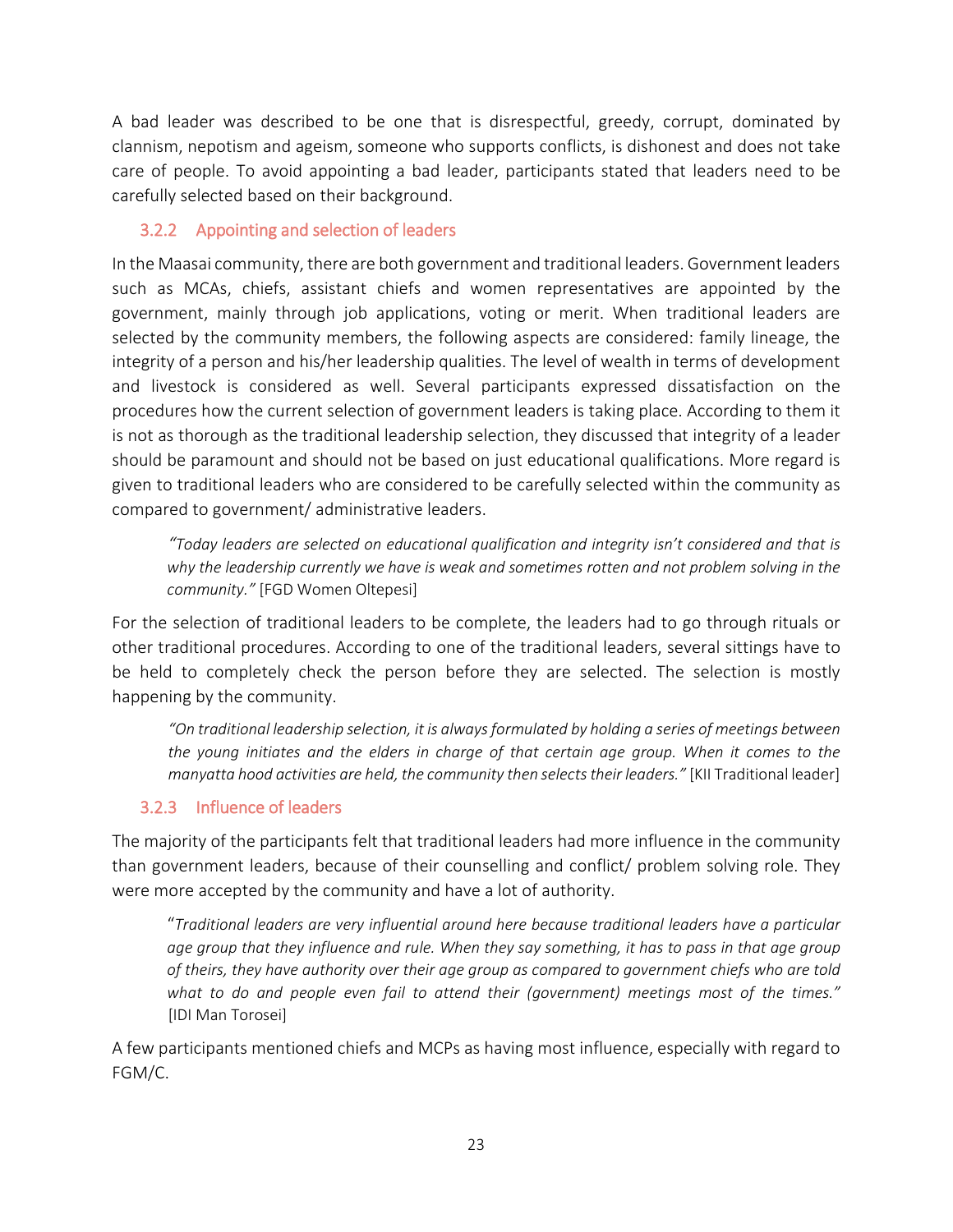A bad leader was described to be one that is disrespectful, greedy, corrupt, dominated by clannism, nepotism and ageism, someone who supports conflicts, is dishonest and does not take care of people. To avoid appointing a bad leader, participants stated that leaders need to be carefully selected based on their background.

### 3.2.2 Appointing and selection of leaders

In the Maasai community, there are both government and traditional leaders. Government leaders such as MCAs, chiefs, assistant chiefs and women representatives are appointed by the government, mainly through job applications, voting or merit. When traditional leaders are selected by the community members, the following aspects are considered: family lineage, the integrity of a person and his/her leadership qualities. The level of wealth in terms of development and livestock is considered as well. Several participants expressed dissatisfaction on the procedures how the current selection of government leaders is taking place. According to them it is not as thorough as the traditional leadership selection, they discussed that integrity of a leader should be paramount and should not be based on just educational qualifications. More regard is given to traditional leaders who are considered to be carefully selected within the community as compared to government/ administrative leaders.

> *"Today leaders are selected on educational qualification and integrity isn't considered and that is why the leadership currently we have is weak and sometimes rotten and not problem solving in the community."* [FGD Women Oltepesi]

For the selection of traditional leaders to be complete, the leaders had to go through rituals or other traditional procedures. According to one of the traditional leaders, several sittings have to be held to completely check the person before they are selected. The selection is mostly happening by the community.

> *"On traditional leadership selection, it is always formulated by holding a series of meetings between the young initiates and the elders in charge of that certain age group. When it comes to the manyatta hood activities are held, the community then selects their leaders."* [KII Traditional leader]

### 3.2.3 Influence of leaders

The majority of the participants felt that traditional leaders had more influence in the community than government leaders, because of their counselling and conflict/ problem solving role. They were more accepted by the community and have a lot of authority.

> "*Traditional leaders are very influential around here because traditional leaders have a particular age group that they influence and rule. When they say something, it has to pass in that age group of theirs, they have authority over their age group as compared to government chiefs who are told what to do and people even fail to attend their (government) meetings most of the times."* [IDI Man Torosei]

A few participants mentioned chiefs and MCPs as having most influence, especially with regard to FGM/C.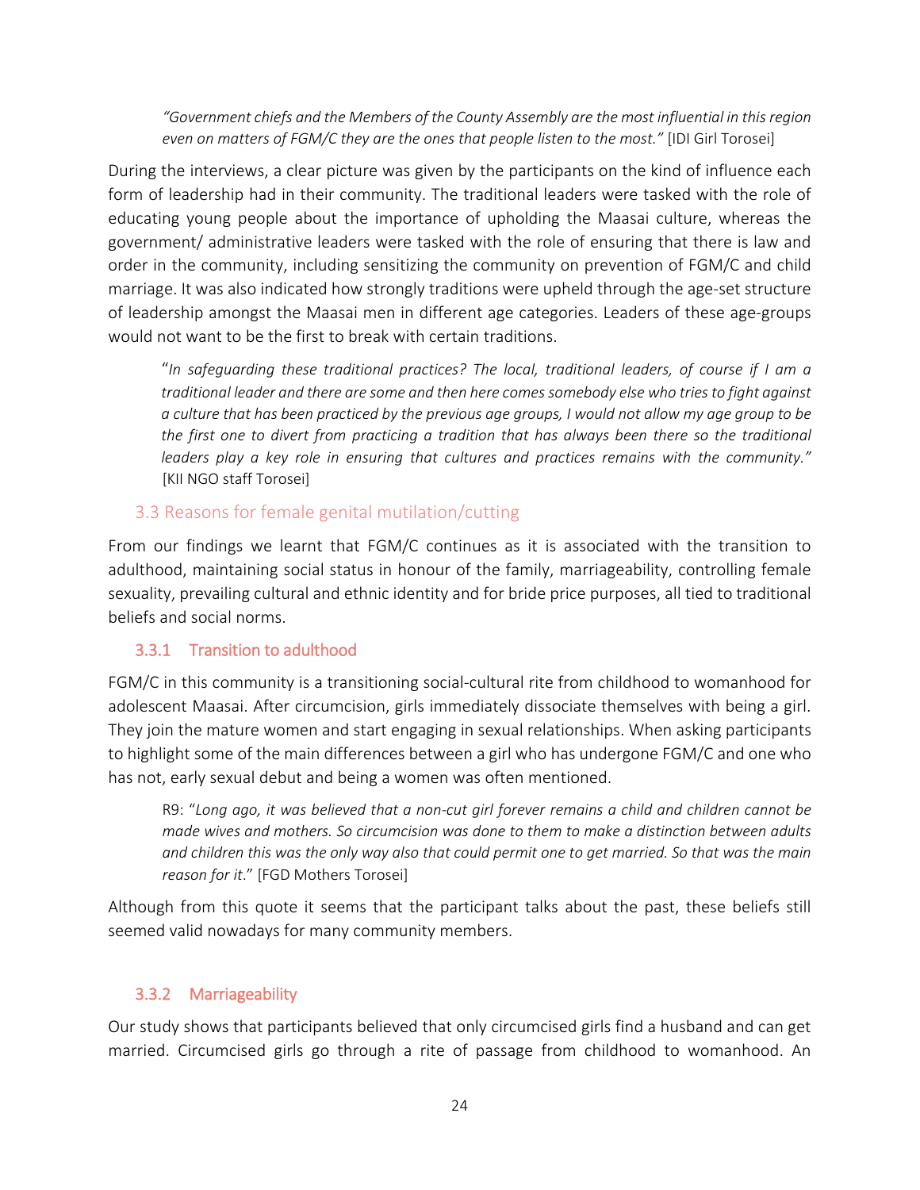*"Government chiefs and the Members of the County Assembly are the most influential in this region even on matters of FGM/C they are the ones that people listen to the most."* [IDI Girl Torosei]

During the interviews, a clear picture was given by the participants on the kind of influence each form of leadership had in their community. The traditional leaders were tasked with the role of educating young people about the importance of upholding the Maasai culture, whereas the government/ administrative leaders were tasked with the role of ensuring that there is law and order in the community, including sensitizing the community on prevention of FGM/C and child marriage. It was also indicated how strongly traditions were upheld through the age-set structure of leadership amongst the Maasai men in different age categories. Leaders of these age-groups would not want to be the first to break with certain traditions.

"*In safeguarding these traditional practices? The local, traditional leaders, of course if I am a traditional leader and there are some and then here comes somebody else who tries to fight against a culture that has been practiced by the previous age groups, I would not allow my age group to be the first one to divert from practicing a tradition that has always been there so the traditional leaders play a key role in ensuring that cultures and practices remains with the community."* [KII NGO staff Torosei]

## 3.3 Reasons for female genital mutilation/cutting

From our findings we learnt that FGM/C continues as it is associated with the transition to adulthood, maintaining social status in honour of the family, marriageability, controlling female sexuality, prevailing cultural and ethnic identity and for bride price purposes, all tied to traditional beliefs and social norms.

### 3.3.1 Transition to adulthood

FGM/C in this community is a transitioning social-cultural rite from childhood to womanhood for adolescent Maasai. After circumcision, girls immediately dissociate themselves with being a girl. They join the mature women and start engaging in sexual relationships. When asking participants to highlight some of the main differences between a girl who has undergone FGM/C and one who has not, early sexual debut and being a women was often mentioned.

R9: "*Long ago, it was believed that a non-cut girl forever remains a child and children cannot be made wives and mothers. So circumcision was done to them to make a distinction between adults and children this was the only way also that could permit one to get married. So that was the main reason for it*." [FGD Mothers Torosei]

Although from this quote it seems that the participant talks about the past, these beliefs still seemed valid nowadays for many community members.

### 3.3.2 Marriageability

Our study shows that participants believed that only circumcised girls find a husband and can get married. Circumcised girls go through a rite of passage from childhood to womanhood. An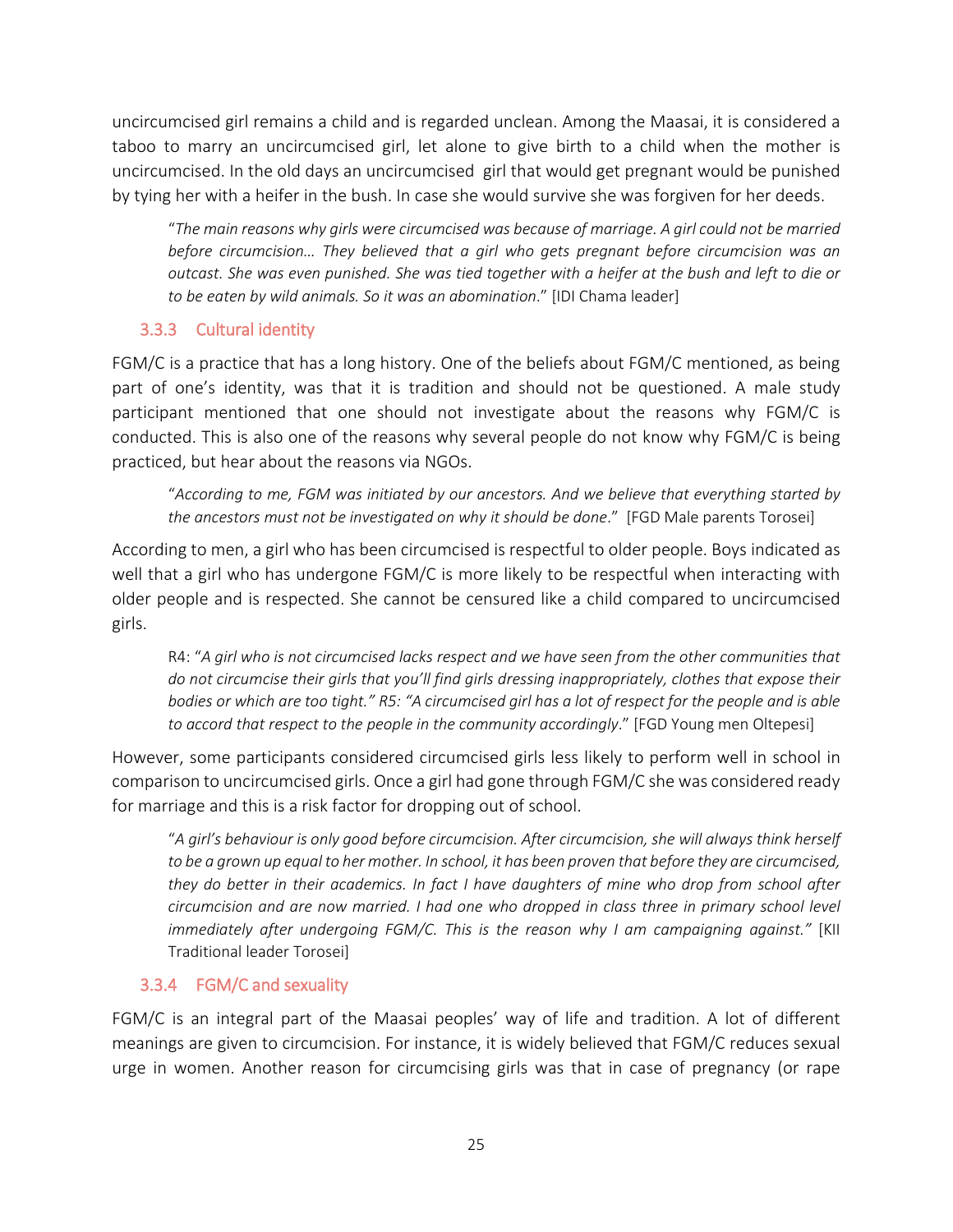uncircumcised girl remains a child and is regarded unclean. Among the Maasai, it is considered a taboo to marry an uncircumcised girl, let alone to give birth to a child when the mother is uncircumcised. In the old days an uncircumcised girl that would get pregnant would be punished by tying her with a heifer in the bush. In case she would survive she was forgiven for her deeds.

> "*The main reasons why girls were circumcised was because of marriage. A girl could not be married before circumcision… They believed that a girl who gets pregnant before circumcision was an outcast. She was even punished. She was tied together with a heifer at the bush and left to die or to be eaten by wild animals. So it was an abomination*." [IDI Chama leader]

### 3.3.3 Cultural identity

FGM/C is a practice that has a long history. One of the beliefs about FGM/C mentioned, as being part of one's identity, was that it is tradition and should not be questioned. A male study participant mentioned that one should not investigate about the reasons why FGM/C is conducted. This is also one of the reasons why several people do not know why FGM/C is being practiced, but hear about the reasons via NGOs.

> "*According to me, FGM was initiated by our ancestors. And we believe that everything started by the ancestors must not be investigated on why it should be done*." [FGD Male parents Torosei]

According to men, a girl who has been circumcised is respectful to older people. Boys indicated as well that a girl who has undergone FGM/C is more likely to be respectful when interacting with older people and is respected. She cannot be censured like a child compared to uncircumcised girls.

> R4: "*A girl who is not circumcised lacks respect and we have seen from the other communities that do not circumcise their girls that you'll find girls dressing inappropriately, clothes that expose their bodies or which are too tight." R5: "A circumcised girl has a lot of respect for the people and is able to accord that respect to the people in the community accordingly*." [FGD Young men Oltepesi]

However, some participants considered circumcised girls less likely to perform well in school in comparison to uncircumcised girls. Once a girl had gone through FGM/C she was considered ready for marriage and this is a risk factor for dropping out of school.

> "*A girl's behaviour is only good before circumcision. After circumcision, she will always think herself to be a grown up equal to her mother. In school, it has been proven that before they are circumcised, they do better in their academics. In fact I have daughters of mine who drop from school after circumcision and are now married. I had one who dropped in class three in primary school level immediately after undergoing FGM/C. This is the reason why I am campaigning against."* [KII Traditional leader Torosei]

### 3.3.4 FGM/C and sexuality

FGM/C is an integral part of the Maasai peoples' way of life and tradition. A lot of different meanings are given to circumcision. For instance, it is widely believed that FGM/C reduces sexual urge in women. Another reason for circumcising girls was that in case of pregnancy (or rape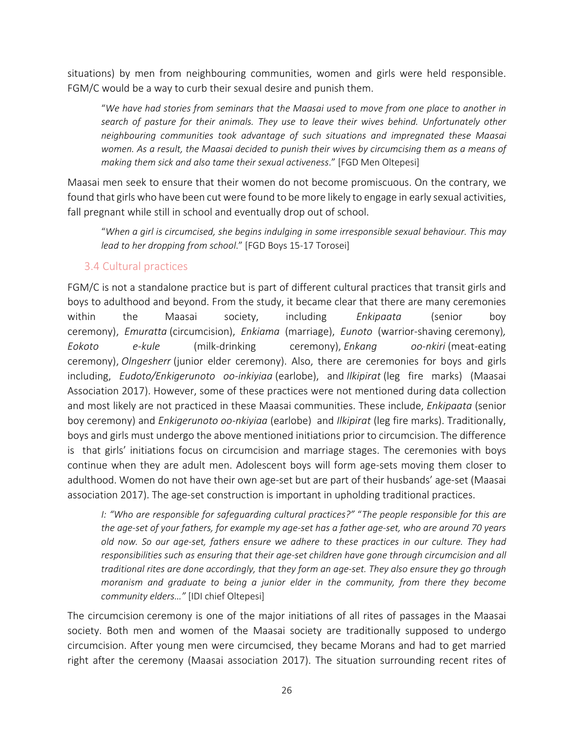situations) by men from neighbouring communities, women and girls were held responsible. FGM/C would be a way to curb their sexual desire and punish them.

> "*We have had stories from seminars that the Maasai used to move from one place to another in search of pasture for their animals. They use to leave their wives behind. Unfortunately other neighbouring communities took advantage of such situations and impregnated these Maasai women. As a result, the Maasai decided to punish their wives by circumcising them as a means of making them sick and also tame their sexual activeness*." [FGD Men Oltepesi]

Maasai men seek to ensure that their women do not become promiscuous. On the contrary, we found that girls who have been cut were found to be more likely to engage in early sexual activities, fall pregnant while still in school and eventually drop out of school.

> "*When a girl is circumcised, she begins indulging in some irresponsible sexual behaviour. This may lead to her dropping from school*." [FGD Boys 15-17 Torosei]

### 3.4 Cultural practices

FGM/C is not a standalone practice but is part of different cultural practices that transit girls and boys to adulthood and beyond. From the study, it became clear that there are many ceremonies within the Maasai society, including *Enkipaata* (senior boy ceremony), *Emuratta* (circumcision), *Enkiama* (marriage), *Eunoto* (warrior-shaving ceremony), *Eokoto e-kule* (milk-drinking ceremony), *Enkang oo-nkiri* (meat-eating ceremony), *Olngesherr* (junior elder ceremony). Also, there are ceremonies for boys and girls including, *Eudoto/Enkigerunoto oo-inkiyiaa* (earlobe), and *Ilkipirat* (leg fire marks) (Maasai Association 2017). However, some of these practices were not mentioned during data collection and most likely are not practiced in these Maasai communities. These include, *Enkipaata* (senior boy ceremony) and *Enkigerunoto oo-nkiyiaa* (earlobe) and *Ilkipirat* (leg fire marks). Traditionally, boys and girls must undergo the above mentioned initiations prior to circumcision. The difference is that girls' initiations focus on circumcision and marriage stages. The ceremonies with boys continue when they are adult men. Adolescent boys will form age-sets moving them closer to adulthood. Women do not have their own age-set but are part of their husbands' age-set (Maasai association 2017). The age-set construction is important in upholding traditional practices.

> *I: "Who are responsible for safeguarding cultural practices?"* "*The people responsible for this are the age-set of your fathers, for example my age-set has a father age-set, who are around 70 years old now. So our age-set, fathers ensure we adhere to these practices in our culture. They had responsibilities such as ensuring that their age-set children have gone through circumcision and all traditional rites are done accordingly, that they form an age-set. They also ensure they go through moranism and graduate to being a junior elder in the community, from there they become community elders…"* [IDI chief Oltepesi]

The circumcision ceremony is one of the major initiations of all rites of passages in the Maasai society. Both men and women of the Maasai society are traditionally supposed to undergo circumcision. After young men were circumcised, they became Morans and had to get married right after the ceremony (Maasai association 2017). The situation surrounding recent rites of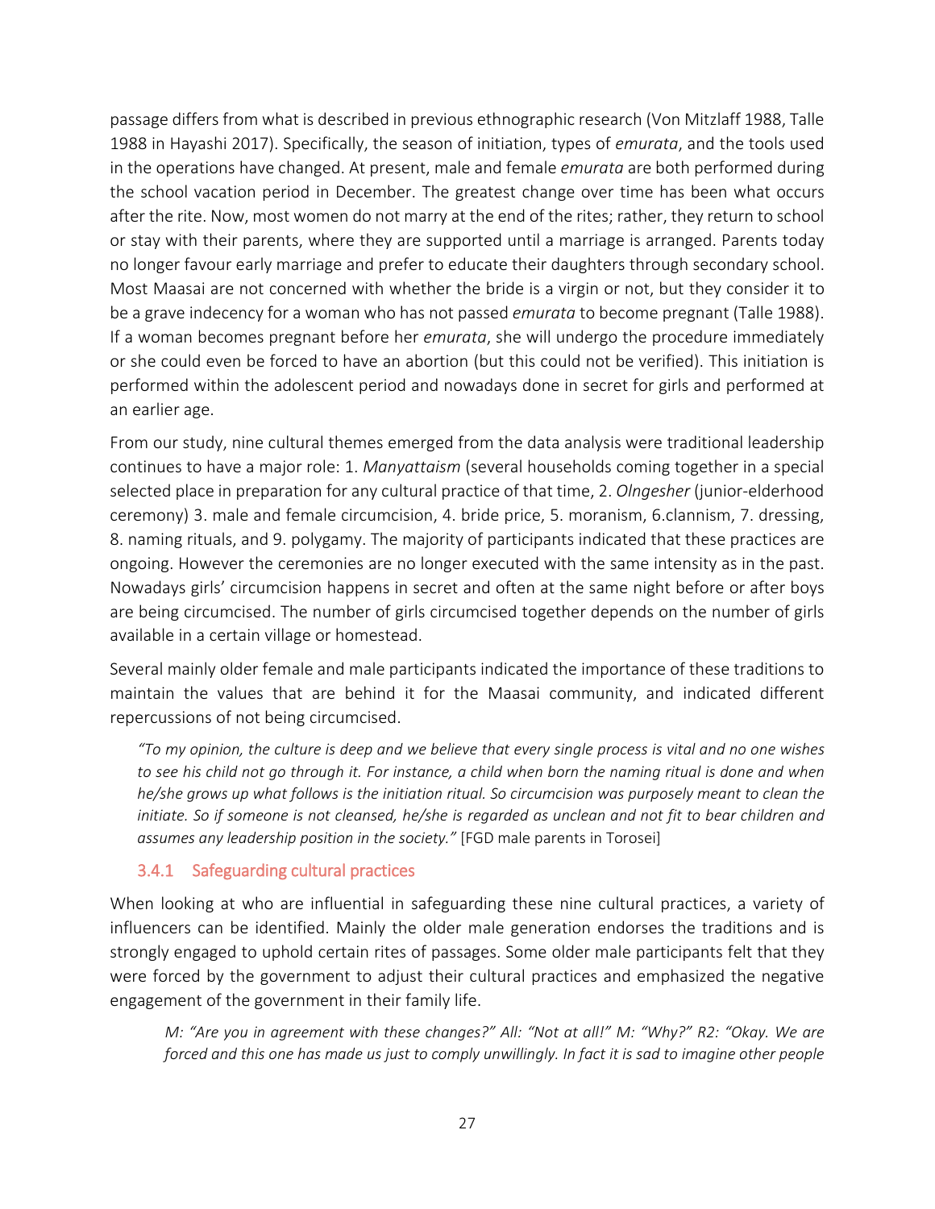passage differs from what is described in previous ethnographic research (Von Mitzlaff 1988, Talle 1988 in Hayashi 2017). Specifically, the season of initiation, types of *emurata*, and the tools used in the operations have changed. At present, male and female *emurata* are both performed during the school vacation period in December. The greatest change over time has been what occurs after the rite. Now, most women do not marry at the end of the rites; rather, they return to school or stay with their parents, where they are supported until a marriage is arranged. Parents today no longer favour early marriage and prefer to educate their daughters through secondary school. Most Maasai are not concerned with whether the bride is a virgin or not, but they consider it to be a grave indecency for a woman who has not passed *emurata* to become pregnant (Talle 1988). If a woman becomes pregnant before her *emurata*, she will undergo the procedure immediately or she could even be forced to have an abortion (but this could not be verified). This initiation is performed within the adolescent period and nowadays done in secret for girls and performed at an earlier age.

From our study, nine cultural themes emerged from the data analysis were traditional leadership continues to have a major role: 1. *Manyattaism* (several households coming together in a special selected place in preparation for any cultural practice of that time, 2. *Olngesher* (junior-elderhood ceremony) 3. male and female circumcision, 4. bride price, 5. moranism, 6.clannism, 7. dressing, 8. naming rituals, and 9. polygamy. The majority of participants indicated that these practices are ongoing. However the ceremonies are no longer executed with the same intensity as in the past. Nowadays girls' circumcision happens in secret and often at the same night before or after boys are being circumcised. The number of girls circumcised together depends on the number of girls available in a certain village or homestead.

Several mainly older female and male participants indicated the importance of these traditions to maintain the values that are behind it for the Maasai community, and indicated different repercussions of not being circumcised.

> *"To my opinion, the culture is deep and we believe that every single process is vital and no one wishes to see his child not go through it. For instance, a child when born the naming ritual is done and when he/she grows up what follows is the initiation ritual. So circumcision was purposely meant to clean the initiate. So if someone is not cleansed, he/she is regarded as unclean and not fit to bear children and assumes any leadership position in the society."* [FGD male parents in Torosei]

### 3.4.1 Safeguarding cultural practices

When looking at who are influential in safeguarding these nine cultural practices, a variety of influencers can be identified. Mainly the older male generation endorses the traditions and is strongly engaged to uphold certain rites of passages. Some older male participants felt that they were forced by the government to adjust their cultural practices and emphasized the negative engagement of the government in their family life.

> *M: "Are you in agreement with these changes?" All: "Not at all!" M: "Why?" R2: "Okay. We are forced and this one has made us just to comply unwillingly. In fact it is sad to imagine other people*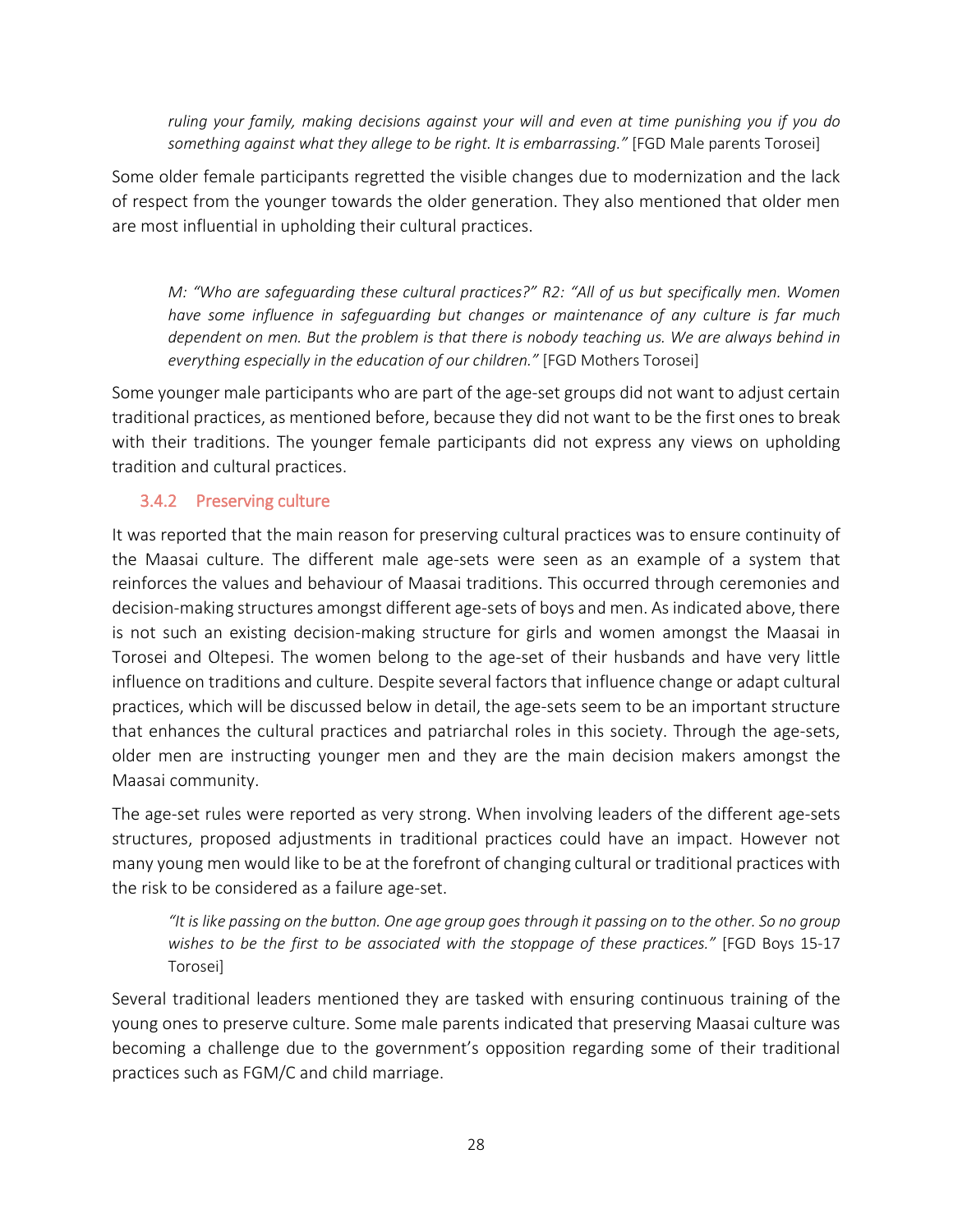*ruling your family, making decisions against your will and even at time punishing you if you do something against what they allege to be right. It is embarrassing."* [FGD Male parents Torosei]

Some older female participants regretted the visible changes due to modernization and the lack of respect from the younger towards the older generation. They also mentioned that older men are most influential in upholding their cultural practices.

> *M: "Who are safeguarding these cultural practices?" R2: "All of us but specifically men. Women have some influence in safeguarding but changes or maintenance of any culture is far much dependent on men. But the problem is that there is nobody teaching us. We are always behind in everything especially in the education of our children."* [FGD Mothers Torosei]

Some younger male participants who are part of the age-set groups did not want to adjust certain traditional practices, as mentioned before, because they did not want to be the first ones to break with their traditions. The younger female participants did not express any views on upholding tradition and cultural practices.

### 3.4.2 Preserving culture

It was reported that the main reason for preserving cultural practices was to ensure continuity of the Maasai culture. The different male age-sets were seen as an example of a system that reinforces the values and behaviour of Maasai traditions. This occurred through ceremonies and decision-making structures amongst different age-sets of boys and men. As indicated above, there is not such an existing decision-making structure for girls and women amongst the Maasai in Torosei and Oltepesi. The women belong to the age-set of their husbands and have very little influence on traditions and culture. Despite several factors that influence change or adapt cultural practices, which will be discussed below in detail, the age-sets seem to be an important structure that enhances the cultural practices and patriarchal roles in this society. Through the age-sets, older men are instructing younger men and they are the main decision makers amongst the Maasai community.

The age-set rules were reported as very strong. When involving leaders of the different age-sets structures, proposed adjustments in traditional practices could have an impact. However not many young men would like to be at the forefront of changing cultural or traditional practices with the risk to be considered as a failure age-set.

> *"It is like passing on the button. One age group goes through it passing on to the other. So no group wishes to be the first to be associated with the stoppage of these practices."* [FGD Boys 15-17 Torosei]

Several traditional leaders mentioned they are tasked with ensuring continuous training of the young ones to preserve culture. Some male parents indicated that preserving Maasai culture was becoming a challenge due to the government's opposition regarding some of their traditional practices such as FGM/C and child marriage.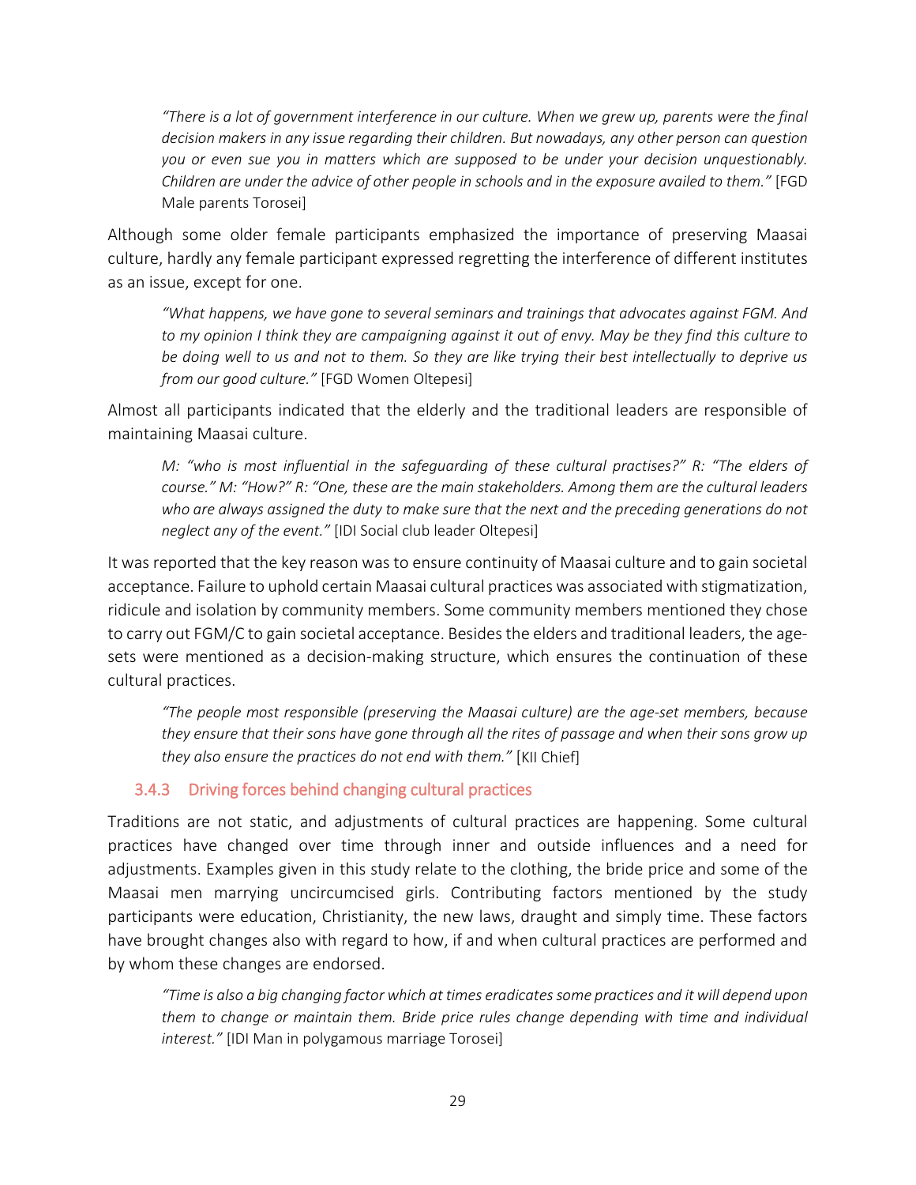*"There is a lot of government interference in our culture. When we grew up, parents were the final decision makers in any issue regarding their children. But nowadays, any other person can question you or even sue you in matters which are supposed to be under your decision unquestionably. Children are under the advice of other people in schools and in the exposure availed to them."* [FGD Male parents Torosei]

Although some older female participants emphasized the importance of preserving Maasai culture, hardly any female participant expressed regretting the interference of different institutes as an issue, except for one.

*"What happens, we have gone to several seminars and trainings that advocates against FGM. And to my opinion I think they are campaigning against it out of envy. May be they find this culture to be doing well to us and not to them. So they are like trying their best intellectually to deprive us from our good culture."* [FGD Women Oltepesi]

Almost all participants indicated that the elderly and the traditional leaders are responsible of maintaining Maasai culture.

*M: "who is most influential in the safeguarding of these cultural practises?" R: "The elders of course." M: "How?" R: "One, these are the main stakeholders. Among them are the cultural leaders who are always assigned the duty to make sure that the next and the preceding generations do not neglect any of the event."* [IDI Social club leader Oltepesi]

It was reported that the key reason was to ensure continuity of Maasai culture and to gain societal acceptance. Failure to uphold certain Maasai cultural practices was associated with stigmatization, ridicule and isolation by community members. Some community members mentioned they chose to carry out FGM/C to gain societal acceptance. Besides the elders and traditional leaders, the age-sets were mentioned as a decision-making structure, which ensures the continuation of these cultural practices.

*"The people most responsible (preserving the Maasai culture) are the age-set members, because they ensure that their sons have gone through all the rites of passage and when their sons grow up they also ensure the practices do not end with them."* [KII Chief]

### 3.4.3 Driving forces behind changing cultural practices

Traditions are not static, and adjustments of cultural practices are happening. Some cultural practices have changed over time through inner and outside influences and a need for adjustments. Examples given in this study relate to the clothing, the bride price and some of the Maasai men marrying uncircumcised girls. Contributing factors mentioned by the study participants were education, Christianity, the new laws, draught and simply time. These factors have brought changes also with regard to how, if and when cultural practices are performed and by whom these changes are endorsed.

*"Time is also a big changing factor which at times eradicates some practices and it will depend upon them to change or maintain them. Bride price rules change depending with time and individual interest."* [IDI Man in polygamous marriage Torosei]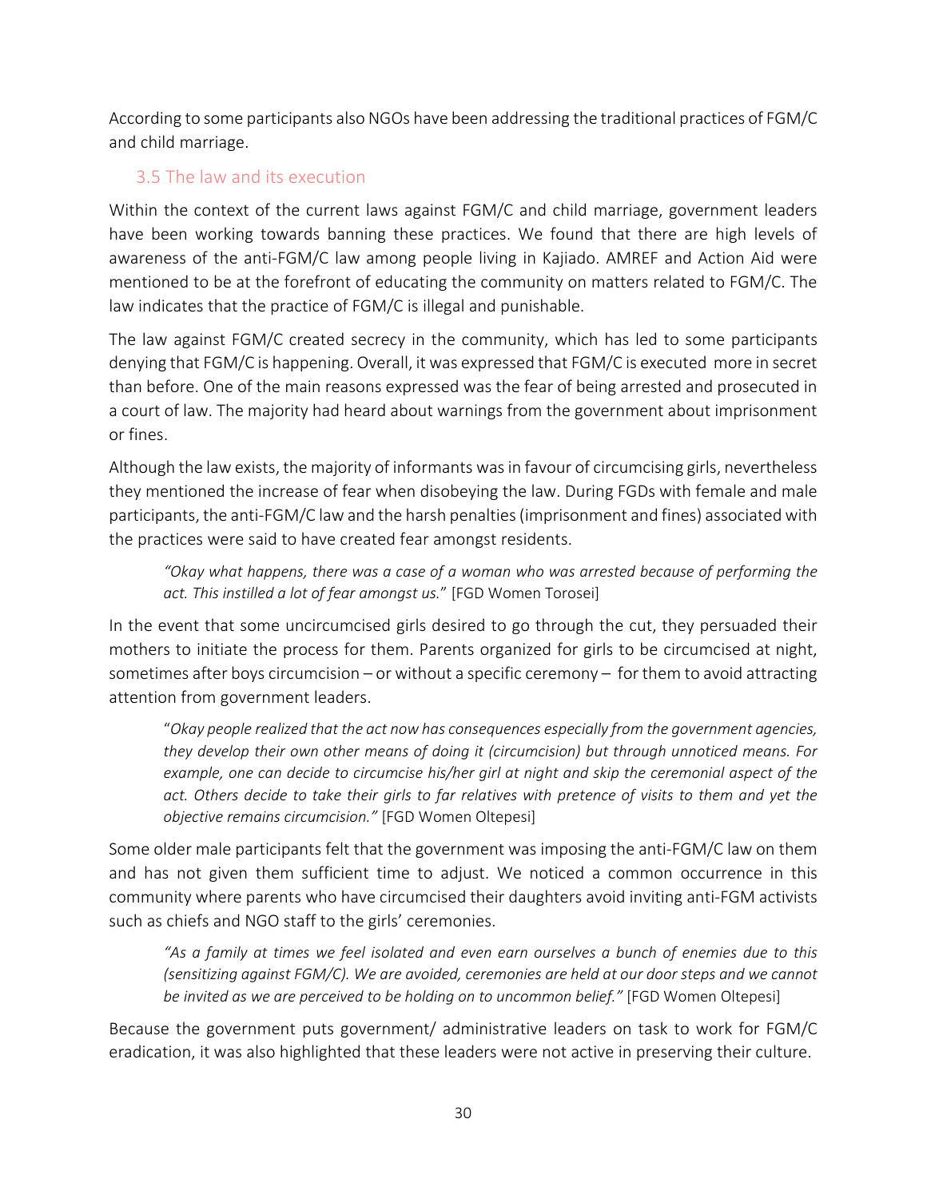According to some participants also NGOs have been addressing the traditional practices of FGM/C and child marriage.

### 3.5 The law and its execution

Within the context of the current laws against FGM/C and child marriage, government leaders have been working towards banning these practices. We found that there are high levels of awareness of the anti-FGM/C law among people living in Kajiado. AMREF and Action Aid were mentioned to be at the forefront of educating the community on matters related to FGM/C. The law indicates that the practice of FGM/C is illegal and punishable.

The law against FGM/C created secrecy in the community, which has led to some participants denying that FGM/C is happening. Overall, it was expressed that FGM/C is executed more in secret than before. One of the main reasons expressed was the fear of being arrested and prosecuted in a court of law. The majority had heard about warnings from the government about imprisonment or fines.

Although the law exists, the majority of informants was in favour of circumcising girls, nevertheless they mentioned the increase of fear when disobeying the law. During FGDs with female and male participants, the anti-FGM/C law and the harsh penalties (imprisonment and fines) associated with the practices were said to have created fear amongst residents.

> *"Okay what happens, there was a case of a woman who was arrested because of performing the act. This instilled a lot of fear amongst us."* [FGD Women Torosei]

In the event that some uncircumcised girls desired to go through the cut, they persuaded their mothers to initiate the process for them. Parents organized for girls to be circumcised at night, sometimes after boys circumcision – or without a specific ceremony – for them to avoid attracting attention from government leaders.

> "*Okay people realized that the act now has consequences especially from the government agencies, they develop their own other means of doing it (circumcision) but through unnoticed means. For example, one can decide to circumcise his/her girl at night and skip the ceremonial aspect of the act. Others decide to take their girls to far relatives with pretence of visits to them and yet the objective remains circumcision."* [FGD Women Oltepesi]

Some older male participants felt that the government was imposing the anti-FGM/C law on them and has not given them sufficient time to adjust. We noticed a common occurrence in this community where parents who have circumcised their daughters avoid inviting anti-FGM activists such as chiefs and NGO staff to the girls' ceremonies.

> *"As a family at times we feel isolated and even earn ourselves a bunch of enemies due to this (sensitizing against FGM/C). We are avoided, ceremonies are held at our door steps and we cannot be invited as we are perceived to be holding on to uncommon belief."* [FGD Women Oltepesi]

Because the government puts government/ administrative leaders on task to work for FGM/C eradication, it was also highlighted that these leaders were not active in preserving their culture.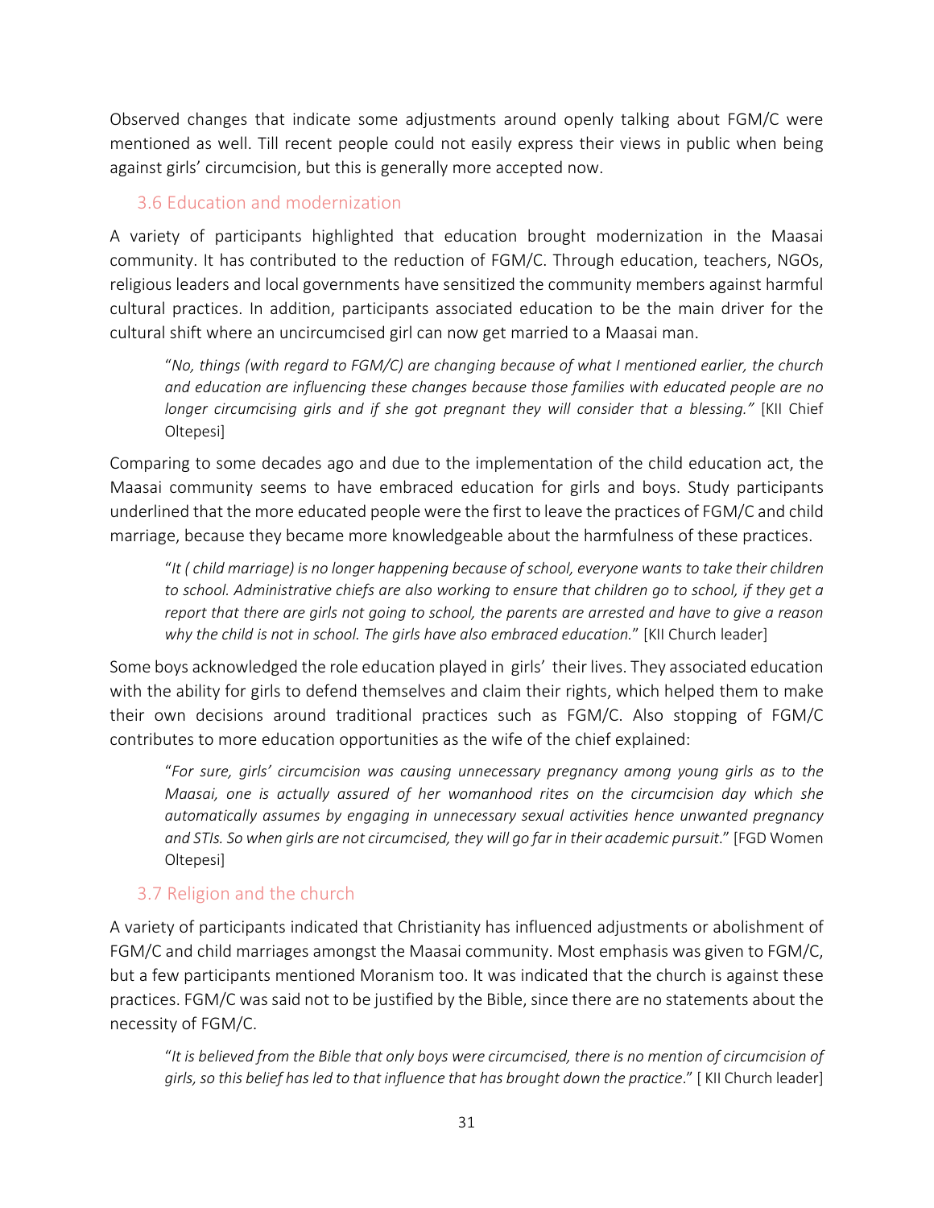Observed changes that indicate some adjustments around openly talking about FGM/C were mentioned as well. Till recent people could not easily express their views in public when being against girls' circumcision, but this is generally more accepted now.

### 3.6 Education and modernization

A variety of participants highlighted that education brought modernization in the Maasai community. It has contributed to the reduction of FGM/C. Through education, teachers, NGOs, religious leaders and local governments have sensitized the community members against harmful cultural practices. In addition, participants associated education to be the main driver for the cultural shift where an uncircumcised girl can now get married to a Maasai man.

> "*No, things (with regard to FGM/C) are changing because of what I mentioned earlier, the church and education are influencing these changes because those families with educated people are no longer circumcising girls and if she got pregnant they will consider that a blessing."* [KII Chief Oltepesi]

Comparing to some decades ago and due to the implementation of the child education act, the Maasai community seems to have embraced education for girls and boys. Study participants underlined that the more educated people were the first to leave the practices of FGM/C and child marriage, because they became more knowledgeable about the harmfulness of these practices.

> "*It ( child marriage) is no longer happening because of school, everyone wants to take their children to school. Administrative chiefs are also working to ensure that children go to school, if they get a report that there are girls not going to school, the parents are arrested and have to give a reason why the child is not in school. The girls have also embraced education.*" [KII Church leader]

Some boys acknowledged the role education played in girls' their lives. They associated education with the ability for girls to defend themselves and claim their rights, which helped them to make their own decisions around traditional practices such as FGM/C. Also stopping of FGM/C contributes to more education opportunities as the wife of the chief explained:

> "*For sure, girls' circumcision was causing unnecessary pregnancy among young girls as to the Maasai, one is actually assured of her womanhood rites on the circumcision day which she automatically assumes by engaging in unnecessary sexual activities hence unwanted pregnancy and STIs. So when girls are not circumcised, they will go far in their academic pursuit.*" [FGD Women Oltepesi]

### 3.7 Religion and the church

A variety of participants indicated that Christianity has influenced adjustments or abolishment of FGM/C and child marriages amongst the Maasai community. Most emphasis was given to FGM/C, but a few participants mentioned Moranism too. It was indicated that the church is against these practices. FGM/C was said not to be justified by the Bible, since there are no statements about the necessity of FGM/C.

> "*It is believed from the Bible that only boys were circumcised, there is no mention of circumcision of girls, so this belief has led to that influence that has brought down the practice*." [ KII Church leader]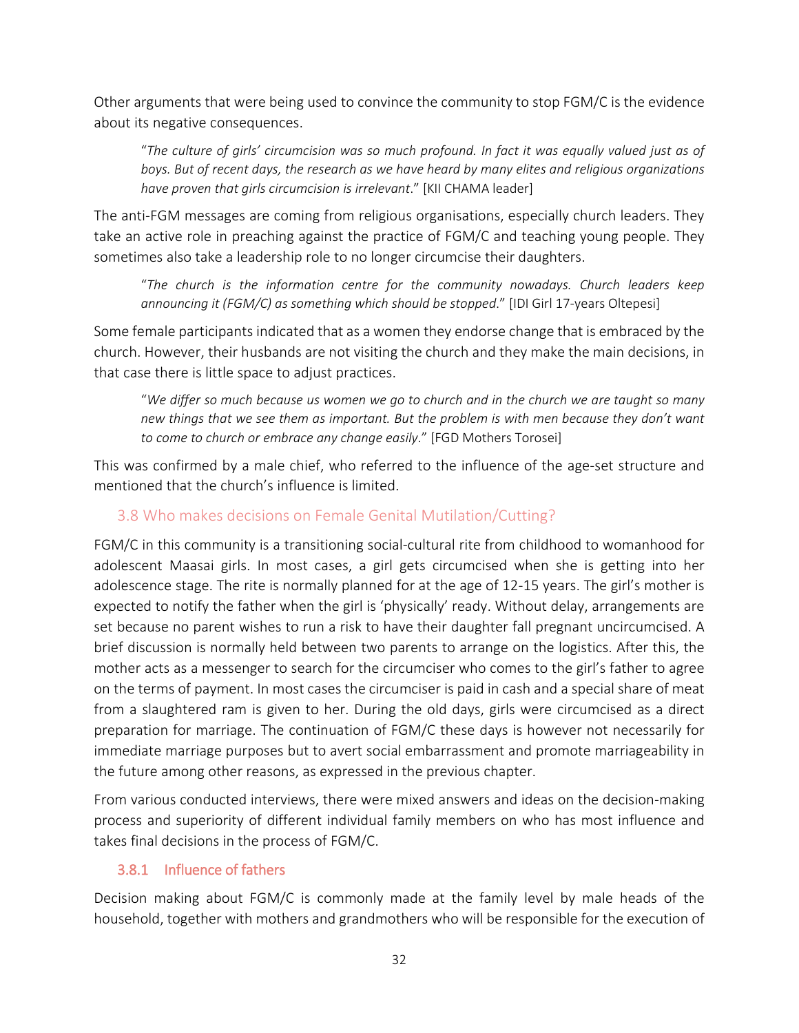Other arguments that were being used to convince the community to stop FGM/C is the evidence about its negative consequences.

> "*The culture of girls' circumcision was so much profound. In fact it was equally valued just as of boys. But of recent days, the research as we have heard by many elites and religious organizations have proven that girls circumcision is irrelevant*." [KII CHAMA leader]

The anti-FGM messages are coming from religious organisations, especially church leaders. They take an active role in preaching against the practice of FGM/C and teaching young people. They sometimes also take a leadership role to no longer circumcise their daughters.

> "*The church is the information centre for the community nowadays. Church leaders keep announcing it (FGM/C) as something which should be stopped*." [IDI Girl 17-years Oltepesi]

Some female participants indicated that as a women they endorse change that is embraced by the church. However, their husbands are not visiting the church and they make the main decisions, in that case there is little space to adjust practices.

> "*We differ so much because us women we go to church and in the church we are taught so many new things that we see them as important. But the problem is with men because they don't want to come to church or embrace any change easily*." [FGD Mothers Torosei]

This was confirmed by a male chief, who referred to the influence of the age-set structure and mentioned that the church's influence is limited.

## 3.8 Who makes decisions on Female Genital Mutilation/Cutting?

FGM/C in this community is a transitioning social-cultural rite from childhood to womanhood for adolescent Maasai girls. In most cases, a girl gets circumcised when she is getting into her adolescence stage. The rite is normally planned for at the age of 12-15 years. The girl's mother is expected to notify the father when the girl is 'physically' ready. Without delay, arrangements are set because no parent wishes to run a risk to have their daughter fall pregnant uncircumcised. A brief discussion is normally held between two parents to arrange on the logistics. After this, the mother acts as a messenger to search for the circumciser who comes to the girl's father to agree on the terms of payment. In most cases the circumciser is paid in cash and a special share of meat from a slaughtered ram is given to her. During the old days, girls were circumcised as a direct preparation for marriage. The continuation of FGM/C these days is however not necessarily for immediate marriage purposes but to avert social embarrassment and promote marriageability in the future among other reasons, as expressed in the previous chapter.

From various conducted interviews, there were mixed answers and ideas on the decision-making process and superiority of different individual family members on who has most influence and takes final decisions in the process of FGM/C.

### 3.8.1 Influence of fathers

Decision making about FGM/C is commonly made at the family level by male heads of the household, together with mothers and grandmothers who will be responsible for the execution of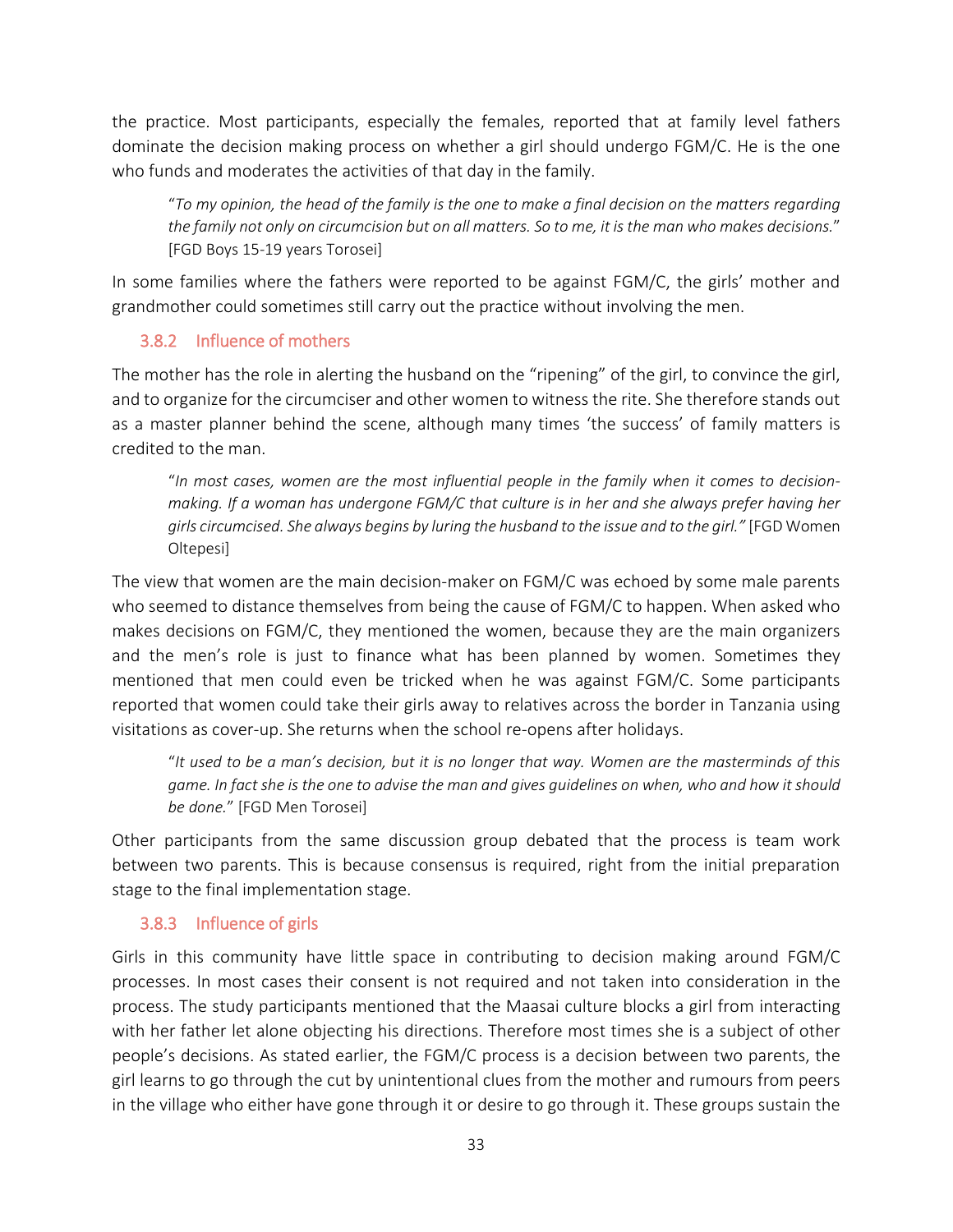the practice. Most participants, especially the females, reported that at family level fathers dominate the decision making process on whether a girl should undergo FGM/C. He is the one who funds and moderates the activities of that day in the family.

> "*To my opinion, the head of the family is the one to make a final decision on the matters regarding the family not only on circumcision but on all matters. So to me, it is the man who makes decisions.*" [FGD Boys 15-19 years Torosei]

In some families where the fathers were reported to be against FGM/C, the girls' mother and grandmother could sometimes still carry out the practice without involving the men.

### 3.8.2 Influence of mothers

The mother has the role in alerting the husband on the "ripening" of the girl, to convince the girl, and to organize for the circumciser and other women to witness the rite. She therefore stands out as a master planner behind the scene, although many times 'the success' of family matters is credited to the man.

> "*In most cases, women are the most influential people in the family when it comes to decision-making. If a woman has undergone FGM/C that culture is in her and she always prefer having her girls circumcised. She always begins by luring the husband to the issue and to the girl."* [FGD Women Oltepesi]

The view that women are the main decision-maker on FGM/C was echoed by some male parents who seemed to distance themselves from being the cause of FGM/C to happen. When asked who makes decisions on FGM/C, they mentioned the women, because they are the main organizers and the men's role is just to finance what has been planned by women. Sometimes they mentioned that men could even be tricked when he was against FGM/C. Some participants reported that women could take their girls away to relatives across the border in Tanzania using visitations as cover-up. She returns when the school re-opens after holidays.

> "*It used to be a man's decision, but it is no longer that way. Women are the masterminds of this game. In fact she is the one to advise the man and gives guidelines on when, who and how it should be done.*" [FGD Men Torosei]

Other participants from the same discussion group debated that the process is team work between two parents. This is because consensus is required, right from the initial preparation stage to the final implementation stage.

### 3.8.3 Influence of girls

Girls in this community have little space in contributing to decision making around FGM/C processes. In most cases their consent is not required and not taken into consideration in the process. The study participants mentioned that the Maasai culture blocks a girl from interacting with her father let alone objecting his directions. Therefore most times she is a subject of other people's decisions. As stated earlier, the FGM/C process is a decision between two parents, the girl learns to go through the cut by unintentional clues from the mother and rumours from peers in the village who either have gone through it or desire to go through it. These groups sustain the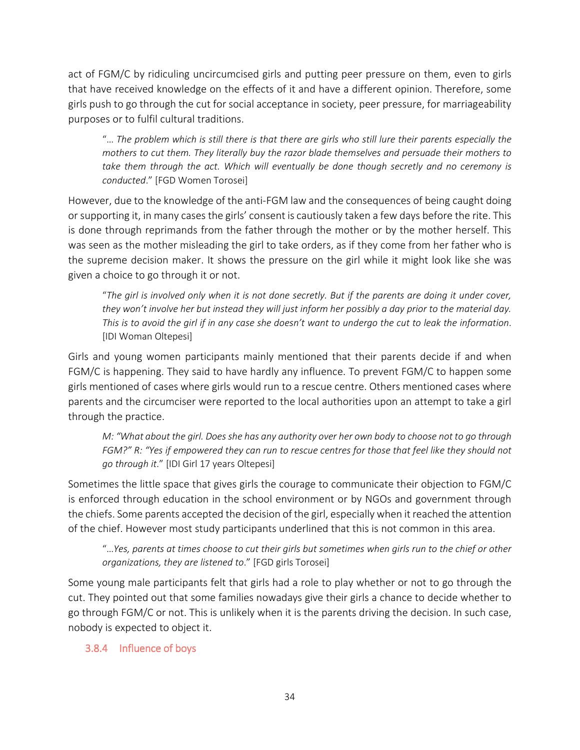act of FGM/C by ridiculing uncircumcised girls and putting peer pressure on them, even to girls that have received knowledge on the effects of it and have a different opinion. Therefore, some girls push to go through the cut for social acceptance in society, peer pressure, for marriageability purposes or to fulfil cultural traditions.

> "*… The problem which is still there is that there are girls who still lure their parents especially the mothers to cut them. They literally buy the razor blade themselves and persuade their mothers to take them through the act. Which will eventually be done though secretly and no ceremony is conducted*." [FGD Women Torosei]

However, due to the knowledge of the anti-FGM law and the consequences of being caught doing or supporting it, in many cases the girls' consent is cautiously taken a few days before the rite. This is done through reprimands from the father through the mother or by the mother herself. This was seen as the mother misleading the girl to take orders, as if they come from her father who is the supreme decision maker. It shows the pressure on the girl while it might look like she was given a choice to go through it or not.

> "*The girl is involved only when it is not done secretly. But if the parents are doing it under cover, they won't involve her but instead they will just inform her possibly a day prior to the material day. This is to avoid the girl if in any case she doesn't want to undergo the cut to leak the information*. [IDI Woman Oltepesi]

Girls and young women participants mainly mentioned that their parents decide if and when FGM/C is happening. They said to have hardly any influence. To prevent FGM/C to happen some girls mentioned of cases where girls would run to a rescue centre. Others mentioned cases where parents and the circumciser were reported to the local authorities upon an attempt to take a girl through the practice.

> *M: "What about the girl. Does she has any authority over her own body to choose not to go through FGM?" R: "Yes if empowered they can run to rescue centres for those that feel like they should not go through it*." [IDI Girl 17 years Oltepesi]

Sometimes the little space that gives girls the courage to communicate their objection to FGM/C is enforced through education in the school environment or by NGOs and government through the chiefs. Some parents accepted the decision of the girl, especially when it reached the attention of the chief. However most study participants underlined that this is not common in this area.

> "*…Yes, parents at times choose to cut their girls but sometimes when girls run to the chief or other organizations, they are listened to*." [FGD girls Torosei]

Some young male participants felt that girls had a role to play whether or not to go through the cut. They pointed out that some families nowadays give their girls a chance to decide whether to go through FGM/C or not. This is unlikely when it is the parents driving the decision. In such case, nobody is expected to object it.

### 3.8.4 Influence of boys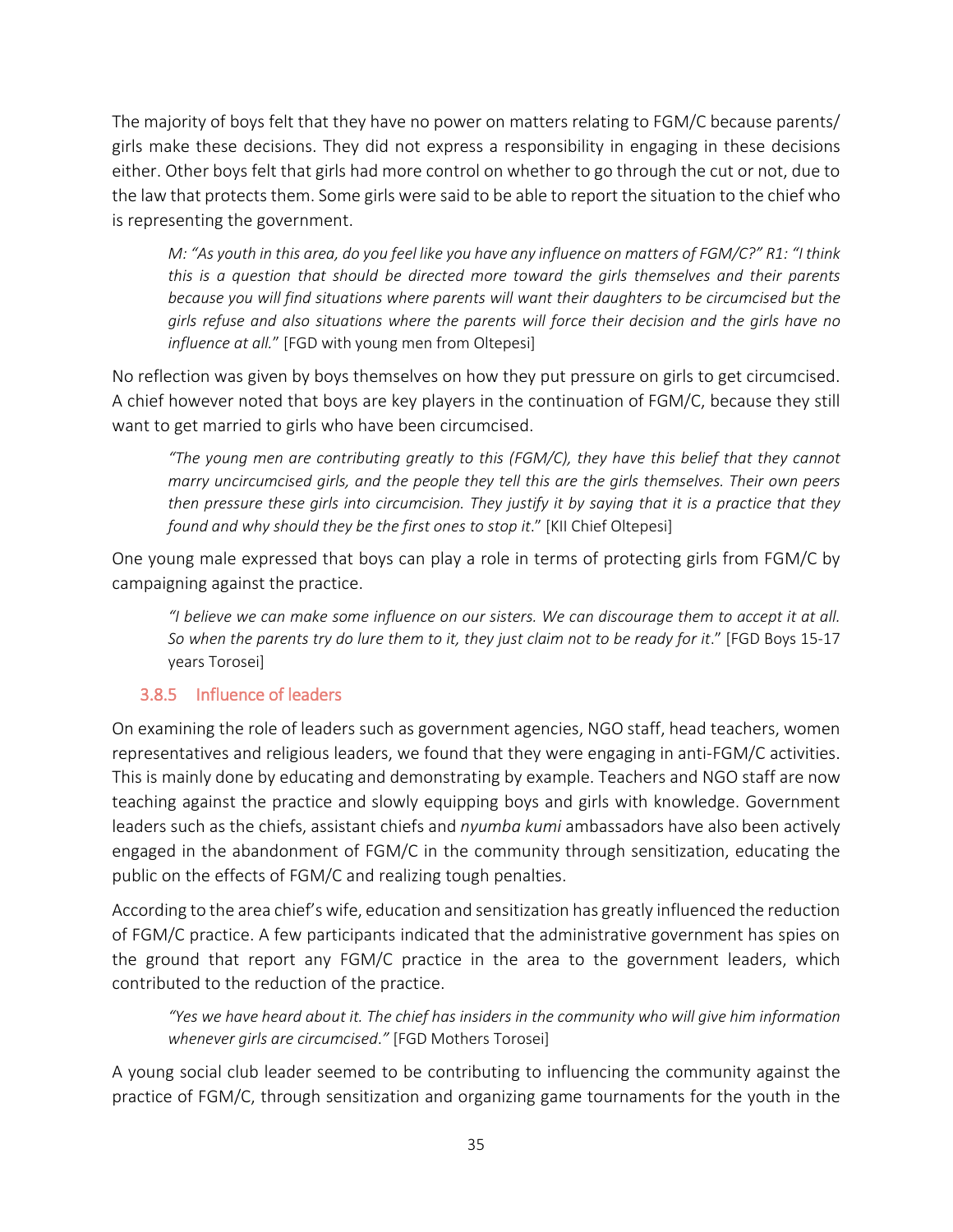The majority of boys felt that they have no power on matters relating to FGM/C because parents/ girls make these decisions. They did not express a responsibility in engaging in these decisions either. Other boys felt that girls had more control on whether to go through the cut or not, due to the law that protects them. Some girls were said to be able to report the situation to the chief who is representing the government.

> *M: "As youth in this area, do you feel like you have any influence on matters of FGM/C?" R1: "I think this is a question that should be directed more toward the girls themselves and their parents because you will find situations where parents will want their daughters to be circumcised but the girls refuse and also situations where the parents will force their decision and the girls have no influence at all."* [FGD with young men from Oltepesi]

No reflection was given by boys themselves on how they put pressure on girls to get circumcised. A chief however noted that boys are key players in the continuation of FGM/C, because they still want to get married to girls who have been circumcised.

> *"The young men are contributing greatly to this (FGM/C), they have this belief that they cannot marry uncircumcised girls, and the people they tell this are the girls themselves. Their own peers then pressure these girls into circumcision. They justify it by saying that it is a practice that they found and why should they be the first ones to stop it."* [KII Chief Oltepesi]

One young male expressed that boys can play a role in terms of protecting girls from FGM/C by campaigning against the practice.

> *"I believe we can make some influence on our sisters. We can discourage them to accept it at all. So when the parents try do lure them to it, they just claim not to be ready for it."* [FGD Boys 15-17 years Torosei]

### 3.8.5 Influence of leaders

On examining the role of leaders such as government agencies, NGO staff, head teachers, women representatives and religious leaders, we found that they were engaging in anti-FGM/C activities. This is mainly done by educating and demonstrating by example. Teachers and NGO staff are now teaching against the practice and slowly equipping boys and girls with knowledge. Government leaders such as the chiefs, assistant chiefs and *nyumba kumi* ambassadors have also been actively engaged in the abandonment of FGM/C in the community through sensitization, educating the public on the effects of FGM/C and realizing tough penalties.

According to the area chief's wife, education and sensitization has greatly influenced the reduction of FGM/C practice. A few participants indicated that the administrative government has spies on the ground that report any FGM/C practice in the area to the government leaders, which contributed to the reduction of the practice.

> *"Yes we have heard about it. The chief has insiders in the community who will give him information whenever girls are circumcised."* [FGD Mothers Torosei]

A young social club leader seemed to be contributing to influencing the community against the practice of FGM/C, through sensitization and organizing game tournaments for the youth in the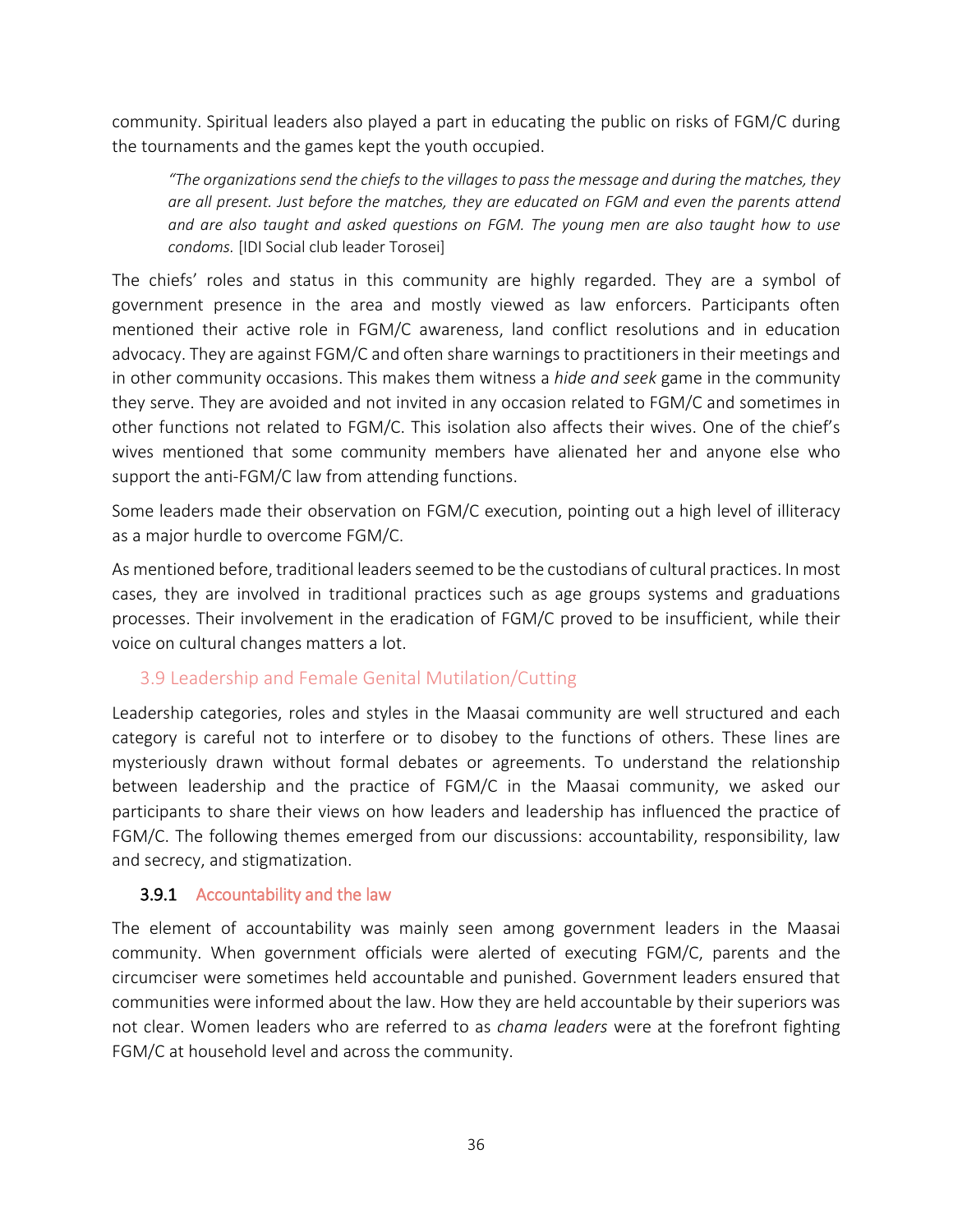community. Spiritual leaders also played a part in educating the public on risks of FGM/C during the tournaments and the games kept the youth occupied.

> *"The organizations send the chiefs to the villages to pass the message and during the matches, they are all present. Just before the matches, they are educated on FGM and even the parents attend and are also taught and asked questions on FGM. The young men are also taught how to use condoms.* [IDI Social club leader Torosei]

The chiefs' roles and status in this community are highly regarded. They are a symbol of government presence in the area and mostly viewed as law enforcers. Participants often mentioned their active role in FGM/C awareness, land conflict resolutions and in education advocacy. They are against FGM/C and often share warnings to practitioners in their meetings and in other community occasions. This makes them witness a *hide and seek* game in the community they serve. They are avoided and not invited in any occasion related to FGM/C and sometimes in other functions not related to FGM/C. This isolation also affects their wives. One of the chief's wives mentioned that some community members have alienated her and anyone else who support the anti-FGM/C law from attending functions.

Some leaders made their observation on FGM/C execution, pointing out a high level of illiteracy as a major hurdle to overcome FGM/C.

As mentioned before, traditional leaders seemed to be the custodians of cultural practices. In most cases, they are involved in traditional practices such as age groups systems and graduations processes. Their involvement in the eradication of FGM/C proved to be insufficient, while their voice on cultural changes matters a lot.

## 3.9 Leadership and Female Genital Mutilation/Cutting

Leadership categories, roles and styles in the Maasai community are well structured and each category is careful not to interfere or to disobey to the functions of others. These lines are mysteriously drawn without formal debates or agreements. To understand the relationship between leadership and the practice of FGM/C in the Maasai community, we asked our participants to share their views on how leaders and leadership has influenced the practice of FGM/C. The following themes emerged from our discussions: accountability, responsibility, law and secrecy, and stigmatization.

### 3.9.1 Accountability and the law

The element of accountability was mainly seen among government leaders in the Maasai community. When government officials were alerted of executing FGM/C, parents and the circumciser were sometimes held accountable and punished. Government leaders ensured that communities were informed about the law. How they are held accountable by their superiors was not clear. Women leaders who are referred to as *chama leaders* were at the forefront fighting FGM/C at household level and across the community.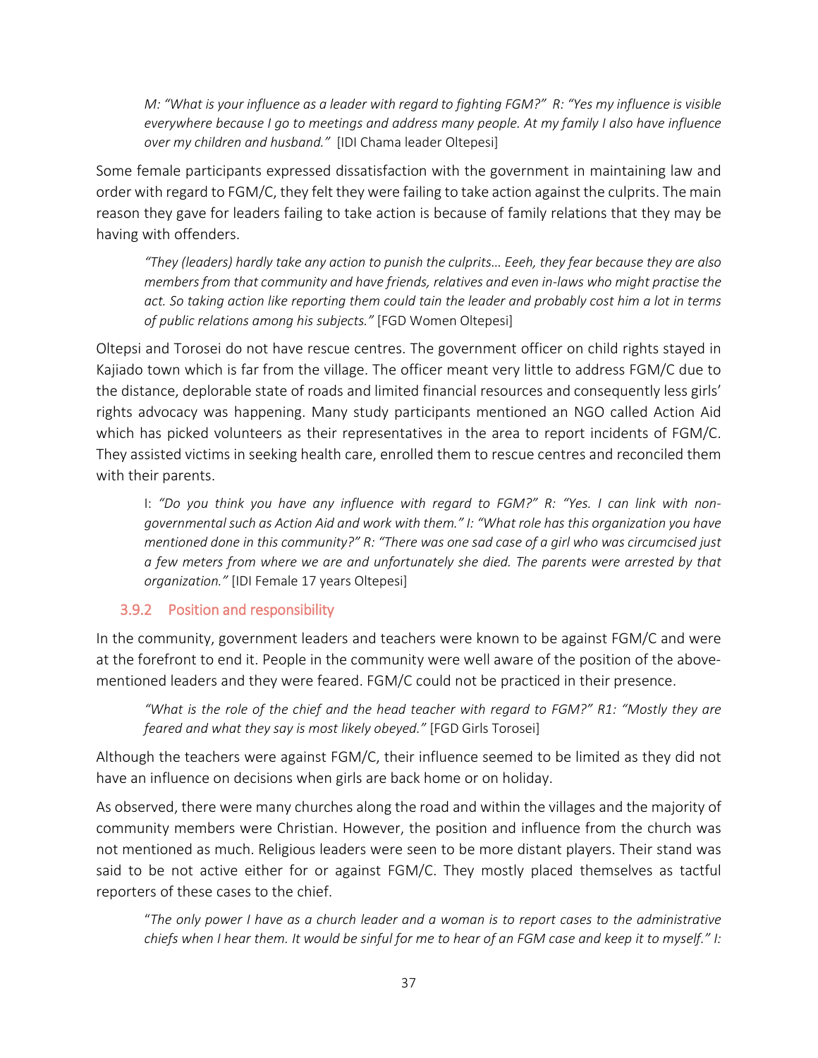*M: "What is your influence as a leader with regard to fighting FGM?" R: "Yes my influence is visible everywhere because I go to meetings and address many people. At my family I also have influence over my children and husband."* [IDI Chama leader Oltepesi]

Some female participants expressed dissatisfaction with the government in maintaining law and order with regard to FGM/C, they felt they were failing to take action against the culprits. The main reason they gave for leaders failing to take action is because of family relations that they may be having with offenders.

*"They (leaders) hardly take any action to punish the culprits… Eeeh, they fear because they are also members from that community and have friends, relatives and even in-laws who might practise the act. So taking action like reporting them could tain the leader and probably cost him a lot in terms of public relations among his subjects."* [FGD Women Oltepesi]

Oltepsi and Torosei do not have rescue centres. The government officer on child rights stayed in Kajiado town which is far from the village. The officer meant very little to address FGM/C due to the distance, deplorable state of roads and limited financial resources and consequently less girls' rights advocacy was happening. Many study participants mentioned an NGO called Action Aid which has picked volunteers as their representatives in the area to report incidents of FGM/C. They assisted victims in seeking health care, enrolled them to rescue centres and reconciled them with their parents.

I: *"Do you think you have any influence with regard to FGM?" R: "Yes. I can link with non-governmental such as Action Aid and work with them." I: "What role has this organization you have mentioned done in this community?" R: "There was one sad case of a girl who was circumcised just a few meters from where we are and unfortunately she died. The parents were arrested by that organization."* [IDI Female 17 years Oltepesi]

### 3.9.2 Position and responsibility

In the community, government leaders and teachers were known to be against FGM/C and were at the forefront to end it. People in the community were well aware of the position of the above-mentioned leaders and they were feared. FGM/C could not be practiced in their presence.

*"What is the role of the chief and the head teacher with regard to FGM?" R1: "Mostly they are feared and what they say is most likely obeyed."* [FGD Girls Torosei]

Although the teachers were against FGM/C, their influence seemed to be limited as they did not have an influence on decisions when girls are back home or on holiday.

As observed, there were many churches along the road and within the villages and the majority of community members were Christian. However, the position and influence from the church was not mentioned as much. Religious leaders were seen to be more distant players. Their stand was said to be not active either for or against FGM/C. They mostly placed themselves as tactful reporters of these cases to the chief.

"*The only power I have as a church leader and a woman is to report cases to the administrative chiefs when I hear them. It would be sinful for me to hear of an FGM case and keep it to myself." I:*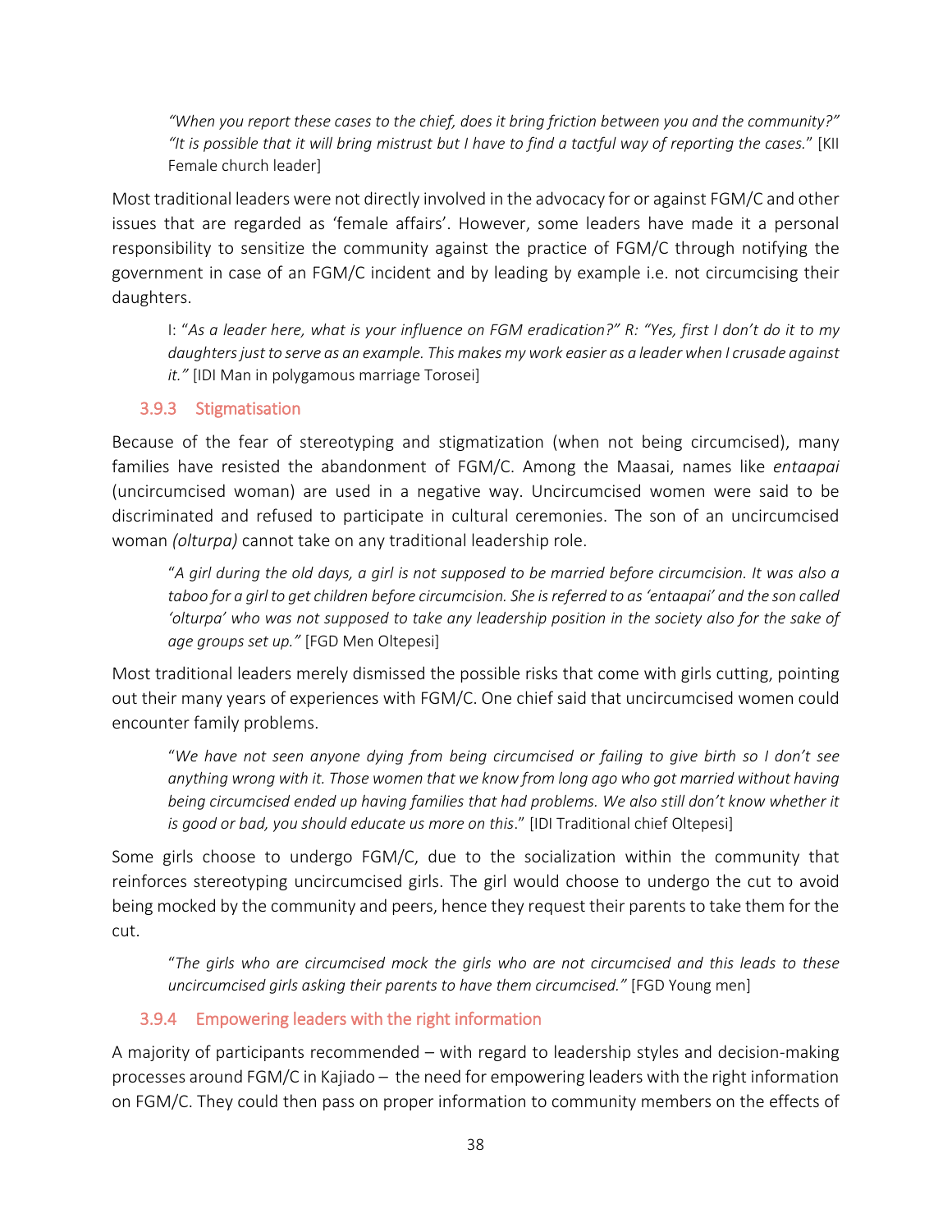*"When you report these cases to the chief, does it bring friction between you and the community?" "It is possible that it will bring mistrust but I have to find a tactful way of reporting the cases."* [KII Female church leader]

Most traditional leaders were not directly involved in the advocacy for or against FGM/C and other issues that are regarded as 'female affairs'. However, some leaders have made it a personal responsibility to sensitize the community against the practice of FGM/C through notifying the government in case of an FGM/C incident and by leading by example i.e. not circumcising their daughters.

I: "*As a leader here, what is your influence on FGM eradication?" R: "Yes, first I don't do it to my daughters just to serve as an example. This makes my work easier as a leader when I crusade against it."* [IDI Man in polygamous marriage Torosei]

### 3.9.3 Stigmatisation

Because of the fear of stereotyping and stigmatization (when not being circumcised), many families have resisted the abandonment of FGM/C. Among the Maasai, names like *entaapai* (uncircumcised woman) are used in a negative way. Uncircumcised women were said to be discriminated and refused to participate in cultural ceremonies. The son of an uncircumcised woman *(olturpa)* cannot take on any traditional leadership role.

"*A girl during the old days, a girl is not supposed to be married before circumcision. It was also a taboo for a girl to get children before circumcision. She is referred to as 'entaapai' and the son called 'olturpa' who was not supposed to take any leadership position in the society also for the sake of age groups set up."* [FGD Men Oltepesi]

Most traditional leaders merely dismissed the possible risks that come with girls cutting, pointing out their many years of experiences with FGM/C. One chief said that uncircumcised women could encounter family problems.

"*We have not seen anyone dying from being circumcised or failing to give birth so I don't see anything wrong with it. Those women that we know from long ago who got married without having being circumcised ended up having families that had problems. We also still don't know whether it is good or bad, you should educate us more on this*." [IDI Traditional chief Oltepesi]

Some girls choose to undergo FGM/C, due to the socialization within the community that reinforces stereotyping uncircumcised girls. The girl would choose to undergo the cut to avoid being mocked by the community and peers, hence they request their parents to take them for the cut.

"*The girls who are circumcised mock the girls who are not circumcised and this leads to these uncircumcised girls asking their parents to have them circumcised."* [FGD Young men]

### 3.9.4 Empowering leaders with the right information

A majority of participants recommended – with regard to leadership styles and decision-making processes around FGM/C in Kajiado – the need for empowering leaders with the right information on FGM/C. They could then pass on proper information to community members on the effects of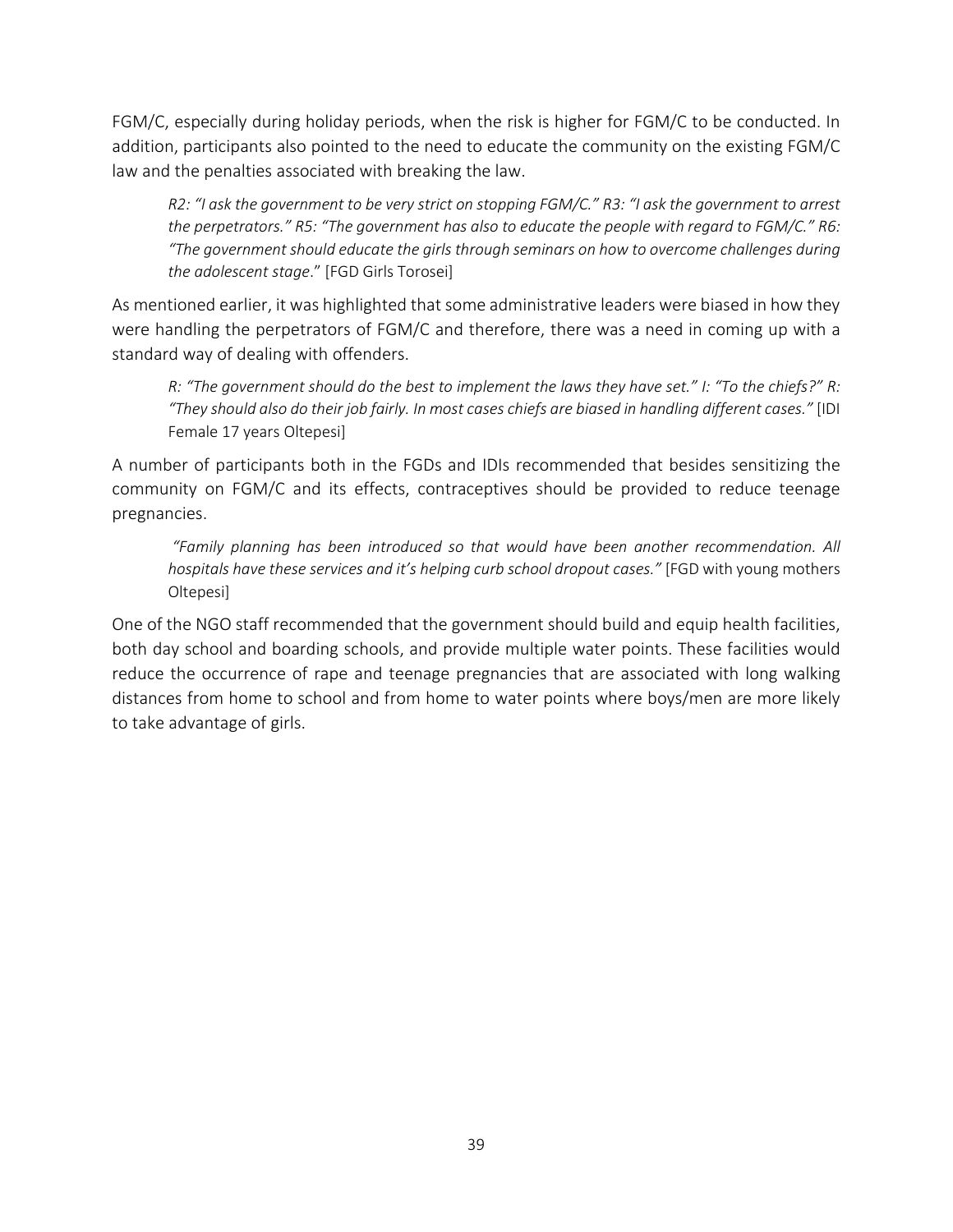FGM/C, especially during holiday periods, when the risk is higher for FGM/C to be conducted. In addition, participants also pointed to the need to educate the community on the existing FGM/C law and the penalties associated with breaking the law.

> *R2: "I ask the government to be very strict on stopping FGM/C." R3: "I ask the government to arrest the perpetrators." R5: "The government has also to educate the people with regard to FGM/C." R6: "The government should educate the girls through seminars on how to overcome challenges during the adolescent stage*." [FGD Girls Torosei]

As mentioned earlier, it was highlighted that some administrative leaders were biased in how they were handling the perpetrators of FGM/C and therefore, there was a need in coming up with a standard way of dealing with offenders.

> *R: "The government should do the best to implement the laws they have set." I: "To the chiefs?" R: "They should also do their job fairly. In most cases chiefs are biased in handling different cases."* [IDI Female 17 years Oltepesi]

A number of participants both in the FGDs and IDIs recommended that besides sensitizing the community on FGM/C and its effects, contraceptives should be provided to reduce teenage pregnancies.

> *"Family planning has been introduced so that would have been another recommendation. All hospitals have these services and it's helping curb school dropout cases."* [FGD with young mothers Oltepesi]

One of the NGO staff recommended that the government should build and equip health facilities, both day school and boarding schools, and provide multiple water points. These facilities would reduce the occurrence of rape and teenage pregnancies that are associated with long walking distances from home to school and from home to water points where boys/men are more likely to take advantage of girls.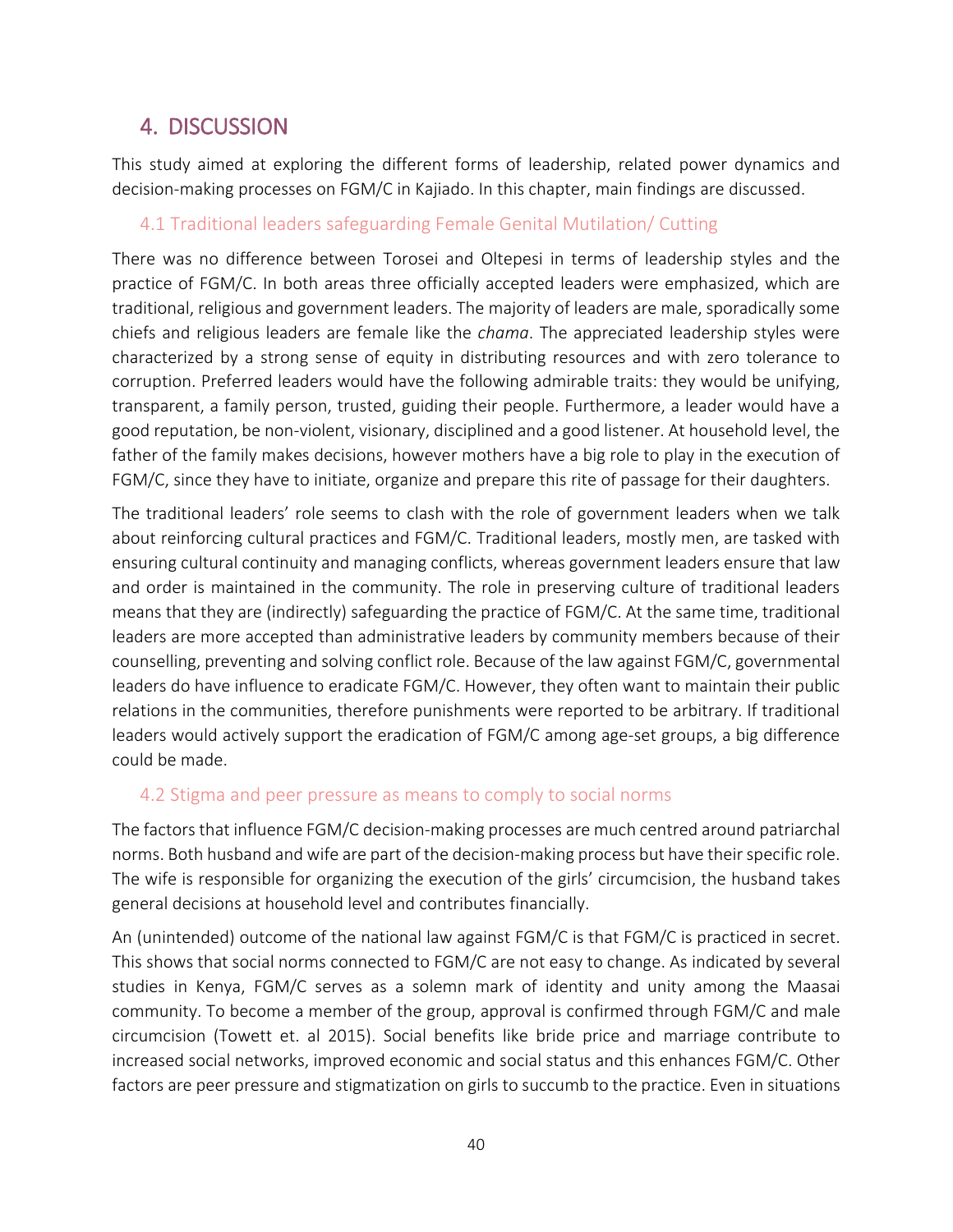# 4. DISCUSSION

This study aimed at exploring the different forms of leadership, related power dynamics and decision-making processes on FGM/C in Kajiado. In this chapter, main findings are discussed.

## 4.1 Traditional leaders safeguarding Female Genital Mutilation/ Cutting

There was no difference between Torosei and Oltepesi in terms of leadership styles and the practice of FGM/C. In both areas three officially accepted leaders were emphasized, which are traditional, religious and government leaders. The majority of leaders are male, sporadically some chiefs and religious leaders are female like the *chama*. The appreciated leadership styles were characterized by a strong sense of equity in distributing resources and with zero tolerance to corruption. Preferred leaders would have the following admirable traits: they would be unifying, transparent, a family person, trusted, guiding their people. Furthermore, a leader would have a good reputation, be non-violent, visionary, disciplined and a good listener. At household level, the father of the family makes decisions, however mothers have a big role to play in the execution of FGM/C, since they have to initiate, organize and prepare this rite of passage for their daughters.

The traditional leaders' role seems to clash with the role of government leaders when we talk about reinforcing cultural practices and FGM/C. Traditional leaders, mostly men, are tasked with ensuring cultural continuity and managing conflicts, whereas government leaders ensure that law and order is maintained in the community. The role in preserving culture of traditional leaders means that they are (indirectly) safeguarding the practice of FGM/C. At the same time, traditional leaders are more accepted than administrative leaders by community members because of their counselling, preventing and solving conflict role. Because of the law against FGM/C, governmental leaders do have influence to eradicate FGM/C. However, they often want to maintain their public relations in the communities, therefore punishments were reported to be arbitrary. If traditional leaders would actively support the eradication of FGM/C among age-set groups, a big difference could be made.

## 4.2 Stigma and peer pressure as means to comply to social norms

The factors that influence FGM/C decision-making processes are much centred around patriarchal norms. Both husband and wife are part of the decision-making process but have their specific role. The wife is responsible for organizing the execution of the girls' circumcision, the husband takes general decisions at household level and contributes financially.

An (unintended) outcome of the national law against FGM/C is that FGM/C is practiced in secret. This shows that social norms connected to FGM/C are not easy to change. As indicated by several studies in Kenya, FGM/C serves as a solemn mark of identity and unity among the Maasai community. To become a member of the group, approval is confirmed through FGM/C and male circumcision (Towett et. al 2015). Social benefits like bride price and marriage contribute to increased social networks, improved economic and social status and this enhances FGM/C. Other factors are peer pressure and stigmatization on girls to succumb to the practice. Even in situations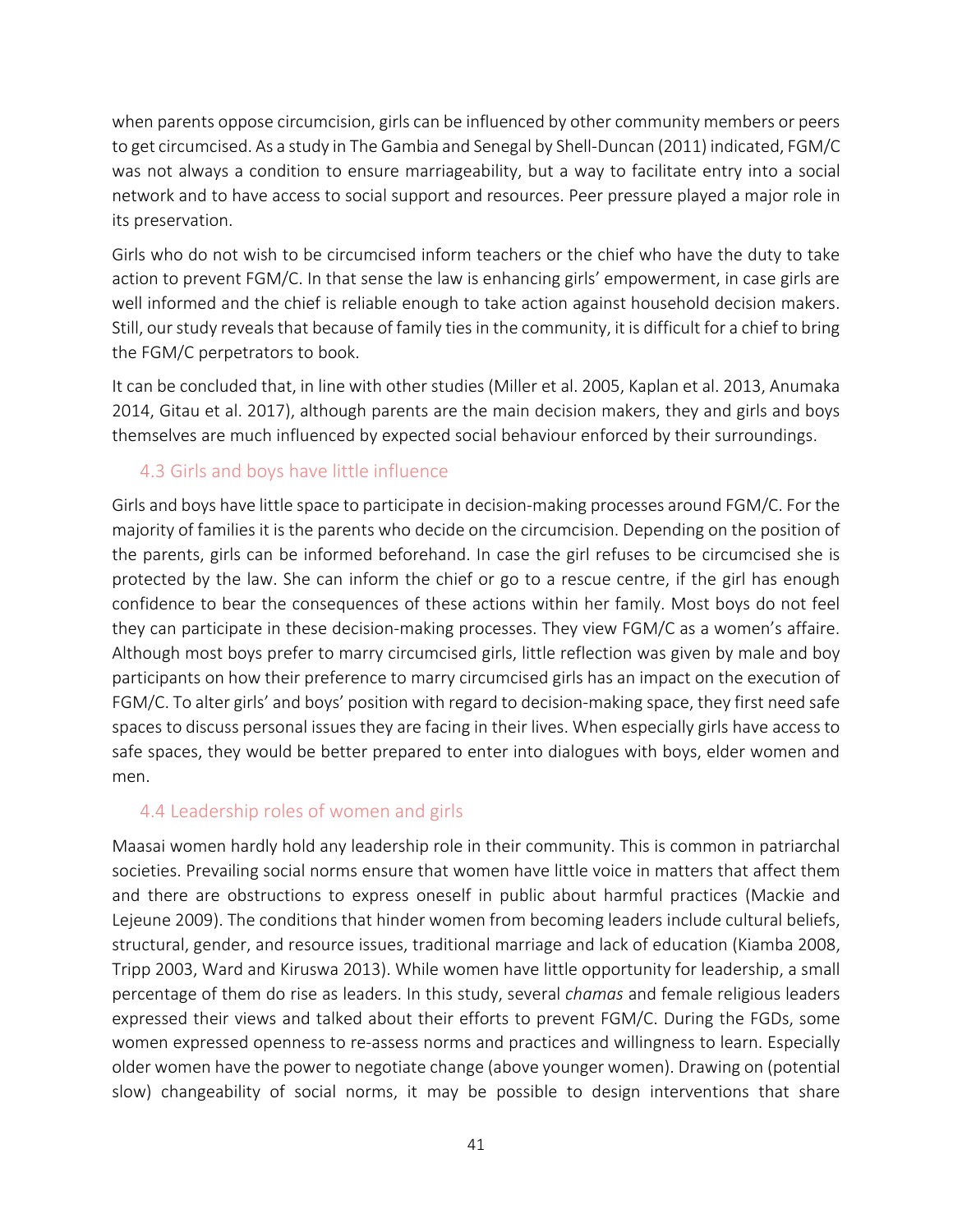when parents oppose circumcision, girls can be influenced by other community members or peers to get circumcised. As a study in The Gambia and Senegal by Shell-Duncan (2011) indicated, FGM/C was not always a condition to ensure marriageability, but a way to facilitate entry into a social network and to have access to social support and resources. Peer pressure played a major role in its preservation.

Girls who do not wish to be circumcised inform teachers or the chief who have the duty to take action to prevent FGM/C. In that sense the law is enhancing girls' empowerment, in case girls are well informed and the chief is reliable enough to take action against household decision makers. Still, our study reveals that because of family ties in the community, it is difficult for a chief to bring the FGM/C perpetrators to book.

It can be concluded that, in line with other studies (Miller et al. 2005, Kaplan et al. 2013, Anumaka 2014, Gitau et al. 2017), although parents are the main decision makers, they and girls and boys themselves are much influenced by expected social behaviour enforced by their surroundings.

### 4.3 Girls and boys have little influence

Girls and boys have little space to participate in decision-making processes around FGM/C. For the majority of families it is the parents who decide on the circumcision. Depending on the position of the parents, girls can be informed beforehand. In case the girl refuses to be circumcised she is protected by the law. She can inform the chief or go to a rescue centre, if the girl has enough confidence to bear the consequences of these actions within her family. Most boys do not feel they can participate in these decision-making processes. They view FGM/C as a women's affaire. Although most boys prefer to marry circumcised girls, little reflection was given by male and boy participants on how their preference to marry circumcised girls has an impact on the execution of FGM/C. To alter girls' and boys' position with regard to decision-making space, they first need safe spaces to discuss personal issues they are facing in their lives. When especially girls have access to safe spaces, they would be better prepared to enter into dialogues with boys, elder women and men.

### 4.4 Leadership roles of women and girls

Maasai women hardly hold any leadership role in their community. This is common in patriarchal societies. Prevailing social norms ensure that women have little voice in matters that affect them and there are obstructions to express oneself in public about harmful practices (Mackie and Lejeune 2009). The conditions that hinder women from becoming leaders include cultural beliefs, structural, gender, and resource issues, traditional marriage and lack of education (Kiamba 2008, Tripp 2003, Ward and Kiruswa 2013). While women have little opportunity for leadership, a small percentage of them do rise as leaders. In this study, several *chamas* and female religious leaders expressed their views and talked about their efforts to prevent FGM/C. During the FGDs, some women expressed openness to re-assess norms and practices and willingness to learn. Especially older women have the power to negotiate change (above younger women). Drawing on (potential slow) changeability of social norms, it may be possible to design interventions that share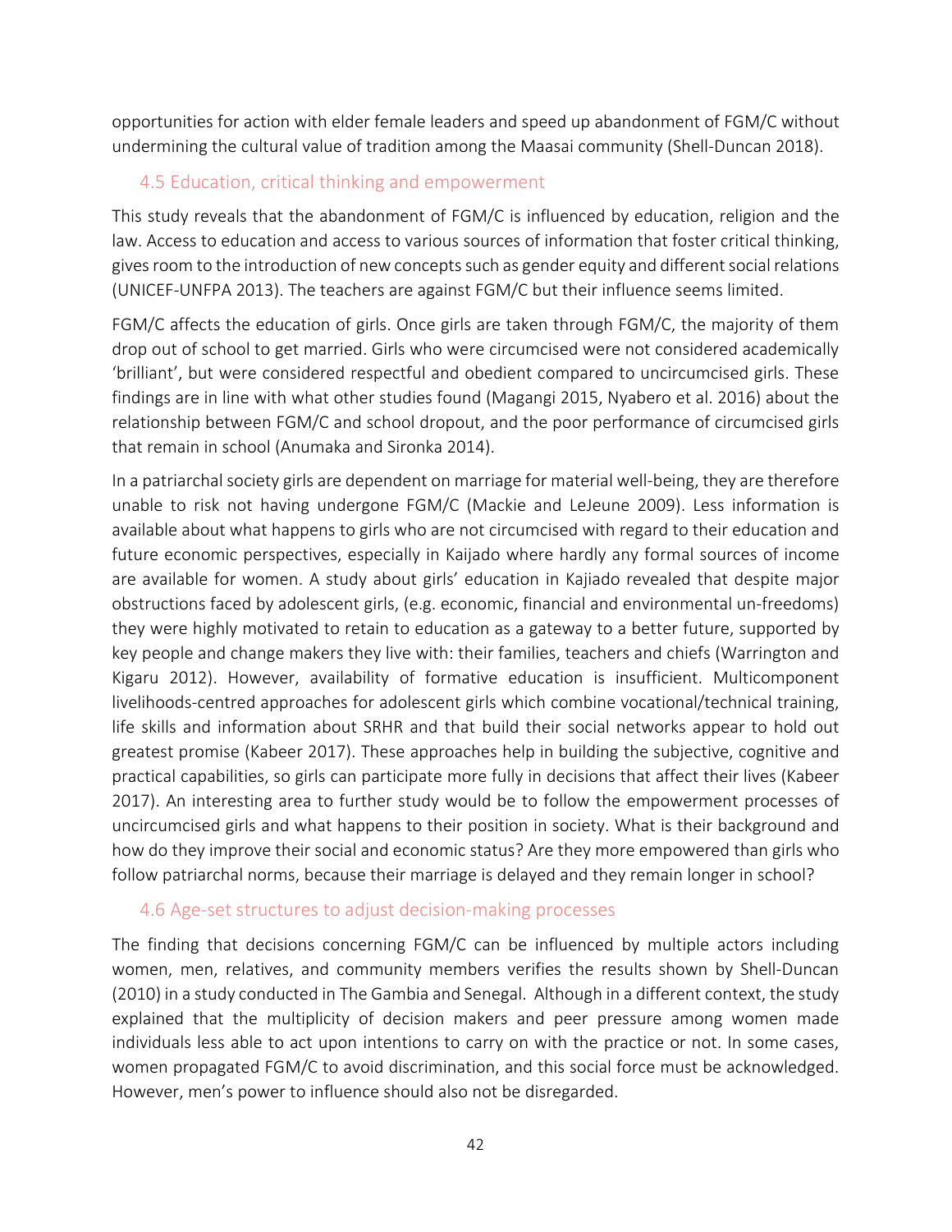opportunities for action with elder female leaders and speed up abandonment of FGM/C without undermining the cultural value of tradition among the Maasai community (Shell-Duncan 2018).

## 4.5 Education, critical thinking and empowerment

This study reveals that the abandonment of FGM/C is influenced by education, religion and the law. Access to education and access to various sources of information that foster critical thinking, gives room to the introduction of new concepts such as gender equity and different social relations (UNICEF-UNFPA 2013). The teachers are against FGM/C but their influence seems limited.

FGM/C affects the education of girls. Once girls are taken through FGM/C, the majority of them drop out of school to get married. Girls who were circumcised were not considered academically 'brilliant', but were considered respectful and obedient compared to uncircumcised girls. These findings are in line with what other studies found (Magangi 2015, Nyabero et al. 2016) about the relationship between FGM/C and school dropout, and the poor performance of circumcised girls that remain in school (Anumaka and Sironka 2014).

In a patriarchal society girls are dependent on marriage for material well-being, they are therefore unable to risk not having undergone FGM/C (Mackie and LeJeune 2009). Less information is available about what happens to girls who are not circumcised with regard to their education and future economic perspectives, especially in Kaijado where hardly any formal sources of income are available for women. A study about girls' education in Kajiado revealed that despite major obstructions faced by adolescent girls, (e.g. economic, financial and environmental un-freedoms) they were highly motivated to retain to education as a gateway to a better future, supported by key people and change makers they live with: their families, teachers and chiefs (Warrington and Kigaru 2012). However, availability of formative education is insufficient. Multicomponent livelihoods-centred approaches for adolescent girls which combine vocational/technical training, life skills and information about SRHR and that build their social networks appear to hold out greatest promise (Kabeer 2017). These approaches help in building the subjective, cognitive and practical capabilities, so girls can participate more fully in decisions that affect their lives (Kabeer 2017). An interesting area to further study would be to follow the empowerment processes of uncircumcised girls and what happens to their position in society. What is their background and how do they improve their social and economic status? Are they more empowered than girls who follow patriarchal norms, because their marriage is delayed and they remain longer in school?

## 4.6 Age-set structures to adjust decision-making processes

The finding that decisions concerning FGM/C can be influenced by multiple actors including women, men, relatives, and community members verifies the results shown by Shell-Duncan (2010) in a study conducted in The Gambia and Senegal. Although in a different context, the study explained that the multiplicity of decision makers and peer pressure among women made individuals less able to act upon intentions to carry on with the practice or not. In some cases, women propagated FGM/C to avoid discrimination, and this social force must be acknowledged. However, men's power to influence should also not be disregarded.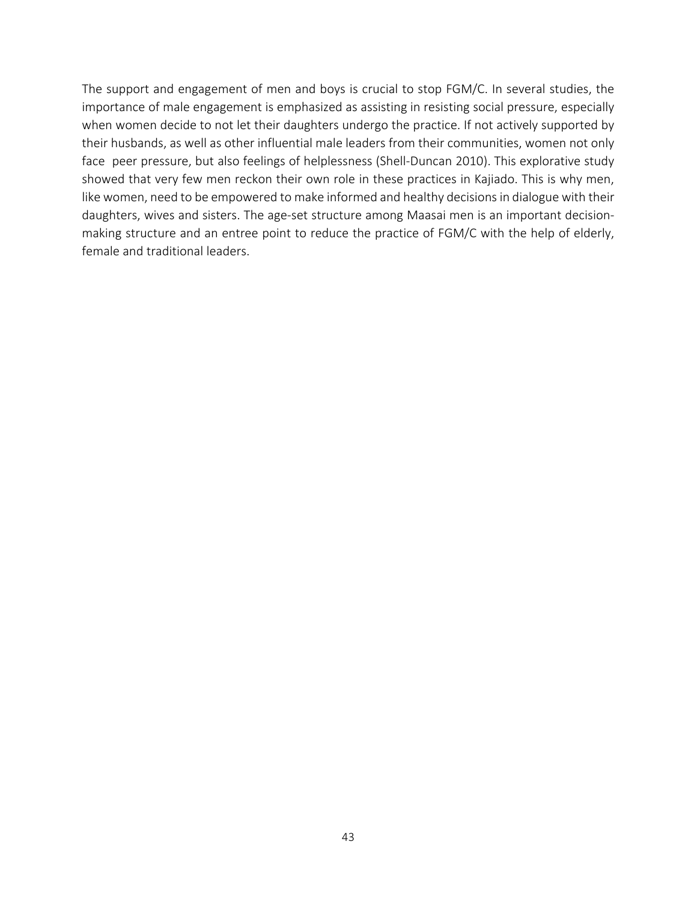The support and engagement of men and boys is crucial to stop FGM/C. In several studies, the importance of male engagement is emphasized as assisting in resisting social pressure, especially when women decide to not let their daughters undergo the practice. If not actively supported by their husbands, as well as other influential male leaders from their communities, women not only face peer pressure, but also feelings of helplessness (Shell-Duncan 2010). This explorative study showed that very few men reckon their own role in these practices in Kajiado. This is why men, like women, need to be empowered to make informed and healthy decisions in dialogue with their daughters, wives and sisters. The age-set structure among Maasai men is an important decision-making structure and an entree point to reduce the practice of FGM/C with the help of elderly, female and traditional leaders.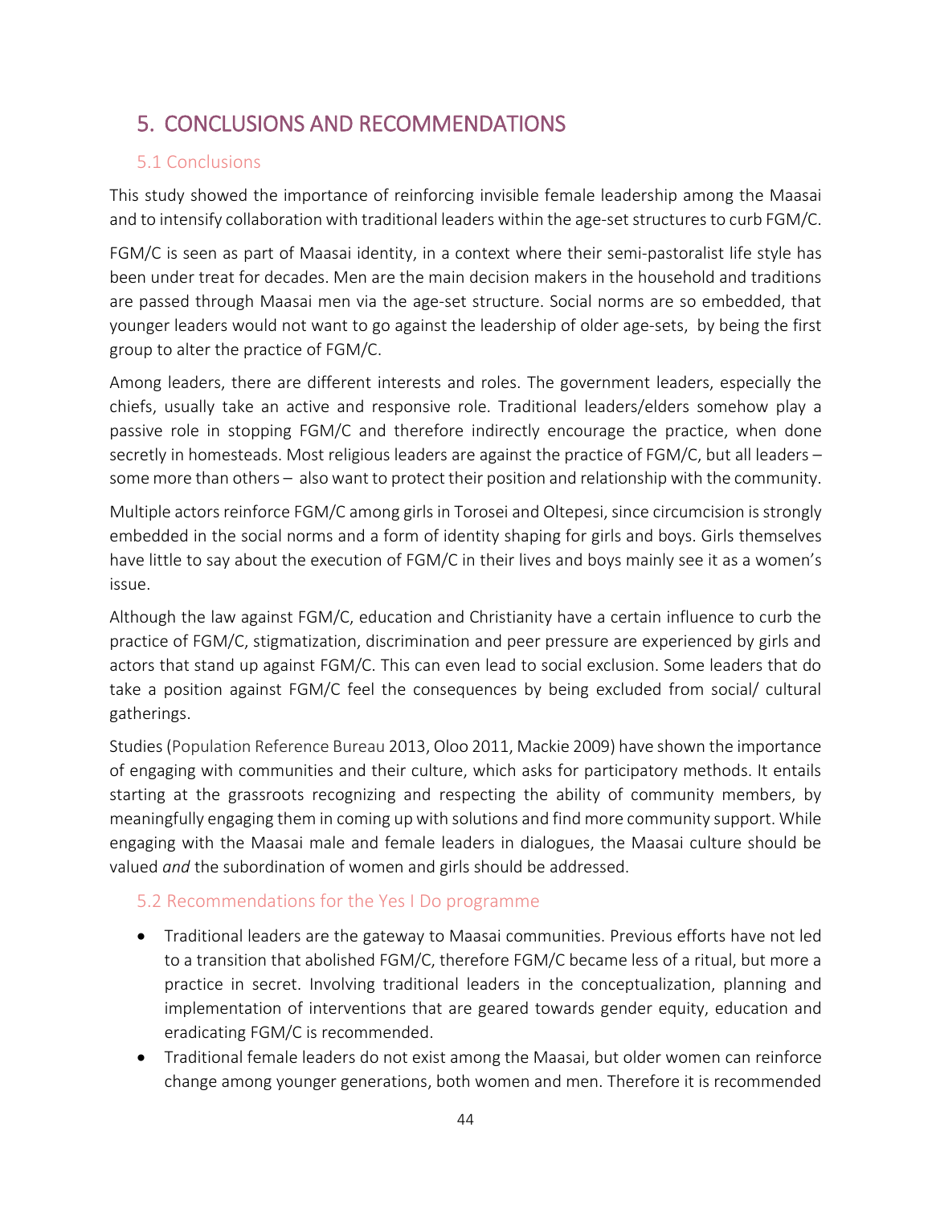# 5. CONCLUSIONS AND RECOMMENDATIONS

## 5.1 Conclusions

This study showed the importance of reinforcing invisible female leadership among the Maasai and to intensify collaboration with traditional leaders within the age-set structures to curb FGM/C.

FGM/C is seen as part of Maasai identity, in a context where their semi-pastoralist life style has been under treat for decades. Men are the main decision makers in the household and traditions are passed through Maasai men via the age-set structure. Social norms are so embedded, that younger leaders would not want to go against the leadership of older age-sets, by being the first group to alter the practice of FGM/C.

Among leaders, there are different interests and roles. The government leaders, especially the chiefs, usually take an active and responsive role. Traditional leaders/elders somehow play a passive role in stopping FGM/C and therefore indirectly encourage the practice, when done secretly in homesteads. Most religious leaders are against the practice of FGM/C, but all leaders – some more than others – also want to protect their position and relationship with the community.

Multiple actors reinforce FGM/C among girls in Torosei and Oltepesi, since circumcision is strongly embedded in the social norms and a form of identity shaping for girls and boys. Girls themselves have little to say about the execution of FGM/C in their lives and boys mainly see it as a women's issue.

Although the law against FGM/C, education and Christianity have a certain influence to curb the practice of FGM/C, stigmatization, discrimination and peer pressure are experienced by girls and actors that stand up against FGM/C. This can even lead to social exclusion. Some leaders that do take a position against FGM/C feel the consequences by being excluded from social/ cultural gatherings.

Studies (Population Reference Bureau 2013, Oloo 2011, Mackie 2009) have shown the importance of engaging with communities and their culture, which asks for participatory methods. It entails starting at the grassroots recognizing and respecting the ability of community members, by meaningfully engaging them in coming up with solutions and find more community support. While engaging with the Maasai male and female leaders in dialogues, the Maasai culture should be valued *and* the subordination of women and girls should be addressed.

## 5.2 Recommendations for the Yes I Do programme

- Traditional leaders are the gateway to Maasai communities. Previous efforts have not led to a transition that abolished FGM/C, therefore FGM/C became less of a ritual, but more a practice in secret. Involving traditional leaders in the conceptualization, planning and implementation of interventions that are geared towards gender equity, education and eradicating FGM/C is recommended.
- Traditional female leaders do not exist among the Maasai, but older women can reinforce change among younger generations, both women and men. Therefore it is recommended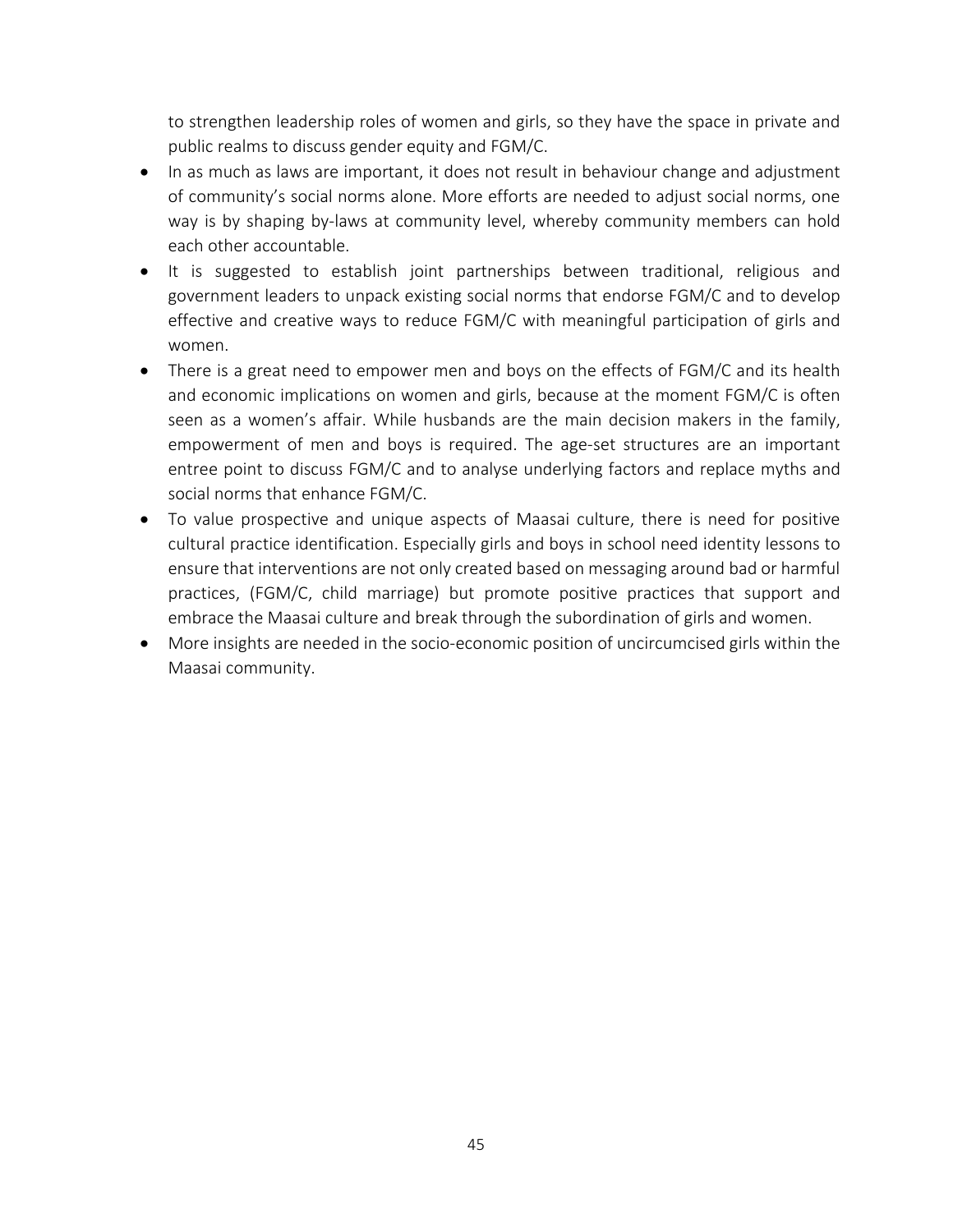to strengthen leadership roles of women and girls, so they have the space in private and public realms to discuss gender equity and FGM/C.

- In as much as laws are important, it does not result in behaviour change and adjustment of community's social norms alone. More efforts are needed to adjust social norms, one way is by shaping by-laws at community level, whereby community members can hold each other accountable.
- It is suggested to establish joint partnerships between traditional, religious and government leaders to unpack existing social norms that endorse FGM/C and to develop effective and creative ways to reduce FGM/C with meaningful participation of girls and women.
- There is a great need to empower men and boys on the effects of FGM/C and its health and economic implications on women and girls, because at the moment FGM/C is often seen as a women's affair. While husbands are the main decision makers in the family, empowerment of men and boys is required. The age-set structures are an important entree point to discuss FGM/C and to analyse underlying factors and replace myths and social norms that enhance FGM/C.
- To value prospective and unique aspects of Maasai culture, there is need for positive cultural practice identification. Especially girls and boys in school need identity lessons to ensure that interventions are not only created based on messaging around bad or harmful practices, (FGM/C, child marriage) but promote positive practices that support and embrace the Maasai culture and break through the subordination of girls and women.
- More insights are needed in the socio-economic position of uncircumcised girls within the Maasai community.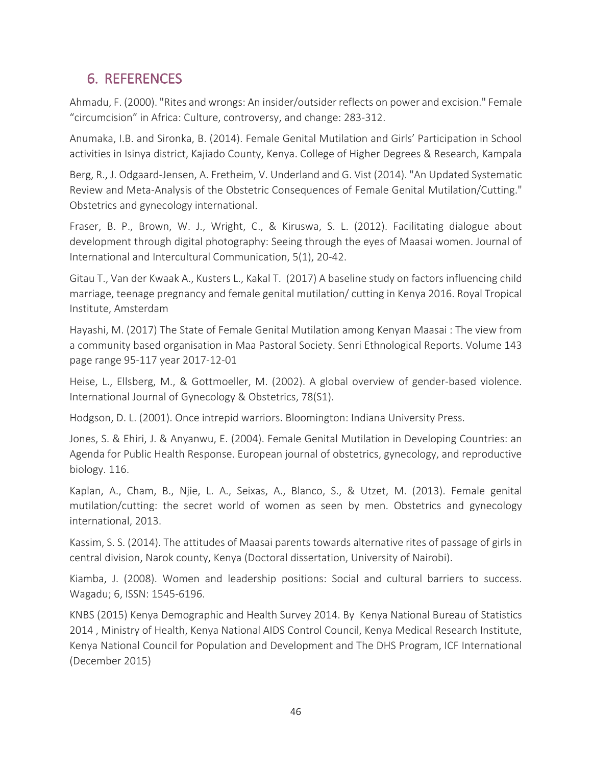## 6. REFERENCES

Ahmadu, F. (2000). "Rites and wrongs: An insider/outsider reflects on power and excision." Female “circumcision” in Africa: Culture, controversy, and change: 283-312.

Anumaka, I.B. and Sironka, B. (2014). Female Genital Mutilation and Girls’ Participation in School activities in Isinya district, Kajiado County, Kenya. College of Higher Degrees & Research, Kampala

Berg, R., J. Odgaard-Jensen, A. Fretheim, V. Underland and G. Vist (2014). "An Updated Systematic Review and Meta-Analysis of the Obstetric Consequences of Female Genital Mutilation/Cutting." Obstetrics and gynecology international.

Fraser, B. P., Brown, W. J., Wright, C., & Kiruswa, S. L. (2012). Facilitating dialogue about development through digital photography: Seeing through the eyes of Maasai women. Journal of International and Intercultural Communication, 5(1), 20-42.

Gitau T., Van der Kwaak A., Kusters L., Kakal T. (2017) A baseline study on factors influencing child marriage, teenage pregnancy and female genital mutilation/ cutting in Kenya 2016. Royal Tropical Institute, Amsterdam

Hayashi, M. (2017) The State of Female Genital Mutilation among Kenyan Maasai : The view from a community based organisation in Maa Pastoral Society. Senri Ethnological Reports. Volume 143 page range 95-117 year 2017-12-01

Heise, L., Ellsberg, M., & Gottmoeller, M. (2002). A global overview of gender-based violence. International Journal of Gynecology & Obstetrics, 78(S1).

Hodgson, D. L. (2001). Once intrepid warriors. Bloomington: Indiana University Press.

Jones, S. & Ehiri, J. & Anyanwu, E. (2004). Female Genital Mutilation in Developing Countries: an Agenda for Public Health Response. European journal of obstetrics, gynecology, and reproductive biology. 116.

Kaplan, A., Cham, B., Njie, L. A., Seixas, A., Blanco, S., & Utzet, M. (2013). Female genital mutilation/cutting: the secret world of women as seen by men. Obstetrics and gynecology international, 2013.

Kassim, S. S. (2014). The attitudes of Maasai parents towards alternative rites of passage of girls in central division, Narok county, Kenya (Doctoral dissertation, University of Nairobi).

Kiamba, J. (2008). Women and leadership positions: Social and cultural barriers to success. Wagadu; 6, ISSN: 1545-6196.

KNBS (2015) Kenya Demographic and Health Survey 2014. By Kenya National Bureau of Statistics 2014 , Ministry of Health, Kenya National AIDS Control Council, Kenya Medical Research Institute, Kenya National Council for Population and Development and The DHS Program, ICF International (December 2015)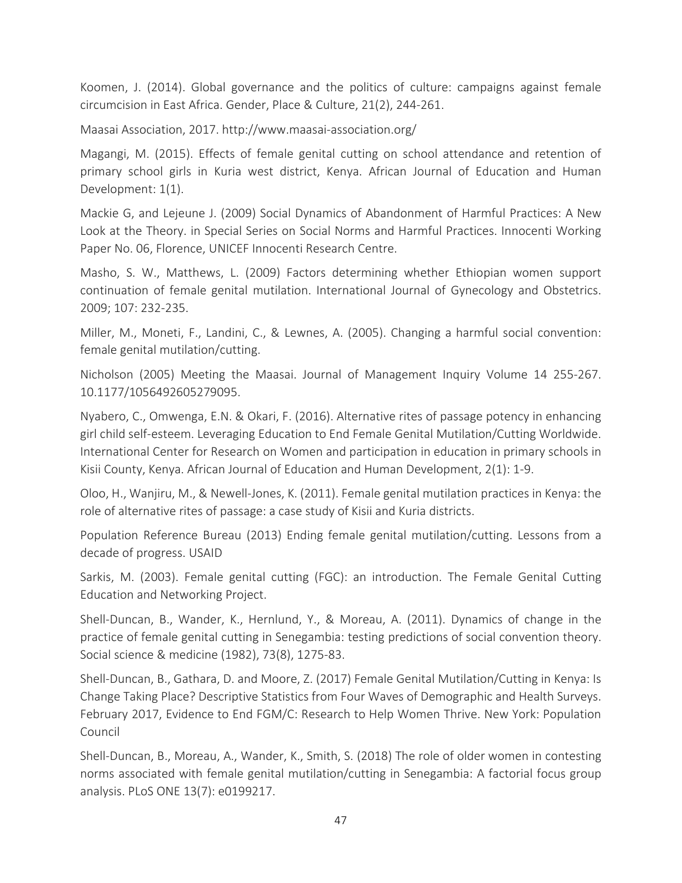Koomen, J. (2014). Global governance and the politics of culture: campaigns against female circumcision in East Africa. Gender, Place & Culture, 21(2), 244-261.

Maasai Association, 2017. http://www.maasai-association.org/

Magangi, M. (2015). Effects of female genital cutting on school attendance and retention of primary school girls in Kuria west district, Kenya. African Journal of Education and Human Development: 1(1).

Mackie G, and Lejeune J. (2009) Social Dynamics of Abandonment of Harmful Practices: A New Look at the Theory. in Special Series on Social Norms and Harmful Practices. Innocenti Working Paper No. 06, Florence, UNICEF Innocenti Research Centre.

Masho, S. W., Matthews, L. (2009) Factors determining whether Ethiopian women support continuation of female genital mutilation. International Journal of Gynecology and Obstetrics. 2009; 107: 232-235.

Miller, M., Moneti, F., Landini, C., & Lewnes, A. (2005). Changing a harmful social convention: female genital mutilation/cutting.

Nicholson (2005) Meeting the Maasai. Journal of Management Inquiry Volume 14 255-267. 10.1177/1056492605279095.

Nyabero, C., Omwenga, E.N. & Okari, F. (2016). Alternative rites of passage potency in enhancing girl child self-esteem. Leveraging Education to End Female Genital Mutilation/Cutting Worldwide. International Center for Research on Women and participation in education in primary schools in Kisii County, Kenya. African Journal of Education and Human Development, 2(1): 1-9.

Oloo, H., Wanjiru, M., & Newell-Jones, K. (2011). Female genital mutilation practices in Kenya: the role of alternative rites of passage: a case study of Kisii and Kuria districts.

Population Reference Bureau (2013) Ending female genital mutilation/cutting. Lessons from a decade of progress. USAID

Sarkis, M. (2003). Female genital cutting (FGC): an introduction. The Female Genital Cutting Education and Networking Project.

Shell-Duncan, B., Wander, K., Hernlund, Y., & Moreau, A. (2011). Dynamics of change in the practice of female genital cutting in Senegambia: testing predictions of social convention theory. Social science & medicine (1982), 73(8), 1275-83.

Shell-Duncan, B., Gathara, D. and Moore, Z. (2017) Female Genital Mutilation/Cutting in Kenya: Is Change Taking Place? Descriptive Statistics from Four Waves of Demographic and Health Surveys. February 2017, Evidence to End FGM/C: Research to Help Women Thrive. New York: Population Council

Shell-Duncan, B., Moreau, A., Wander, K., Smith, S. (2018) The role of older women in contesting norms associated with female genital mutilation/cutting in Senegambia: A factorial focus group analysis. PLoS ONE 13(7): e0199217.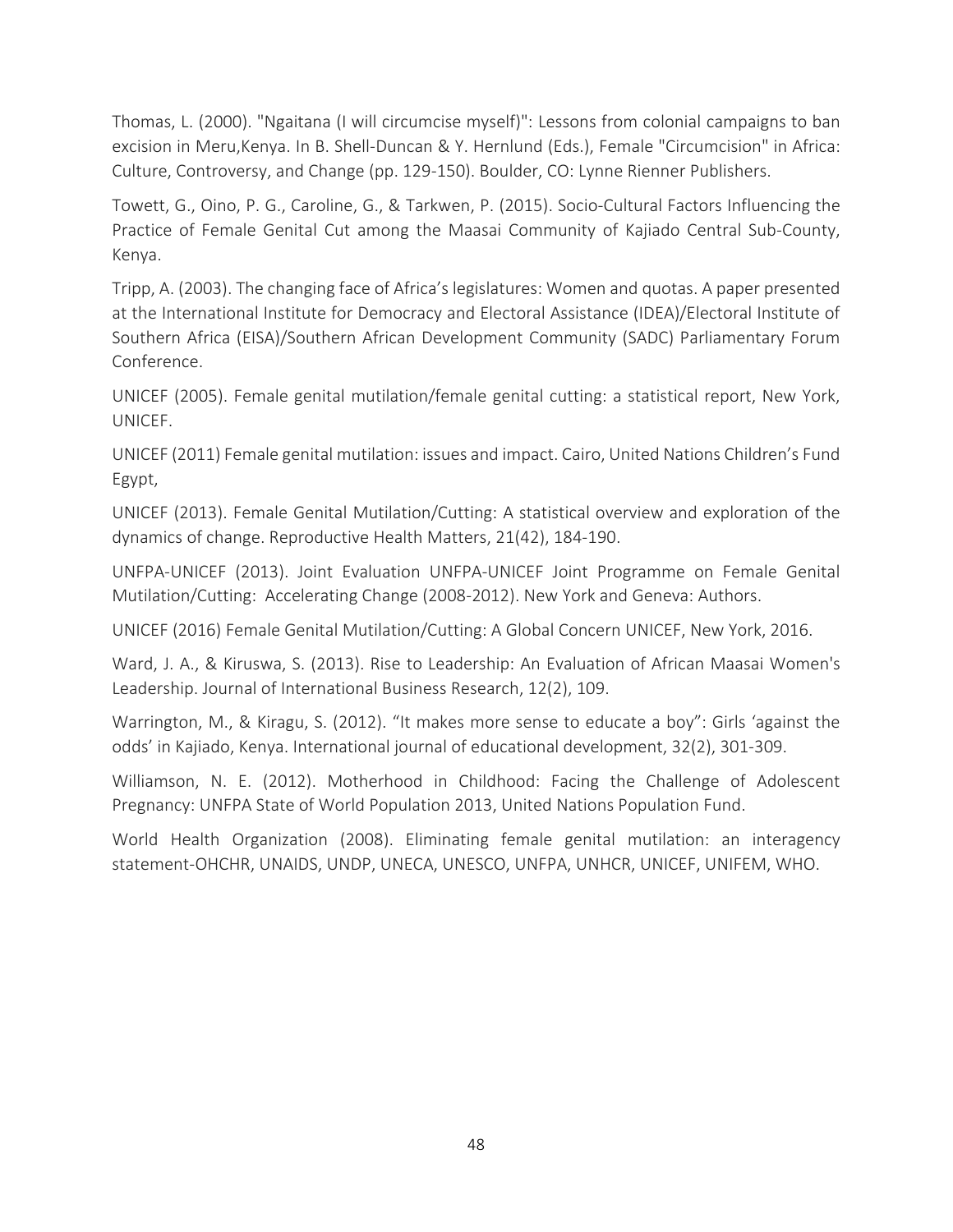Thomas, L. (2000). "Ngaitana (I will circumcise myself)": Lessons from colonial campaigns to ban excision in Meru,Kenya. In B. Shell-Duncan & Y. Hernlund (Eds.), Female "Circumcision" in Africa: Culture, Controversy, and Change (pp. 129-150). Boulder, CO: Lynne Rienner Publishers.

Towett, G., Oino, P. G., Caroline, G., & Tarkwen, P. (2015). Socio-Cultural Factors Influencing the Practice of Female Genital Cut among the Maasai Community of Kajiado Central Sub-County, Kenya.

Tripp, A. (2003). The changing face of Africa's legislatures: Women and quotas. A paper presented at the International Institute for Democracy and Electoral Assistance (IDEA)/Electoral Institute of Southern Africa (EISA)/Southern African Development Community (SADC) Parliamentary Forum Conference.

UNICEF (2005). Female genital mutilation/female genital cutting: a statistical report, New York, UNICEF.

UNICEF (2011) Female genital mutilation: issues and impact. Cairo, United Nations Children's Fund Egypt,

UNICEF (2013). Female Genital Mutilation/Cutting: A statistical overview and exploration of the dynamics of change. Reproductive Health Matters, 21(42), 184-190.

UNFPA-UNICEF (2013). Joint Evaluation UNFPA-UNICEF Joint Programme on Female Genital Mutilation/Cutting: Accelerating Change (2008-2012). New York and Geneva: Authors.

UNICEF (2016) Female Genital Mutilation/Cutting: A Global Concern UNICEF, New York, 2016.

Ward, J. A., & Kiruswa, S. (2013). Rise to Leadership: An Evaluation of African Maasai Women's Leadership. Journal of International Business Research, 12(2), 109.

Warrington, M., & Kiragu, S. (2012). "It makes more sense to educate a boy": Girls 'against the odds' in Kajiado, Kenya. International journal of educational development, 32(2), 301-309.

Williamson, N. E. (2012). Motherhood in Childhood: Facing the Challenge of Adolescent Pregnancy: UNFPA State of World Population 2013, United Nations Population Fund.

World Health Organization (2008). Eliminating female genital mutilation: an interagency statement-OHCHR, UNAIDS, UNDP, UNECA, UNESCO, UNFPA, UNHCR, UNICEF, UNIFEM, WHO.